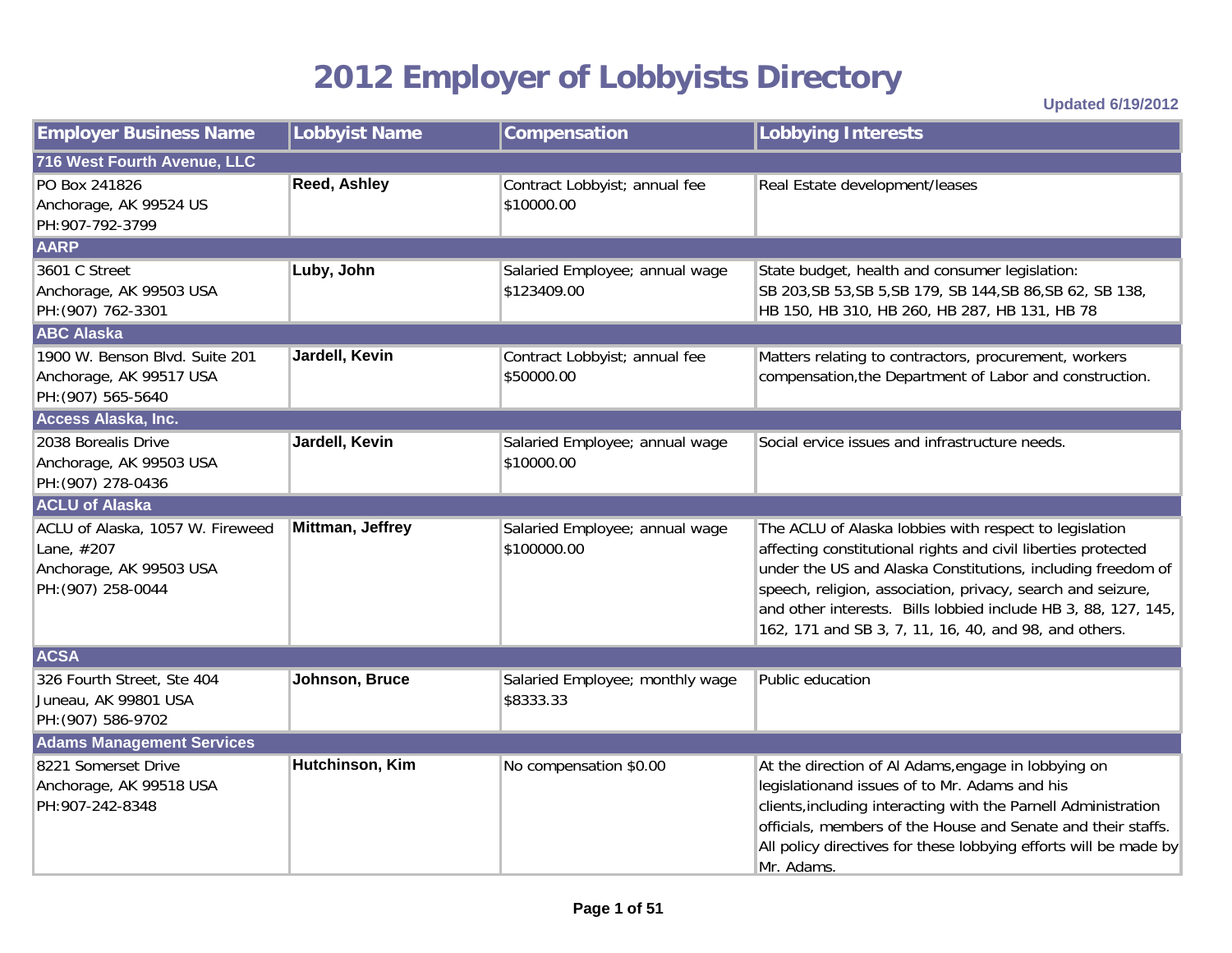# 2012 Employer of Lobbyists Directory

Updated 6/19/2012

| Employer Business Name | Lobbyist Name | Compensation | Lobbying Interests |
|---|---|---|---|
| **716 West Fourth Avenue, LLC** | | | |
| PO Box 241826<br>Anchorage, AK 99524 US<br>PH:907-792-3799 | **Reed, Ashley** | Contract Lobbyist; annual fee<br>$10000.00 | Real Estate development/leases |
| **AARP** | | | |
| 3601 C Street<br>Anchorage, AK 99503 USA<br>PH:(907) 762-3301 | **Luby, John** | Salaried Employee; annual wage<br>$123409.00 | State budget, health and consumer legislation:<br>SB 203,SB 53,SB 5,SB 179, SB 144,SB 86,SB 62, SB 138,<br>HB 150, HB 310, HB 260, HB 287, HB 131, HB 78 |
| **ABC Alaska** | | | |
| 1900 W. Benson Blvd. Suite 201<br>Anchorage, AK 99517 USA<br>PH:(907) 565-5640 | **Jardell, Kevin** | Contract Lobbyist; annual fee<br>$50000.00 | Matters relating to contractors, procurement, workers compensation,the Department of Labor and construction. |
| **Access Alaska, Inc.** | | | |
| 2038 Borealis Drive<br>Anchorage, AK 99503 USA<br>PH:(907) 278-0436 | **Jardell, Kevin** | Salaried Employee; annual wage<br>$10000.00 | Social ervice issues and infrastructure needs. |
| **ACLU of Alaska** | | | |
| ACLU of Alaska, 1057 W. Fireweed Lane, #207<br>Anchorage, AK 99503 USA<br>PH:(907) 258-0044 | **Mittman, Jeffrey** | Salaried Employee; annual wage<br>$100000.00 | The ACLU of Alaska lobbies with respect to legislation affecting constitutional rights and civil liberties protected under the US and Alaska Constitutions, including freedom of speech, religion, association, privacy, search and seizure, and other interests. Bills lobbied include HB 3, 88, 127, 145, 162, 171 and SB 3, 7, 11, 16, 40, and 98, and others. |
| **ACSA** | | | |
| 326 Fourth Street, Ste 404<br>Juneau, AK 99801 USA<br>PH:(907) 586-9702 | **Johnson, Bruce** | Salaried Employee; monthly wage<br>$8333.33 | Public education |
| **Adams Management Services** | | | |
| 8221 Somerset Drive<br>Anchorage, AK 99518 USA<br>PH:907-242-8348 | **Hutchinson, Kim** | No compensation $0.00 | At the direction of Al Adams,engage in lobbying on legislationand issues of to Mr. Adams and his clients,including interacting with the Parnell Administration officials, members of the House and Senate and their staffs. All policy directives for these lobbying efforts will be made by Mr. Adams. |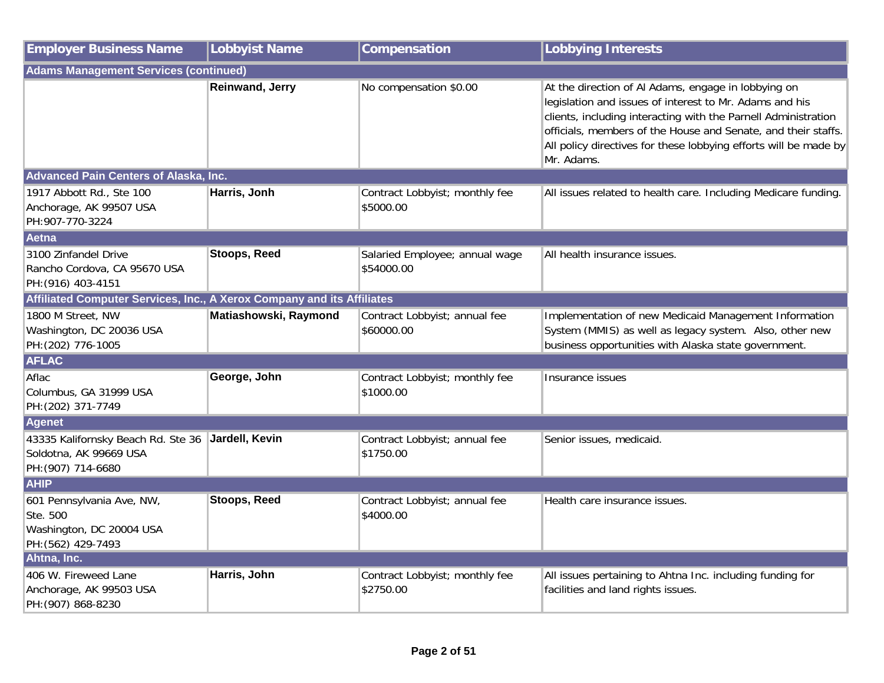| Employer Business Name | Lobbyist Name | Compensation | Lobbying Interests |
|---|---|---|---|
| **Adams Management Services (continued)** | | | |
| | **Reinwand, Jerry** | No compensation $0.00 | At the direction of Al Adams, engage in lobbying on legislation and issues of interest to Mr. Adams and his clients, including interacting with the Parnell Administration officials, members of the House and Senate, and their staffs. All policy directives for these lobbying efforts will be made by Mr. Adams. |
| **Advanced Pain Centers of Alaska, Inc.** | | | |
| 1917 Abbott Rd., Ste 100<br>Anchorage, AK 99507 USA<br>PH:907-770-3224 | **Harris, Jonh** | Contract Lobbyist; monthly fee<br>$5000.00 | All issues related to health care. Including Medicare funding. |
| **Aetna** | | | |
| 3100 Zinfandel Drive<br>Rancho Cordova, CA 95670 USA<br>PH:(916) 403-4151 | **Stoops, Reed** | Salaried Employee; annual wage<br>$54000.00 | All health insurance issues. |
| **Affiliated Computer Services, Inc., A Xerox Company and its Affiliates** | | | |
| 1800 M Street, NW<br>Washington, DC 20036 USA<br>PH:(202) 776-1005 | **Matiashowski, Raymond** | Contract Lobbyist; annual fee<br>$60000.00 | Implementation of new Medicaid Management Information System (MMIS) as well as legacy system. Also, other new business opportunities with Alaska state government. |
| **AFLAC** | | | |
| Aflac<br>Columbus, GA 31999 USA<br>PH:(202) 371-7749 | **George, John** | Contract Lobbyist; monthly fee<br>$1000.00 | Insurance issues |
| **Agenet** | | | |
| 43335 Kalifornsky Beach Rd. Ste 36<br>Soldotna, AK 99669 USA<br>PH:(907) 714-6680 | **Jardell, Kevin** | Contract Lobbyist; annual fee<br>$1750.00 | Senior issues, medicaid. |
| **AHIP** | | | |
| 601 Pennsylvania Ave, NW,<br>Ste. 500<br>Washington, DC 20004 USA<br>PH:(562) 429-7493 | **Stoops, Reed** | Contract Lobbyist; annual fee<br>$4000.00 | Health care insurance issues. |
| **Ahtna, Inc.** | | | |
| 406 W. Fireweed Lane<br>Anchorage, AK 99503 USA<br>PH:(907) 868-8230 | **Harris, John** | Contract Lobbyist; monthly fee<br>$2750.00 | All issues pertaining to Ahtna Inc. including funding for facilities and land rights issues. |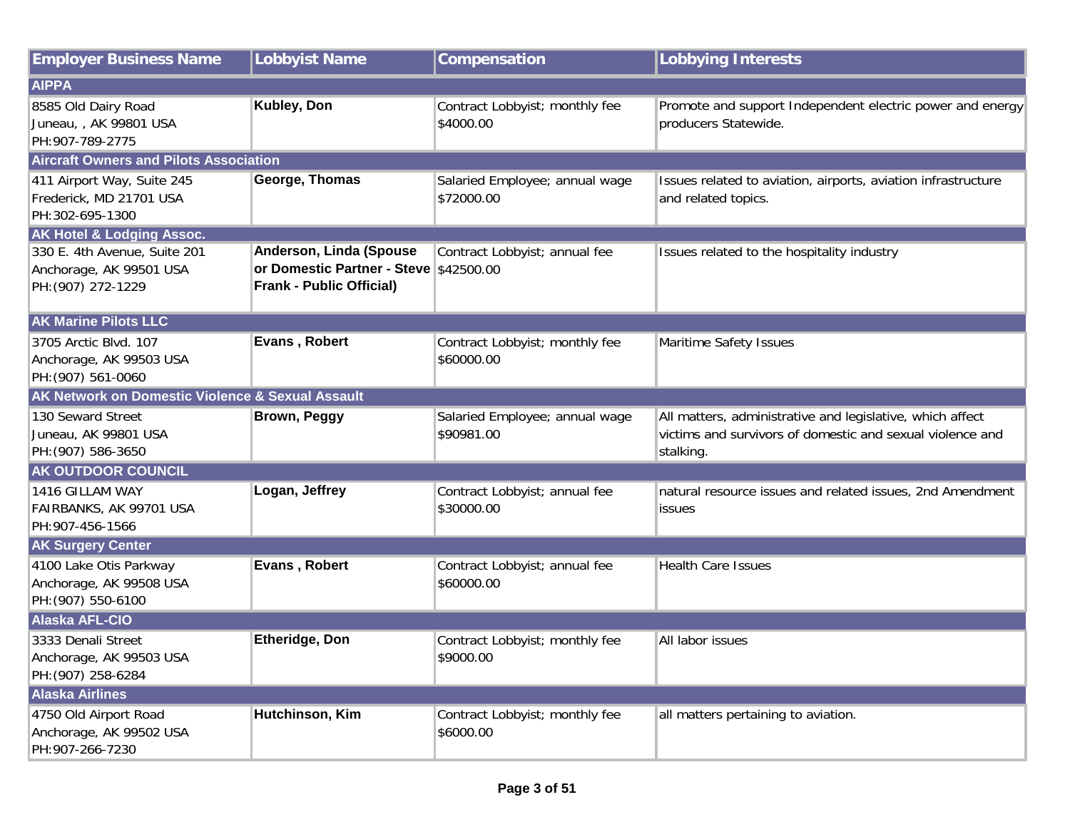| Employer Business Name | Lobbyist Name | Compensation | Lobbying Interests |
|---|---|---|---|
| **AIPPA** | | | |
| 8585 Old Dairy Road<br>Juneau, , AK 99801 USA<br>PH:907-789-2775 | **Kubley, Don** | Contract Lobbyist; monthly fee<br>$4000.00 | Promote and support Independent electric power and energy producers Statewide. |
| **Aircraft Owners and Pilots Association** | | | |
| 411 Airport Way, Suite 245<br>Frederick, MD 21701 USA<br>PH:302-695-1300 | **George, Thomas** | Salaried Employee; annual wage<br>$72000.00 | Issues related to aviation, airports, aviation infrastructure and related topics. |
| **AK Hotel & Lodging Assoc.** | | | |
| 330 E. 4th Avenue, Suite 201<br>Anchorage, AK 99501 USA<br>PH:(907) 272-1229 | **Anderson, Linda (Spouse or Domestic Partner - Steve Frank - Public Official)** | Contract Lobbyist; annual fee<br>$42500.00 | Issues related to the hospitality industry |
| **AK Marine Pilots LLC** | | | |
| 3705 Arctic Blvd. 107<br>Anchorage, AK 99503 USA<br>PH:(907) 561-0060 | **Evans , Robert** | Contract Lobbyist; monthly fee<br>$60000.00 | Maritime Safety Issues |
| **AK Network on Domestic Violence & Sexual Assault** | | | |
| 130 Seward Street<br>Juneau, AK 99801 USA<br>PH:(907) 586-3650 | **Brown, Peggy** | Salaried Employee; annual wage<br>$90981.00 | All matters, administrative and legislative, which affect victims and survivors of domestic and sexual violence and stalking. |
| **AK OUTDOOR COUNCIL** | | | |
| 1416 GILLAM WAY<br>FAIRBANKS, AK 99701 USA<br>PH:907-456-1566 | **Logan, Jeffrey** | Contract Lobbyist; annual fee<br>$30000.00 | natural resource issues and related issues, 2nd Amendment issues |
| **AK Surgery Center** | | | |
| 4100 Lake Otis Parkway<br>Anchorage, AK 99508 USA<br>PH:(907) 550-6100 | **Evans , Robert** | Contract Lobbyist; annual fee<br>$60000.00 | Health Care Issues |
| **Alaska AFL-CIO** | | | |
| 3333 Denali Street<br>Anchorage, AK 99503 USA<br>PH:(907) 258-6284 | **Etheridge, Don** | Contract Lobbyist; monthly fee<br>$9000.00 | All labor issues |
| **Alaska Airlines** | | | |
| 4750 Old Airport Road<br>Anchorage, AK 99502 USA<br>PH:907-266-7230 | **Hutchinson, Kim** | Contract Lobbyist; monthly fee<br>$6000.00 | all matters pertaining to aviation. |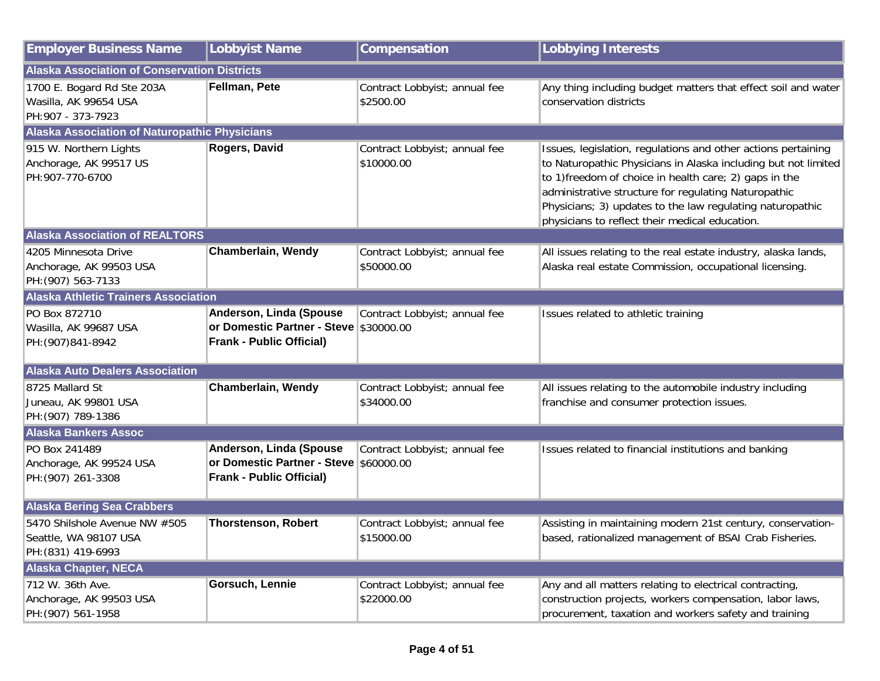| Employer Business Name | Lobbyist Name | Compensation | Lobbying Interests |
|---|---|---|---|
| **Alaska Association of Conservation Districts** | | | |
| 1700 E. Bogard Rd Ste 203A<br>Wasilla, AK 99654 USA<br>PH:907 - 373-7923 | **Fellman, Pete** | Contract Lobbyist; annual fee<br>$2500.00 | Any thing including budget matters that effect soil and water conservation districts |
| **Alaska Association of Naturopathic Physicians** | | | |
| 915 W. Northern Lights<br>Anchorage, AK 99517 US<br>PH:907-770-6700 | **Rogers, David** | Contract Lobbyist; annual fee<br>$10000.00 | Issues, legislation, regulations and other actions pertaining to Naturopathic Physicians in Alaska including but not limited to 1)freedom of choice in health care; 2) gaps in the administrative structure for regulating Naturopathic Physicians; 3) updates to the law regulating naturopathic physicians to reflect their medical education. |
| **Alaska Association of REALTORS** | | | |
| 4205 Minnesota Drive<br>Anchorage, AK 99503 USA<br>PH:(907) 563-7133 | **Chamberlain, Wendy** | Contract Lobbyist; annual fee<br>$50000.00 | All issues relating to the real estate industry, alaska lands, Alaska real estate Commission, occupational licensing. |
| **Alaska Athletic Trainers Association** | | | |
| PO Box 872710<br>Wasilla, AK 99687 USA<br>PH:(907)841-8942 | **Anderson, Linda (Spouse or Domestic Partner - Steve Frank - Public Official)** | Contract Lobbyist; annual fee<br>$30000.00 | Issues related to athletic training |
| **Alaska Auto Dealers Association** | | | |
| 8725 Mallard St<br>Juneau, AK 99801 USA<br>PH:(907) 789-1386 | **Chamberlain, Wendy** | Contract Lobbyist; annual fee<br>$34000.00 | All issues relating to the automobile industry including franchise and consumer protection issues. |
| **Alaska Bankers Assoc** | | | |
| PO Box 241489<br>Anchorage, AK 99524 USA<br>PH:(907) 261-3308 | **Anderson, Linda (Spouse or Domestic Partner - Steve Frank - Public Official)** | Contract Lobbyist; annual fee<br>$60000.00 | Issues related to financial institutions and banking |
| **Alaska Bering Sea Crabbers** | | | |
| 5470 Shilshole Avenue NW #505<br>Seattle, WA 98107 USA<br>PH:(831) 419-6993 | **Thorstenson, Robert** | Contract Lobbyist; annual fee<br>$15000.00 | Assisting in maintaining modern 21st century, conservation-based, rationalized management of BSAI Crab Fisheries. |
| **Alaska Chapter, NECA** | | | |
| 712 W. 36th Ave.<br>Anchorage, AK 99503 USA<br>PH:(907) 561-1958 | **Gorsuch, Lennie** | Contract Lobbyist; annual fee<br>$22000.00 | Any and all matters relating to electrical contracting, construction projects, workers compensation, labor laws, procurement, taxation and workers safety and training |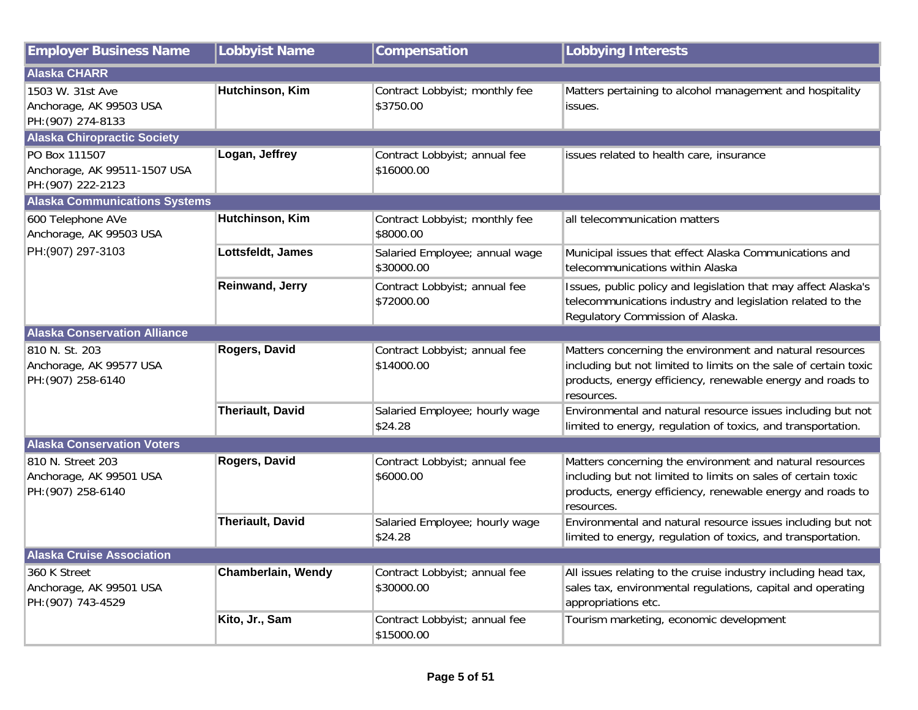| Employer Business Name | Lobbyist Name | Compensation | Lobbying Interests |
|---|---|---|---|
| **Alaska CHARR** | | | |
| 1503 W. 31st Ave<br>Anchorage, AK 99503 USA<br>PH:(907) 274-8133 | **Hutchinson, Kim** | Contract Lobbyist; monthly fee<br>$3750.00 | Matters pertaining to alcohol management and hospitality issues. |
| **Alaska Chiropractic Society** | | | |
| PO Box 111507<br>Anchorage, AK 99511-1507 USA<br>PH:(907) 222-2123 | **Logan, Jeffrey** | Contract Lobbyist; annual fee<br>$16000.00 | issues related to health care, insurance |
| **Alaska Communications Systems** | | | |
| 600 Telephone AVe<br>Anchorage, AK 99503 USA<br>PH:(907) 297-3103 | **Hutchinson, Kim** | Contract Lobbyist; monthly fee<br>$8000.00 | all telecommunication matters |
| | **Lottsfeldt, James** | Salaried Employee; annual wage<br>$30000.00 | Municipal issues that effect Alaska Communications and telecommunications within Alaska |
| | **Reinwand, Jerry** | Contract Lobbyist; annual fee<br>$72000.00 | Issues, public policy and legislation that may affect Alaska's telecommunications industry and legislation related to the Regulatory Commission of Alaska. |
| **Alaska Conservation Alliance** | | | |
| 810 N. St. 203<br>Anchorage, AK 99577 USA<br>PH:(907) 258-6140 | **Rogers, David** | Contract Lobbyist; annual fee<br>$14000.00 | Matters concerning the environment and natural resources including but not limited to limits on the sale of certain toxic products, energy efficiency, renewable energy and roads to resources. |
| | **Theriault, David** | Salaried Employee; hourly wage<br>$24.28 | Environmental and natural resource issues including but not limited to energy, regulation of toxics, and transportation. |
| **Alaska Conservation Voters** | | | |
| 810 N. Street 203<br>Anchorage, AK 99501 USA<br>PH:(907) 258-6140 | **Rogers, David** | Contract Lobbyist; annual fee<br>$6000.00 | Matters concerning the environment and natural resources including but not limited to limits on sales of certain toxic products, energy efficiency, renewable energy and roads to resources. |
| | **Theriault, David** | Salaried Employee; hourly wage<br>$24.28 | Environmental and natural resource issues including but not limited to energy, regulation of toxics, and transportation. |
| **Alaska Cruise Association** | | | |
| 360 K Street<br>Anchorage, AK 99501 USA<br>PH:(907) 743-4529 | **Chamberlain, Wendy** | Contract Lobbyist; annual fee<br>$30000.00 | All issues relating to the cruise industry including head tax, sales tax, environmental regulations, capital and operating appropriations etc. |
| | **Kito, Jr., Sam** | Contract Lobbyist; annual fee<br>$15000.00 | Tourism marketing, economic development |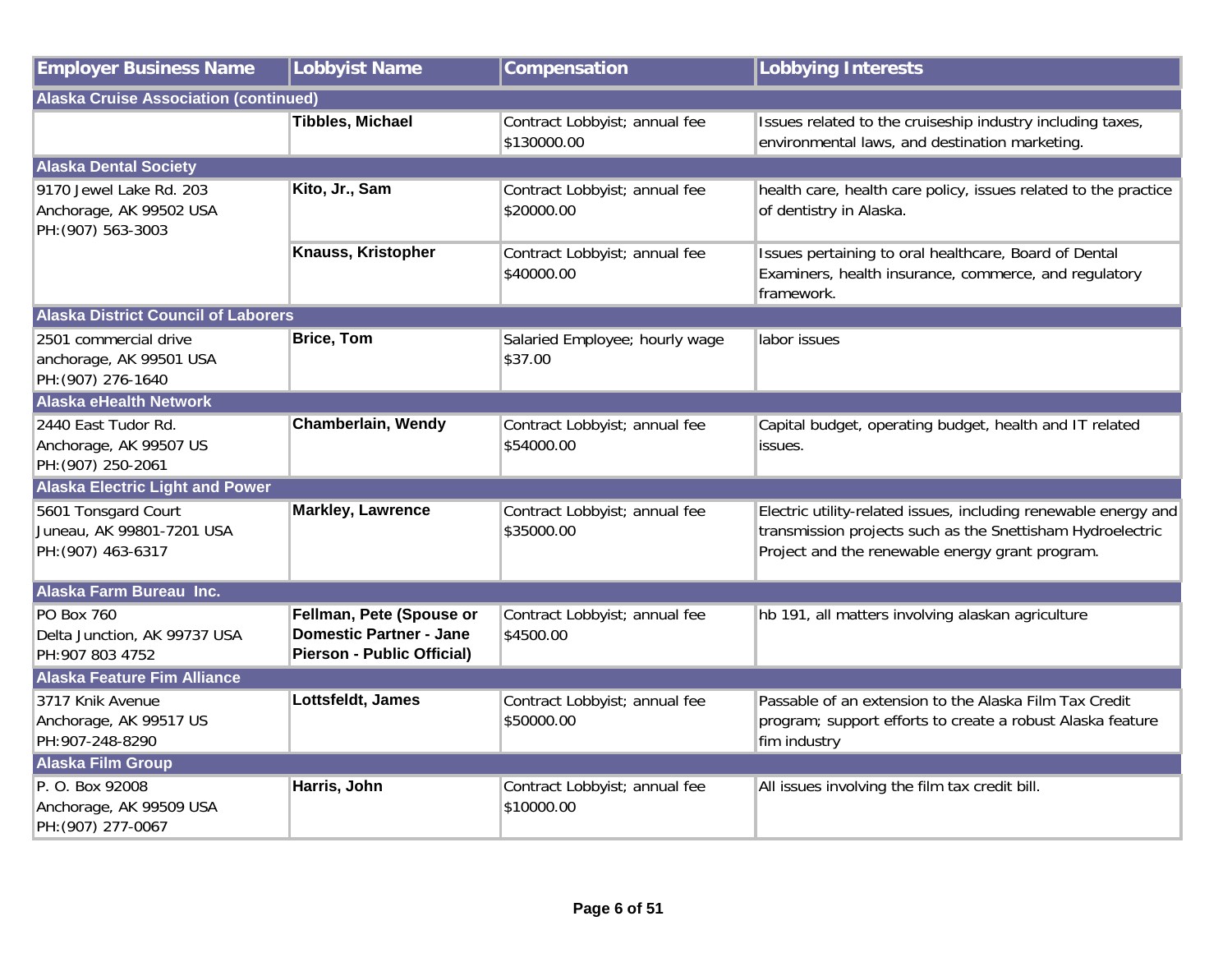| Employer Business Name | Lobbyist Name | Compensation | Lobbying Interests |
|---|---|---|---|
| **Alaska Cruise Association (continued)** | | | |
| | **Tibbles, Michael** | Contract Lobbyist; annual fee $130000.00 | Issues related to the cruiseship industry including taxes, environmental laws, and destination marketing. |
| **Alaska Dental Society** | | | |
| 9170 Jewel Lake Rd. 203 Anchorage, AK 99502 USA PH:(907) 563-3003 | **Kito, Jr., Sam** | Contract Lobbyist; annual fee $20000.00 | health care, health care policy, issues related to the practice of dentistry in Alaska. |
| | **Knauss, Kristopher** | Contract Lobbyist; annual fee $40000.00 | Issues pertaining to oral healthcare, Board of Dental Examiners, health insurance, commerce, and regulatory framework. |
| **Alaska District Council of Laborers** | | | |
| 2501 commercial drive anchorage, AK 99501 USA PH:(907) 276-1640 | **Brice, Tom** | Salaried Employee; hourly wage $37.00 | labor issues |
| **Alaska eHealth Network** | | | |
| 2440 East Tudor Rd. Anchorage, AK 99507 US PH:(907) 250-2061 | **Chamberlain, Wendy** | Contract Lobbyist; annual fee $54000.00 | Capital budget, operating budget, health and IT related issues. |
| **Alaska Electric Light and Power** | | | |
| 5601 Tonsgard Court Juneau, AK 99801-7201 USA PH:(907) 463-6317 | **Markley, Lawrence** | Contract Lobbyist; annual fee $35000.00 | Electric utility-related issues, including renewable energy and transmission projects such as the Snettisham Hydroelectric Project and the renewable energy grant program. |
| **Alaska Farm Bureau Inc.** | | | |
| PO Box 760 Delta Junction, AK 99737 USA PH:907 803 4752 | **Fellman, Pete (Spouse or Domestic Partner - Jane Pierson - Public Official)** | Contract Lobbyist; annual fee $4500.00 | hb 191, all matters involving alaskan agriculture |
| **Alaska Feature Fim Alliance** | | | |
| 3717 Knik Avenue Anchorage, AK 99517 US PH:907-248-8290 | **Lottsfeldt, James** | Contract Lobbyist; annual fee $50000.00 | Passable of an extension to the Alaska Film Tax Credit program; support efforts to create a robust Alaska feature fim industry |
| **Alaska Film Group** | | | |
| P. O. Box 92008 Anchorage, AK 99509 USA PH:(907) 277-0067 | **Harris, John** | Contract Lobbyist; annual fee $10000.00 | All issues involving the film tax credit bill. |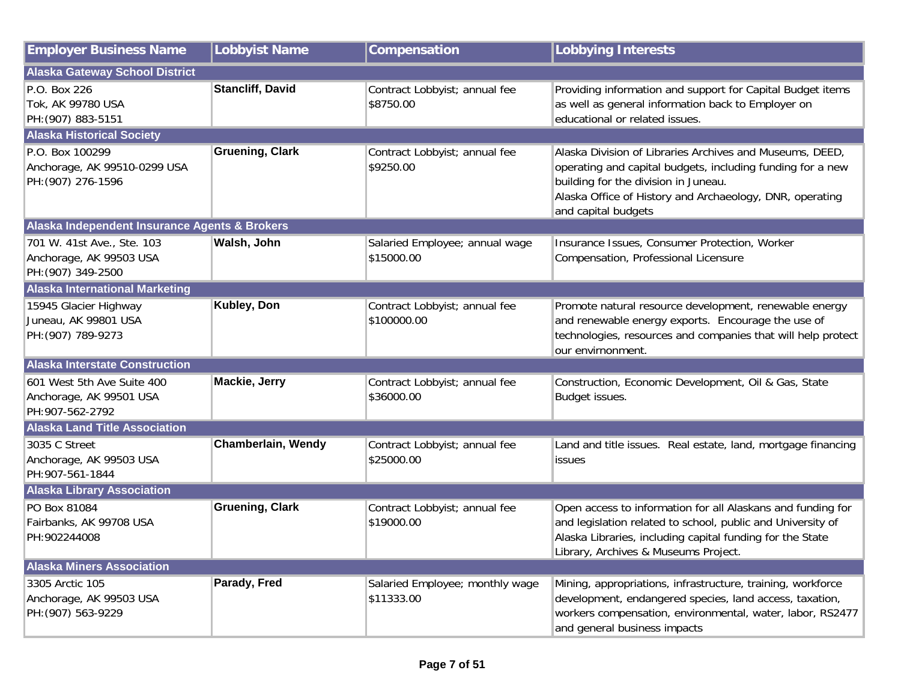| Employer Business Name | Lobbyist Name | Compensation | Lobbying Interests |
|---|---|---|---|
| **Alaska Gateway School District** | | | |
| P.O. Box 226<br>Tok, AK 99780 USA<br>PH:(907) 883-5151 | **Stancliff, David** | Contract Lobbyist; annual fee<br>$8750.00 | Providing information and support for Capital Budget items as well as general information back to Employer on educational or related issues. |
| **Alaska Historical Society** | | | |
| P.O. Box 100299<br>Anchorage, AK 99510-0299 USA<br>PH:(907) 276-1596 | **Gruening, Clark** | Contract Lobbyist; annual fee<br>$9250.00 | Alaska Division of Libraries Archives and Museums, DEED, operating and capital budgets, including funding for a new building for the division in Juneau.<br>Alaska Office of History and Archaeology, DNR, operating and capital budgets |
| **Alaska Independent Insurance Agents & Brokers** | | | |
| 701 W. 41st Ave., Ste. 103<br>Anchorage, AK 99503 USA<br>PH:(907) 349-2500 | **Walsh, John** | Salaried Employee; annual wage<br>$15000.00 | Insurance Issues, Consumer Protection, Worker Compensation, Professional Licensure |
| **Alaska International Marketing** | | | |
| 15945 Glacier Highway<br>Juneau, AK 99801 USA<br>PH:(907) 789-9273 | **Kubley, Don** | Contract Lobbyist; annual fee<br>$100000.00 | Promote natural resource development, renewable energy and renewable energy exports. Encourage the use of technologies, resources and companies that will help protect our environment. |
| **Alaska Interstate Construction** | | | |
| 601 West 5th Ave Suite 400<br>Anchorage, AK 99501 USA<br>PH:907-562-2792 | **Mackie, Jerry** | Contract Lobbyist; annual fee<br>$36000.00 | Construction, Economic Development, Oil & Gas, State Budget issues. |
| **Alaska Land Title Association** | | | |
| 3035 C Street<br>Anchorage, AK 99503 USA<br>PH:907-561-1844 | **Chamberlain, Wendy** | Contract Lobbyist; annual fee<br>$25000.00 | Land and title issues. Real estate, land, mortgage financing issues |
| **Alaska Library Association** | | | |
| PO Box 81084<br>Fairbanks, AK 99708 USA<br>PH:902244008 | **Gruening, Clark** | Contract Lobbyist; annual fee<br>$19000.00 | Open access to information for all Alaskans and funding for and legislation related to school, public and University of Alaska Libraries, including capital funding for the State Library, Archives & Museums Project. |
| **Alaska Miners Association** | | | |
| 3305 Arctic 105<br>Anchorage, AK 99503 USA<br>PH:(907) 563-9229 | **Parady, Fred** | Salaried Employee; monthly wage<br>$11333.00 | Mining, appropriations, infrastructure, training, workforce development, endangered species, land access, taxation, workers compensation, environmental, water, labor, RS2477 and general business impacts |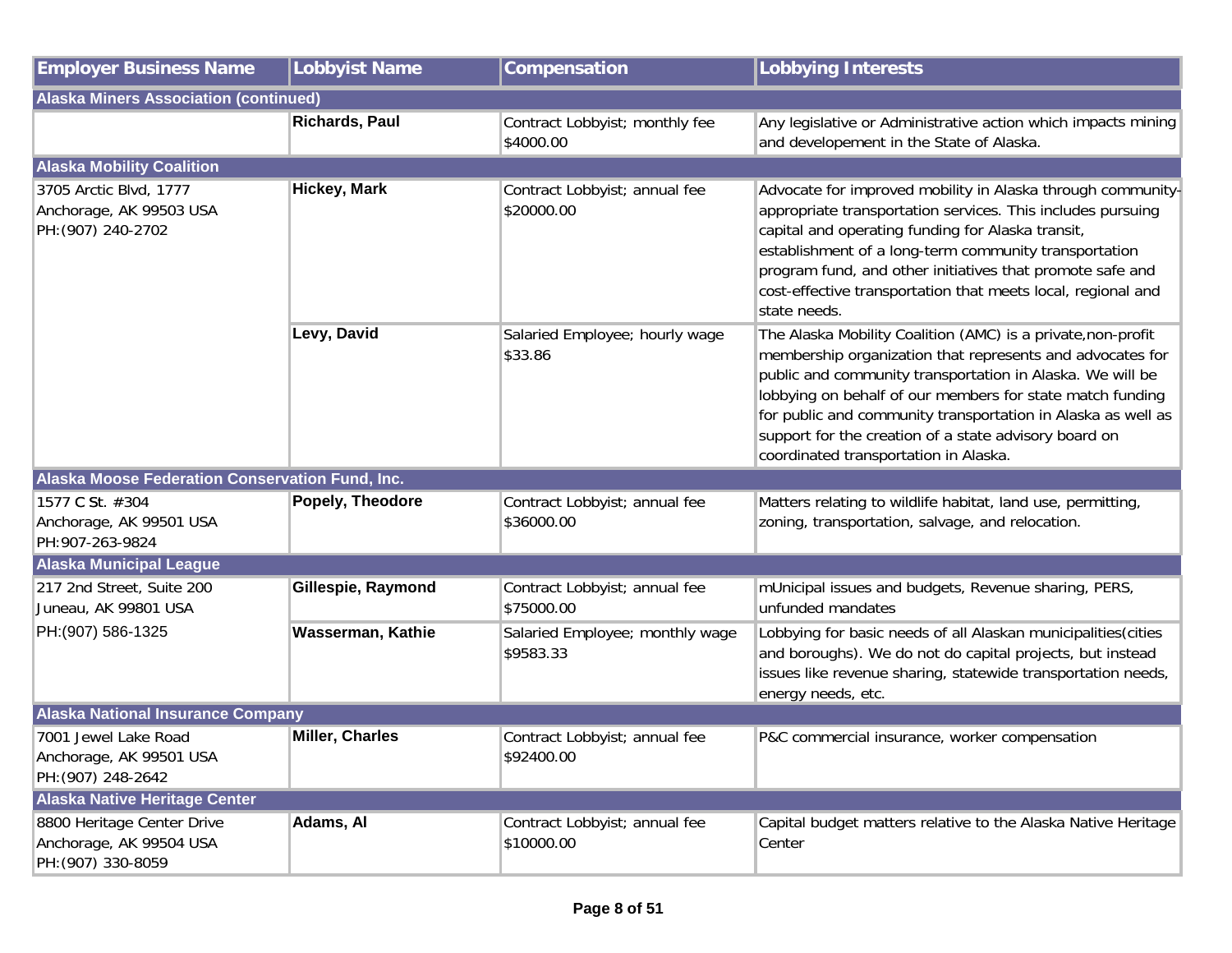| Employer Business Name | Lobbyist Name | Compensation | Lobbying Interests |
|---|---|---|---|
| **Alaska Miners Association (continued)** | | | |
| | **Richards, Paul** | Contract Lobbyist; monthly fee $4000.00 | Any legislative or Administrative action which impacts mining and developement in the State of Alaska. |
| **Alaska Mobility Coalition** | | | |
| 3705 Arctic Blvd, 1777 Anchorage, AK 99503 USA PH:(907) 240-2702 | **Hickey, Mark** | Contract Lobbyist; annual fee $20000.00 | Advocate for improved mobility in Alaska through community-appropriate transportation services. This includes pursuing capital and operating funding for Alaska transit, establishment of a long-term community transportation program fund, and other initiatives that promote safe and cost-effective transportation that meets local, regional and state needs. |
| | **Levy, David** | Salaried Employee; hourly wage $33.86 | The Alaska Mobility Coalition (AMC) is a private,non-profit membership organization that represents and advocates for public and community transportation in Alaska. We will be lobbying on behalf of our members for state match funding for public and community transportation in Alaska as well as support for the creation of a state advisory board on coordinated transportation in Alaska. |
| **Alaska Moose Federation Conservation Fund, Inc.** | | | |
| 1577 C St. #304 Anchorage, AK 99501 USA PH:907-263-9824 | **Popely, Theodore** | Contract Lobbyist; annual fee $36000.00 | Matters relating to wildlife habitat, land use, permitting, zoning, transportation, salvage, and relocation. |
| **Alaska Municipal League** | | | |
| 217 2nd Street, Suite 200 Juneau, AK 99801 USA PH:(907) 586-1325 | **Gillespie, Raymond** | Contract Lobbyist; annual fee $75000.00 | mUnicipal issues and budgets, Revenue sharing, PERS, unfunded mandates |
| | **Wasserman, Kathie** | Salaried Employee; monthly wage $9583.33 | Lobbying for basic needs of all Alaskan municipalities(cities and boroughs). We do not do capital projects, but instead issues like revenue sharing, statewide transportation needs, energy needs, etc. |
| **Alaska National Insurance Company** | | | |
| 7001 Jewel Lake Road Anchorage, AK 99501 USA PH:(907) 248-2642 | **Miller, Charles** | Contract Lobbyist; annual fee $92400.00 | P&C commercial insurance, worker compensation |
| **Alaska Native Heritage Center** | | | |
| 8800 Heritage Center Drive Anchorage, AK 99504 USA PH:(907) 330-8059 | **Adams, Al** | Contract Lobbyist; annual fee $10000.00 | Capital budget matters relative to the Alaska Native Heritage Center |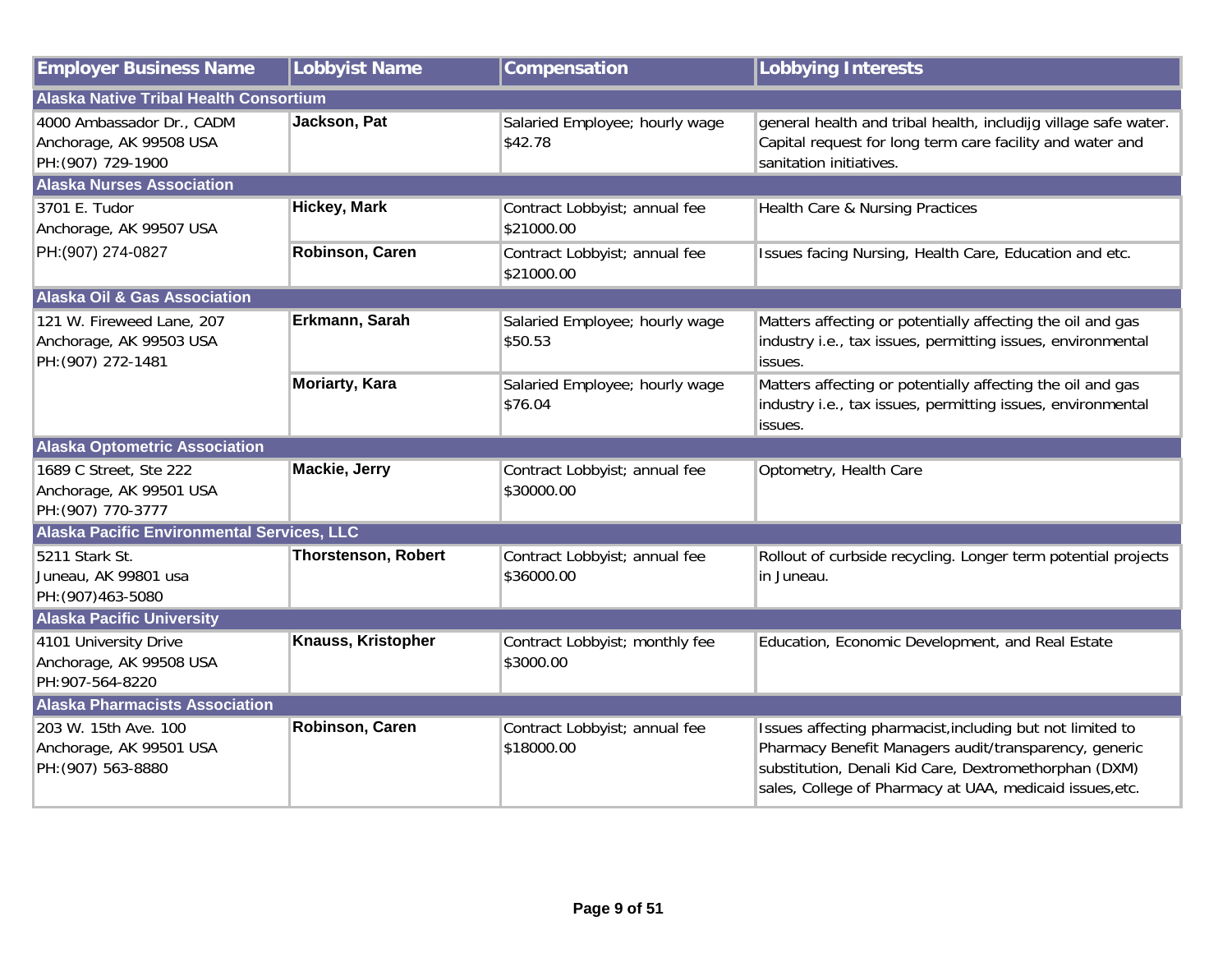| Employer Business Name | Lobbyist Name | Compensation | Lobbying Interests |
| --- | --- | --- | --- |
| **Alaska Native Tribal Health Consortium** | | | |
| 4000 Ambassador Dr., CADM<br>Anchorage, AK 99508 USA<br>PH:(907) 729-1900 | **Jackson, Pat** | Salaried Employee; hourly wage<br>$42.78 | general health and tribal health, includijg village safe water. Capital request for long term care facility and water and sanitation initiatives. |
| **Alaska Nurses Association** | | | |
| 3701 E. Tudor<br>Anchorage, AK 99507 USA<br>PH:(907) 274-0827 | **Hickey, Mark** | Contract Lobbyist; annual fee<br>$21000.00 | Health Care & Nursing Practices |
| | **Robinson, Caren** | Contract Lobbyist; annual fee<br>$21000.00 | Issues facing Nursing, Health Care, Education and etc. |
| **Alaska Oil & Gas Association** | | | |
| 121 W. Fireweed Lane, 207<br>Anchorage, AK 99503 USA<br>PH:(907) 272-1481 | **Erkmann, Sarah** | Salaried Employee; hourly wage<br>$50.53 | Matters affecting or potentially affecting the oil and gas industry i.e., tax issues, permitting issues, environmental issues. |
| | **Moriarty, Kara** | Salaried Employee; hourly wage<br>$76.04 | Matters affecting or potentially affecting the oil and gas industry i.e., tax issues, permitting issues, environmental issues. |
| **Alaska Optometric Association** | | | |
| 1689 C Street, Ste 222<br>Anchorage, AK 99501 USA<br>PH:(907) 770-3777 | **Mackie, Jerry** | Contract Lobbyist; annual fee<br>$30000.00 | Optometry, Health Care |
| **Alaska Pacific Environmental Services, LLC** | | | |
| 5211 Stark St.<br>Juneau, AK 99801 usa<br>PH:(907)463-5080 | **Thorstenson, Robert** | Contract Lobbyist; annual fee<br>$36000.00 | Rollout of curbside recycling. Longer term potential projects in Juneau. |
| **Alaska Pacific University** | | | |
| 4101 University Drive<br>Anchorage, AK 99508 USA<br>PH:907-564-8220 | **Knauss, Kristopher** | Contract Lobbyist; monthly fee<br>$3000.00 | Education, Economic Development, and Real Estate |
| **Alaska Pharmacists Association** | | | |
| 203 W. 15th Ave. 100<br>Anchorage, AK 99501 USA<br>PH:(907) 563-8880 | **Robinson, Caren** | Contract Lobbyist; annual fee<br>$18000.00 | Issues affecting pharmacist,including but not limited to Pharmacy Benefit Managers audit/transparency, generic substitution, Denali Kid Care, Dextromethorphan (DXM) sales, College of Pharmacy at UAA, medicaid issues,etc. |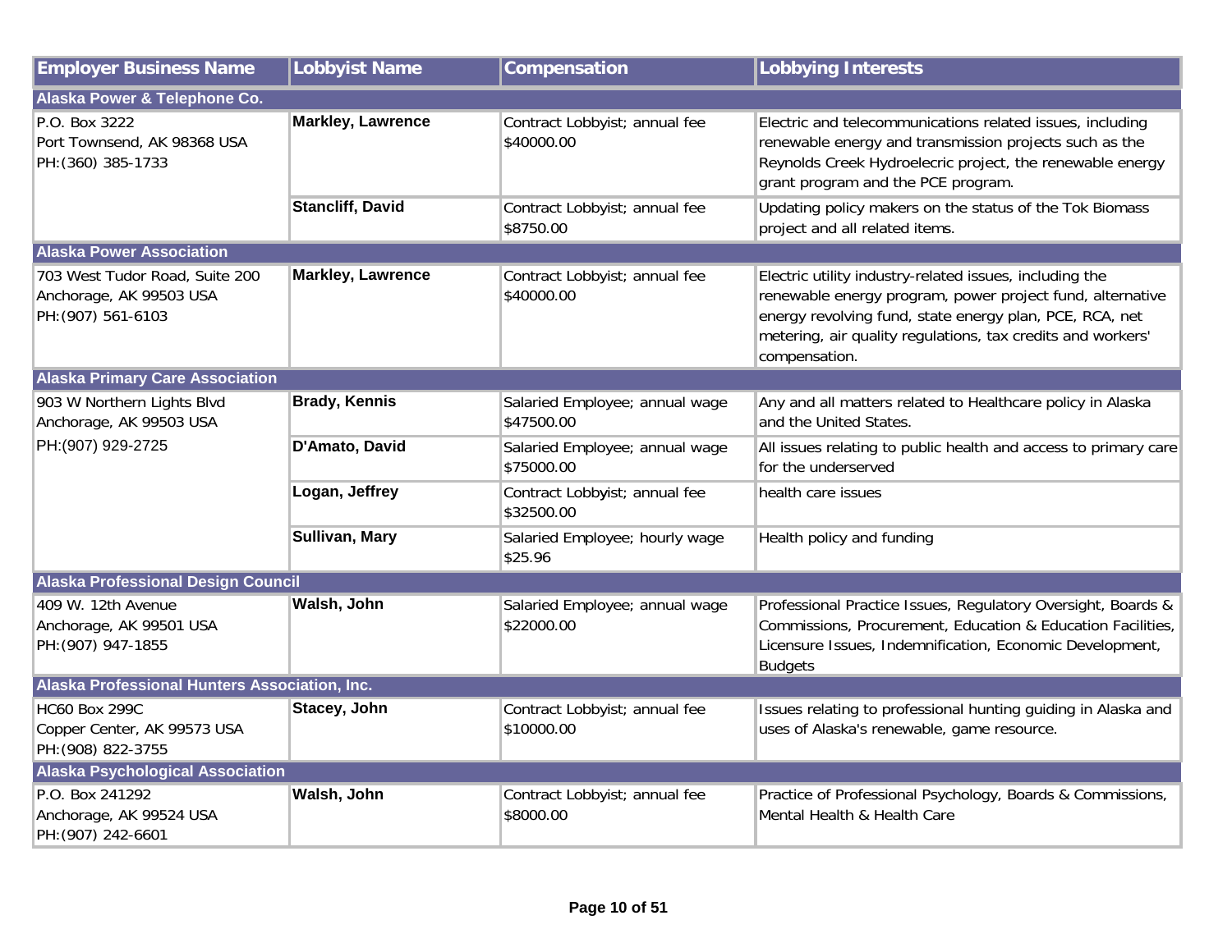| Employer Business Name | Lobbyist Name | Compensation | Lobbying Interests |
|---|---|---|---|
| **Alaska Power & Telephone Co.** | | | |
| P.O. Box 3222<br>Port Townsend, AK 98368 USA<br>PH:(360) 385-1733 | **Markley, Lawrence** | Contract Lobbyist; annual fee $40000.00 | Electric and telecommunications related issues, including renewable energy and transmission projects such as the Reynolds Creek Hydroelecric project, the renewable energy grant program and the PCE program. |
| | **Stancliff, David** | Contract Lobbyist; annual fee $8750.00 | Updating policy makers on the status of the Tok Biomass project and all related items. |
| **Alaska Power Association** | | | |
| 703 West Tudor Road, Suite 200<br>Anchorage, AK 99503 USA<br>PH:(907) 561-6103 | **Markley, Lawrence** | Contract Lobbyist; annual fee $40000.00 | Electric utility industry-related issues, including the renewable energy program, power project fund, alternative energy revolving fund, state energy plan, PCE, RCA, net metering, air quality regulations, tax credits and workers' compensation. |
| **Alaska Primary Care Association** | | | |
| 903 W Northern Lights Blvd<br>Anchorage, AK 99503 USA<br>PH:(907) 929-2725 | **Brady, Kennis** | Salaried Employee; annual wage $47500.00 | Any and all matters related to Healthcare policy in Alaska and the United States. |
| | **D'Amato, David** | Salaried Employee; annual wage $75000.00 | All issues relating to public health and access to primary care for the underserved |
| | **Logan, Jeffrey** | Contract Lobbyist; annual fee $32500.00 | health care issues |
| | **Sullivan, Mary** | Salaried Employee; hourly wage $25.96 | Health policy and funding |
| **Alaska Professional Design Council** | | | |
| 409 W. 12th Avenue<br>Anchorage, AK 99501 USA<br>PH:(907) 947-1855 | **Walsh, John** | Salaried Employee; annual wage $22000.00 | Professional Practice Issues, Regulatory Oversight, Boards & Commissions, Procurement, Education & Education Facilities, Licensure Issues, Indemnification, Economic Development, Budgets |
| **Alaska Professional Hunters Association, Inc.** | | | |
| HC60 Box 299C<br>Copper Center, AK 99573 USA<br>PH:(908) 822-3755 | **Stacey, John** | Contract Lobbyist; annual fee $10000.00 | Issues relating to professional hunting guiding in Alaska and uses of Alaska's renewable, game resource. |
| **Alaska Psychological Association** | | | |
| P.O. Box 241292<br>Anchorage, AK 99524 USA<br>PH:(907) 242-6601 | **Walsh, John** | Contract Lobbyist; annual fee $8000.00 | Practice of Professional Psychology, Boards & Commissions, Mental Health & Health Care |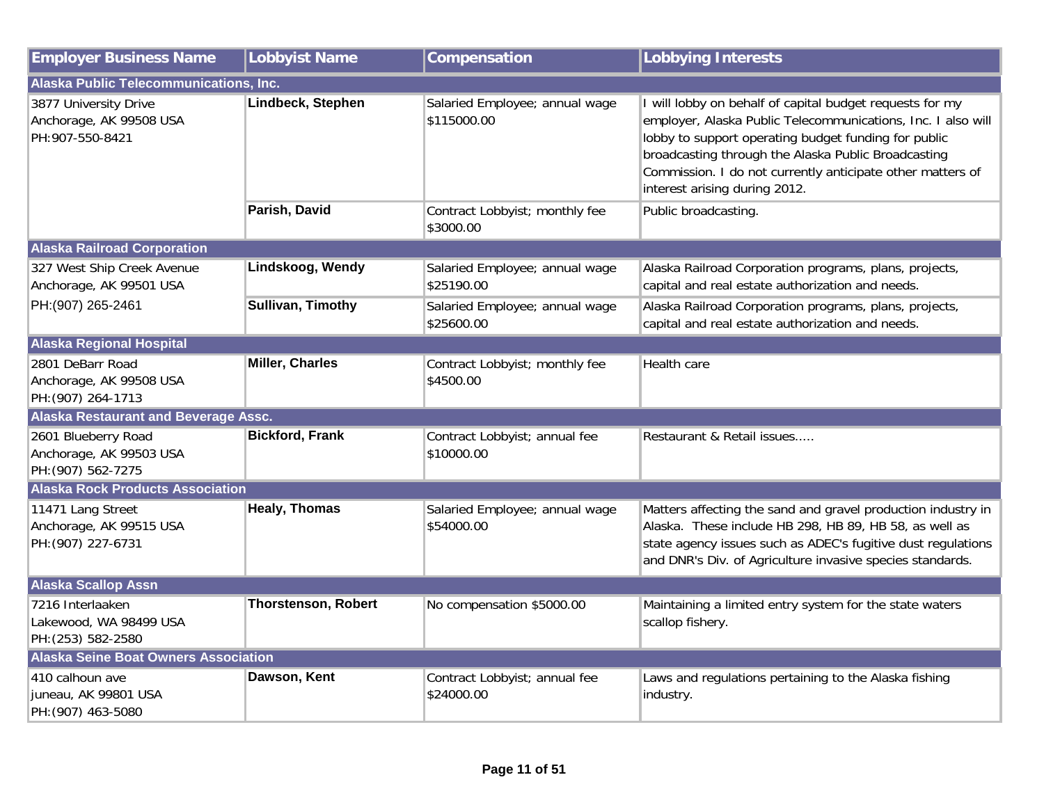| Employer Business Name | Lobbyist Name | Compensation | Lobbying Interests |
| --- | --- | --- | --- |
| **Alaska Public Telecommunications, Inc.** | | | |
| 3877 University Drive<br>Anchorage, AK 99508 USA<br>PH:907-550-8421 | **Lindbeck, Stephen** | Salaried Employee; annual wage $115000.00 | I will lobby on behalf of capital budget requests for my employer, Alaska Public Telecommunications, Inc. I also will lobby to support operating budget funding for public broadcasting through the Alaska Public Broadcasting Commission. I do not currently anticipate other matters of interest arising during 2012. |
| | **Parish, David** | Contract Lobbyist; monthly fee $3000.00 | Public broadcasting. |
| **Alaska Railroad Corporation** | | | |
| 327 West Ship Creek Avenue<br>Anchorage, AK 99501 USA<br>PH:(907) 265-2461 | **Lindskoog, Wendy** | Salaried Employee; annual wage $25190.00 | Alaska Railroad Corporation programs, plans, projects, capital and real estate authorization and needs. |
| | **Sullivan, Timothy** | Salaried Employee; annual wage $25600.00 | Alaska Railroad Corporation programs, plans, projects, capital and real estate authorization and needs. |
| **Alaska Regional Hospital** | | | |
| 2801 DeBarr Road<br>Anchorage, AK 99508 USA<br>PH:(907) 264-1713 | **Miller, Charles** | Contract Lobbyist; monthly fee $4500.00 | Health care |
| **Alaska Restaurant and Beverage Assc.** | | | |
| 2601 Blueberry Road<br>Anchorage, AK 99503 USA<br>PH:(907) 562-7275 | **Bickford, Frank** | Contract Lobbyist; annual fee $10000.00 | Restaurant & Retail issues..... |
| **Alaska Rock Products Association** | | | |
| 11471 Lang Street<br>Anchorage, AK 99515 USA<br>PH:(907) 227-6731 | **Healy, Thomas** | Salaried Employee; annual wage $54000.00 | Matters affecting the sand and gravel production industry in Alaska. These include HB 298, HB 89, HB 58, as well as state agency issues such as ADEC's fugitive dust regulations and DNR's Div. of Agriculture invasive species standards. |
| **Alaska Scallop Assn** | | | |
| 7216 Interlaaken<br>Lakewood, WA 98499 USA<br>PH:(253) 582-2580 | **Thorstenson, Robert** | No compensation $5000.00 | Maintaining a limited entry system for the state waters scallop fishery. |
| **Alaska Seine Boat Owners Association** | | | |
| 410 calhoun ave<br>juneau, AK 99801 USA<br>PH:(907) 463-5080 | **Dawson, Kent** | Contract Lobbyist; annual fee $24000.00 | Laws and regulations pertaining to the Alaska fishing industry. |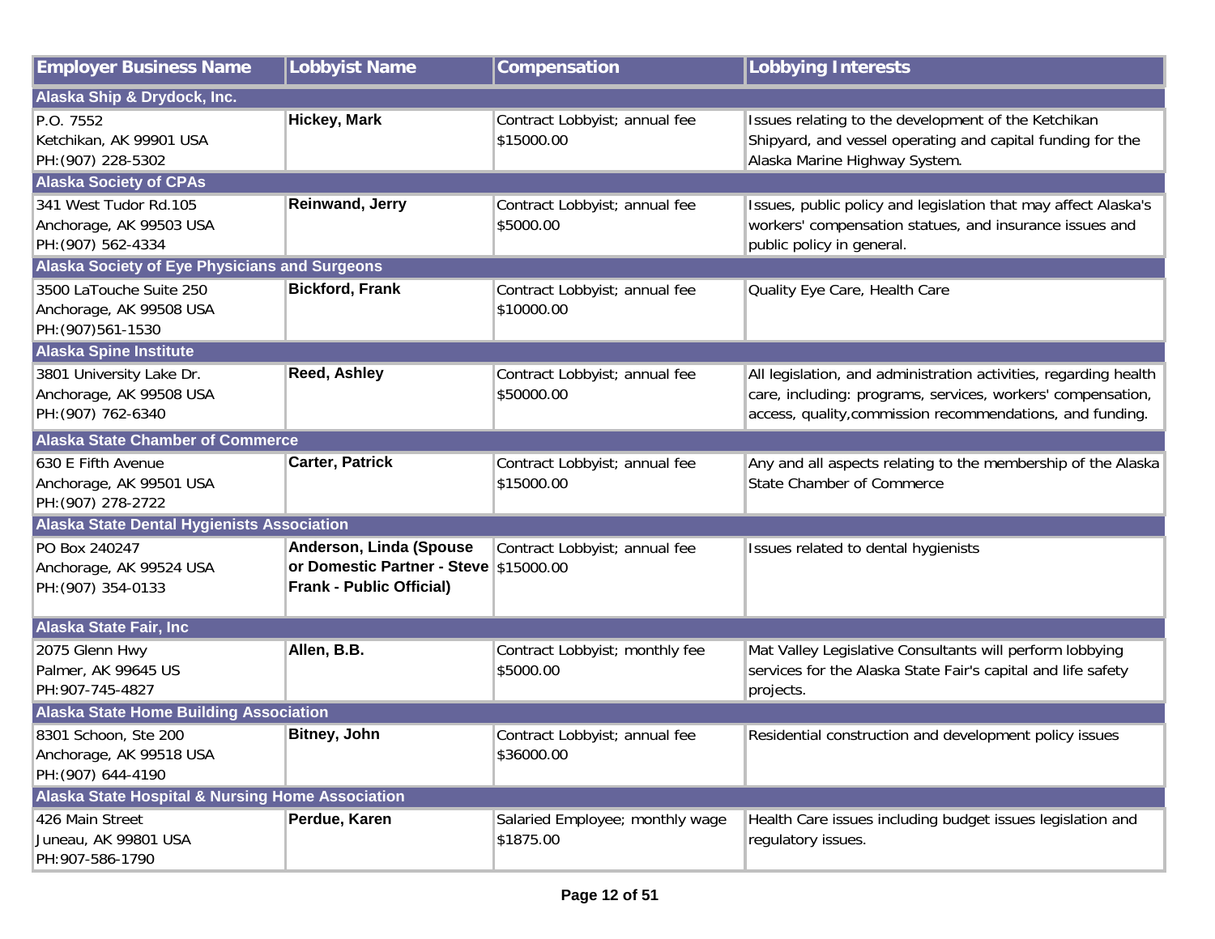| Employer Business Name | Lobbyist Name | Compensation | Lobbying Interests |
|---|---|---|---|
| **Alaska Ship & Drydock, Inc.** | | | |
| P.O. 7552<br>Ketchikan, AK 99901 USA<br>PH:(907) 228-5302 | **Hickey, Mark** | Contract Lobbyist; annual fee<br>$15000.00 | Issues relating to the development of the Ketchikan Shipyard, and vessel operating and capital funding for the Alaska Marine Highway System. |
| **Alaska Society of CPAs** | | | |
| 341 West Tudor Rd.105<br>Anchorage, AK 99503 USA<br>PH:(907) 562-4334 | **Reinwand, Jerry** | Contract Lobbyist; annual fee<br>$5000.00 | Issues, public policy and legislation that may affect Alaska's workers' compensation statues, and insurance issues and public policy in general. |
| **Alaska Society of Eye Physicians and Surgeons** | | | |
| 3500 LaTouche Suite 250<br>Anchorage, AK 99508 USA<br>PH:(907)561-1530 | **Bickford, Frank** | Contract Lobbyist; annual fee<br>$10000.00 | Quality Eye Care, Health Care |
| **Alaska Spine Institute** | | | |
| 3801 University Lake Dr.<br>Anchorage, AK 99508 USA<br>PH:(907) 762-6340 | **Reed, Ashley** | Contract Lobbyist; annual fee<br>$50000.00 | All legislation, and administration activities, regarding health care, including: programs, services, workers' compensation, access, quality,commission recommendations, and funding. |
| **Alaska State Chamber of Commerce** | | | |
| 630 E Fifth Avenue<br>Anchorage, AK 99501 USA<br>PH:(907) 278-2722 | **Carter, Patrick** | Contract Lobbyist; annual fee<br>$15000.00 | Any and all aspects relating to the membership of the Alaska State Chamber of Commerce |
| **Alaska State Dental Hygienists Association** | | | |
| PO Box 240247<br>Anchorage, AK 99524 USA<br>PH:(907) 354-0133 | **Anderson, Linda (Spouse or Domestic Partner - Steve Frank - Public Official)** | Contract Lobbyist; annual fee<br>$15000.00 | Issues related to dental hygienists |
| **Alaska State Fair, Inc** | | | |
| 2075 Glenn Hwy<br>Palmer, AK 99645 US<br>PH:907-745-4827 | **Allen, B.B.** | Contract Lobbyist; monthly fee<br>$5000.00 | Mat Valley Legislative Consultants will perform lobbying services for the Alaska State Fair's capital and life safety projects. |
| **Alaska State Home Building Association** | | | |
| 8301 Schoon, Ste 200<br>Anchorage, AK 99518 USA<br>PH:(907) 644-4190 | **Bitney, John** | Contract Lobbyist; annual fee<br>$36000.00 | Residential construction and development policy issues |
| **Alaska State Hospital & Nursing Home Association** | | | |
| 426 Main Street<br>Juneau, AK 99801 USA<br>PH:907-586-1790 | **Perdue, Karen** | Salaried Employee; monthly wage<br>$1875.00 | Health Care issues including budget issues legislation and regulatory issues. |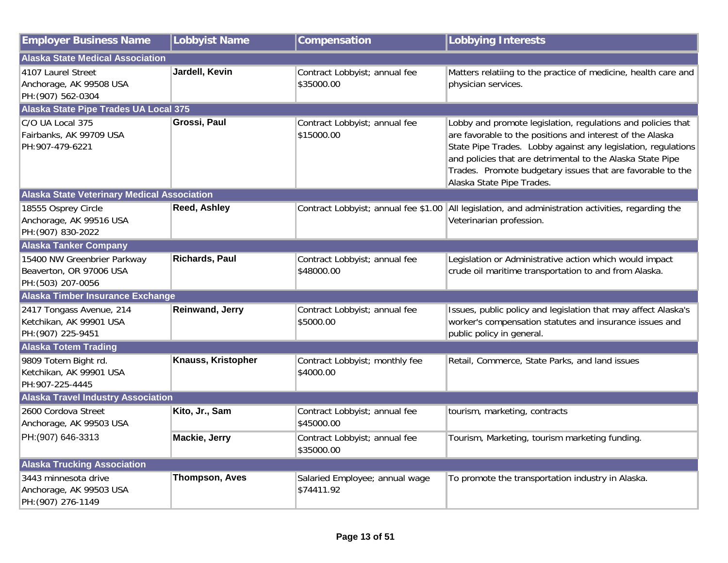| Employer Business Name | Lobbyist Name | Compensation | Lobbying Interests |
|---|---|---|---|
| **Alaska State Medical Association** | | | |
| 4107 Laurel Street<br>Anchorage, AK 99508 USA<br>PH:(907) 562-0304 | **Jardell, Kevin** | Contract Lobbyist; annual fee $35000.00 | Matters relatiing to the practice of medicine, health care and physician services. |
| **Alaska State Pipe Trades UA Local 375** | | | |
| C/O UA Local 375<br>Fairbanks, AK 99709 USA<br>PH:907-479-6221 | **Grossi, Paul** | Contract Lobbyist; annual fee $15000.00 | Lobby and promote legislation, regulations and policies that are favorable to the positions and interest of the Alaska State Pipe Trades. Lobby against any legislation, regulations and policies that are detrimental to the Alaska State Pipe Trades. Promote budgetary issues that are favorable to the Alaska State Pipe Trades. |
| **Alaska State Veterinary Medical Association** | | | |
| 18555 Osprey Circle<br>Anchorage, AK 99516 USA<br>PH:(907) 830-2022 | **Reed, Ashley** | Contract Lobbyist; annual fee $1.00 | All legislation, and administration activities, regarding the Veterinarian profession. |
| **Alaska Tanker Company** | | | |
| 15400 NW Greenbrier Parkway<br>Beaverton, OR 97006 USA<br>PH:(503) 207-0056 | **Richards, Paul** | Contract Lobbyist; annual fee $48000.00 | Legislation or Administrative action which would impact crude oil maritime transportation to and from Alaska. |
| **Alaska Timber Insurance Exchange** | | | |
| 2417 Tongass Avenue, 214<br>Ketchikan, AK 99901 USA<br>PH:(907) 225-9451 | **Reinwand, Jerry** | Contract Lobbyist; annual fee $5000.00 | Issues, public policy and legislation that may affect Alaska's worker's compensation statutes and insurance issues and public policy in general. |
| **Alaska Totem Trading** | | | |
| 9809 Totem Bight rd.<br>Ketchikan, AK 99901 USA<br>PH:907-225-4445 | **Knauss, Kristopher** | Contract Lobbyist; monthly fee $4000.00 | Retail, Commerce, State Parks, and land issues |
| **Alaska Travel Industry Association** | | | |
| 2600 Cordova Street<br>Anchorage, AK 99503 USA<br>PH:(907) 646-3313 | **Kito, Jr., Sam** | Contract Lobbyist; annual fee $45000.00 | tourism, marketing, contracts |
| | **Mackie, Jerry** | Contract Lobbyist; annual fee $35000.00 | Tourism, Marketing, tourism marketing funding. |
| **Alaska Trucking Association** | | | |
| 3443 minnesota drive<br>Anchorage, AK 99503 USA<br>PH:(907) 276-1149 | **Thompson, Aves** | Salaried Employee; annual wage $74411.92 | To promote the transportation industry in Alaska. |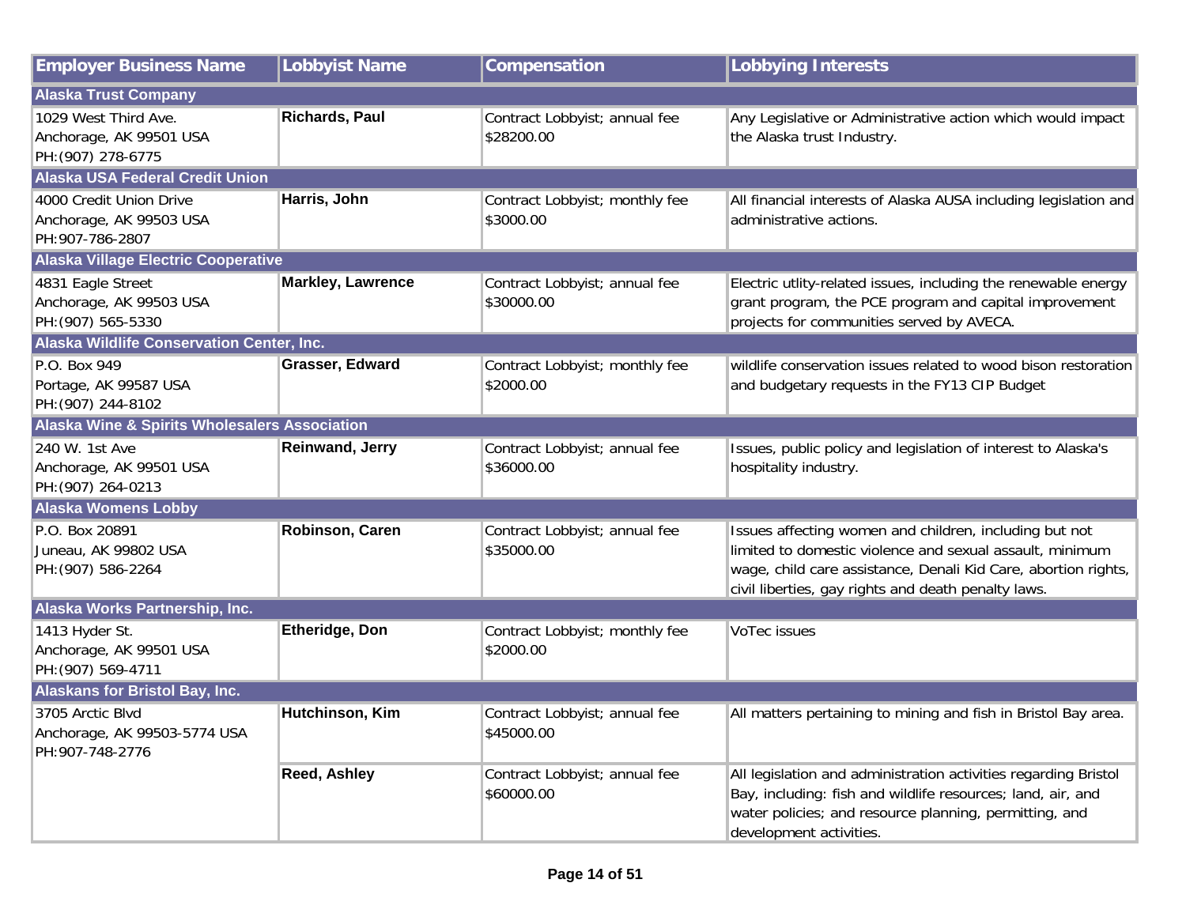| Employer Business Name | Lobbyist Name | Compensation | Lobbying Interests |
|---|---|---|---|
| **Alaska Trust Company** | | | |
| 1029 West Third Ave.<br>Anchorage, AK 99501 USA<br>PH:(907) 278-6775 | **Richards, Paul** | Contract Lobbyist; annual fee<br>$28200.00 | Any Legislative or Administrative action which would impact the Alaska trust Industry. |
| **Alaska USA Federal Credit Union** | | | |
| 4000 Credit Union Drive<br>Anchorage, AK 99503 USA<br>PH:907-786-2807 | **Harris, John** | Contract Lobbyist; monthly fee<br>$3000.00 | All financial interests of Alaska AUSA including legislation and administrative actions. |
| **Alaska Village Electric Cooperative** | | | |
| 4831 Eagle Street<br>Anchorage, AK 99503 USA<br>PH:(907) 565-5330 | **Markley, Lawrence** | Contract Lobbyist; annual fee<br>$30000.00 | Electric utlity-related issues, including the renewable energy grant program, the PCE program and capital improvement projects for communities served by AVECA. |
| **Alaska Wildlife Conservation Center, Inc.** | | | |
| P.O. Box 949<br>Portage, AK 99587 USA<br>PH:(907) 244-8102 | **Grasser, Edward** | Contract Lobbyist; monthly fee<br>$2000.00 | wildlife conservation issues related to wood bison restoration and budgetary requests in the FY13 CIP Budget |
| **Alaska Wine & Spirits Wholesalers Association** | | | |
| 240 W. 1st Ave<br>Anchorage, AK 99501 USA<br>PH:(907) 264-0213 | **Reinwand, Jerry** | Contract Lobbyist; annual fee<br>$36000.00 | Issues, public policy and legislation of interest to Alaska's hospitality industry. |
| **Alaska Womens Lobby** | | | |
| P.O. Box 20891<br>Juneau, AK 99802 USA<br>PH:(907) 586-2264 | **Robinson, Caren** | Contract Lobbyist; annual fee<br>$35000.00 | Issues affecting women and children, including but not limited to domestic violence and sexual assault, minimum wage, child care assistance, Denali Kid Care, abortion rights, civil liberties, gay rights and death penalty laws. |
| **Alaska Works Partnership, Inc.** | | | |
| 1413 Hyder St.<br>Anchorage, AK 99501 USA<br>PH:(907) 569-4711 | **Etheridge, Don** | Contract Lobbyist; monthly fee<br>$2000.00 | VoTec issues |
| **Alaskans for Bristol Bay, Inc.** | | | |
| 3705 Arctic Blvd<br>Anchorage, AK 99503-5774 USA<br>PH:907-748-2776 | **Hutchinson, Kim** | Contract Lobbyist; annual fee<br>$45000.00 | All matters pertaining to mining and fish in Bristol Bay area. |
| | **Reed, Ashley** | Contract Lobbyist; annual fee<br>$60000.00 | All legislation and administration activities regarding Bristol Bay, including: fish and wildlife resources; land, air, and water policies; and resource planning, permitting, and development activities. |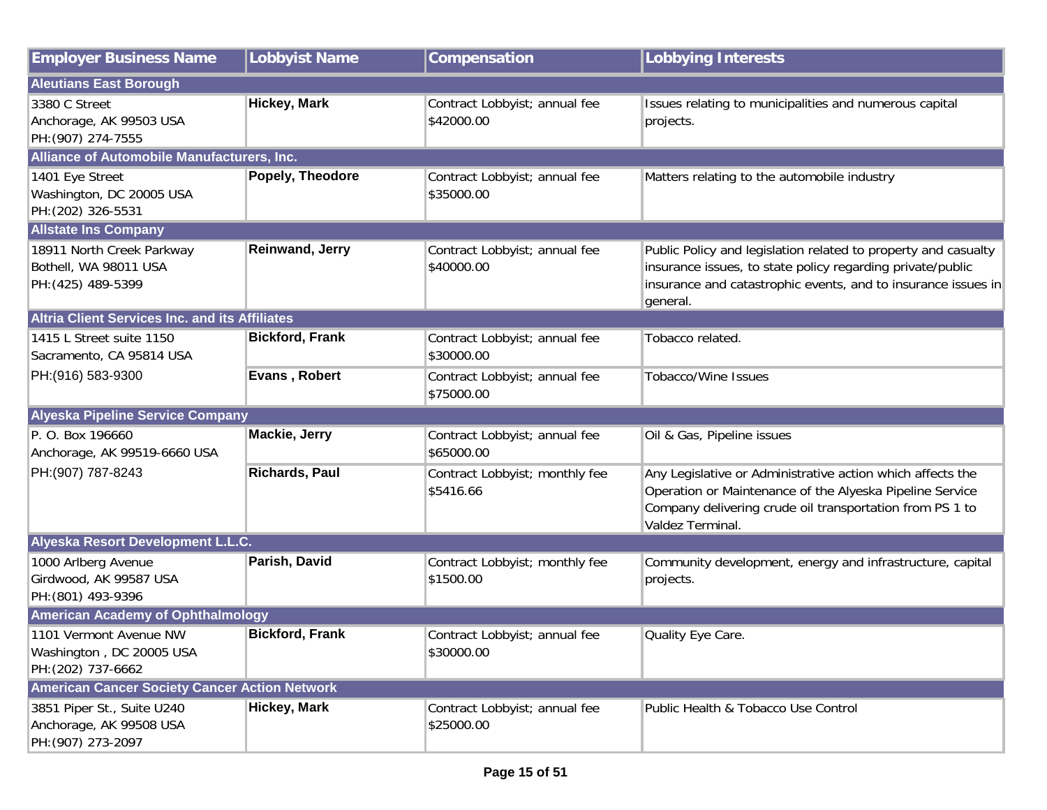| Employer Business Name | Lobbyist Name | Compensation | Lobbying Interests |
|---|---|---|---|
| **Aleutians East Borough** | | | |
| 3380 C Street<br>Anchorage, AK 99503 USA<br>PH:(907) 274-7555 | **Hickey, Mark** | Contract Lobbyist; annual fee<br>$42000.00 | Issues relating to municipalities and numerous capital projects. |
| **Alliance of Automobile Manufacturers, Inc.** | | | |
| 1401 Eye Street<br>Washington, DC 20005 USA<br>PH:(202) 326-5531 | **Popely, Theodore** | Contract Lobbyist; annual fee<br>$35000.00 | Matters relating to the automobile industry |
| **Allstate Ins Company** | | | |
| 18911 North Creek Parkway<br>Bothell, WA 98011 USA<br>PH:(425) 489-5399 | **Reinwand, Jerry** | Contract Lobbyist; annual fee<br>$40000.00 | Public Policy and legislation related to property and casualty insurance issues, to state policy regarding private/public insurance and catastrophic events, and to insurance issues in general. |
| **Altria Client Services Inc. and its Affiliates** | | | |
| 1415 L Street suite 1150<br>Sacramento, CA 95814 USA<br>PH:(916) 583-9300 | **Bickford, Frank** | Contract Lobbyist; annual fee<br>$30000.00 | Tobacco related. |
| | **Evans , Robert** | Contract Lobbyist; annual fee<br>$75000.00 | Tobacco/Wine Issues |
| **Alyeska Pipeline Service Company** | | | |
| P. O. Box 196660<br>Anchorage, AK 99519-6660 USA<br>PH:(907) 787-8243 | **Mackie, Jerry** | Contract Lobbyist; annual fee<br>$65000.00 | Oil & Gas, Pipeline issues |
| | **Richards, Paul** | Contract Lobbyist; monthly fee<br>$5416.66 | Any Legislative or Administrative action which affects the Operation or Maintenance of the Alyeska Pipeline Service Company delivering crude oil transportation from PS 1 to Valdez Terminal. |
| **Alyeska Resort Development L.L.C.** | | | |
| 1000 Arlberg Avenue<br>Girdwood, AK 99587 USA<br>PH:(801) 493-9396 | **Parish, David** | Contract Lobbyist; monthly fee<br>$1500.00 | Community development, energy and infrastructure, capital projects. |
| **American Academy of Ophthalmology** | | | |
| 1101 Vermont Avenue NW<br>Washington , DC 20005 USA<br>PH:(202) 737-6662 | **Bickford, Frank** | Contract Lobbyist; annual fee<br>$30000.00 | Quality Eye Care. |
| **American Cancer Society Cancer Action Network** | | | |
| 3851 Piper St., Suite U240<br>Anchorage, AK 99508 USA<br>PH:(907) 273-2097 | **Hickey, Mark** | Contract Lobbyist; annual fee<br>$25000.00 | Public Health & Tobacco Use Control |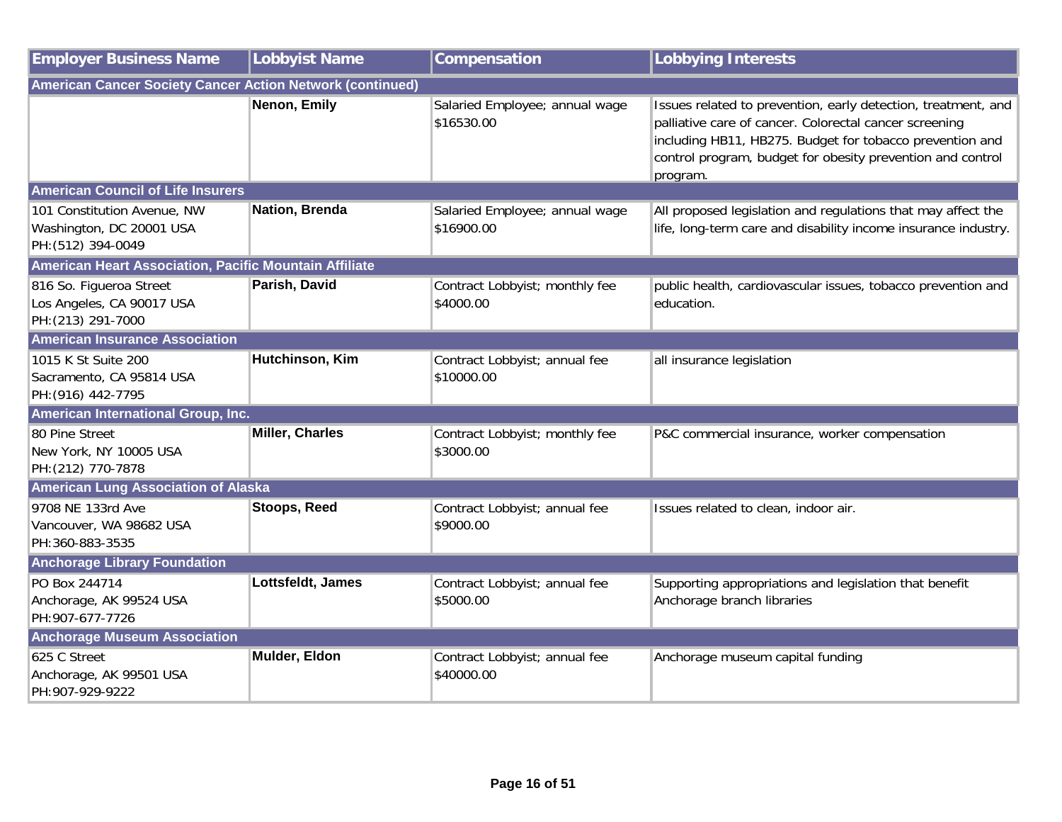| Employer Business Name | Lobbyist Name | Compensation | Lobbying Interests |
|---|---|---|---|
| **American Cancer Society Cancer Action Network (continued)** | | | |
| | **Nenon, Emily** | Salaried Employee; annual wage $16530.00 | Issues related to prevention, early detection, treatment, and palliative care of cancer. Colorectal cancer screening including HB11, HB275. Budget for tobacco prevention and control program, budget for obesity prevention and control program. |
| **American Council of Life Insurers** | | | |
| 101 Constitution Avenue, NW<br>Washington, DC 20001 USA<br>PH:(512) 394-0049 | **Nation, Brenda** | Salaried Employee; annual wage $16900.00 | All proposed legislation and regulations that may affect the life, long-term care and disability income insurance industry. |
| **American Heart Association, Pacific Mountain Affiliate** | | | |
| 816 So. Figueroa Street<br>Los Angeles, CA 90017 USA<br>PH:(213) 291-7000 | **Parish, David** | Contract Lobbyist; monthly fee $4000.00 | public health, cardiovascular issues, tobacco prevention and education. |
| **American Insurance Association** | | | |
| 1015 K St Suite 200<br>Sacramento, CA 95814 USA<br>PH:(916) 442-7795 | **Hutchinson, Kim** | Contract Lobbyist; annual fee $10000.00 | all insurance legislation |
| **American International Group, Inc.** | | | |
| 80 Pine Street<br>New York, NY 10005 USA<br>PH:(212) 770-7878 | **Miller, Charles** | Contract Lobbyist; monthly fee $3000.00 | P&C commercial insurance, worker compensation |
| **American Lung Association of Alaska** | | | |
| 9708 NE 133rd Ave<br>Vancouver, WA 98682 USA<br>PH:360-883-3535 | **Stoops, Reed** | Contract Lobbyist; annual fee $9000.00 | Issues related to clean, indoor air. |
| **Anchorage Library Foundation** | | | |
| PO Box 244714<br>Anchorage, AK 99524 USA<br>PH:907-677-7726 | **Lottsfeldt, James** | Contract Lobbyist; annual fee $5000.00 | Supporting appropriations and legislation that benefit Anchorage branch libraries |
| **Anchorage Museum Association** | | | |
| 625 C Street<br>Anchorage, AK 99501 USA<br>PH:907-929-9222 | **Mulder, Eldon** | Contract Lobbyist; annual fee $40000.00 | Anchorage museum capital funding |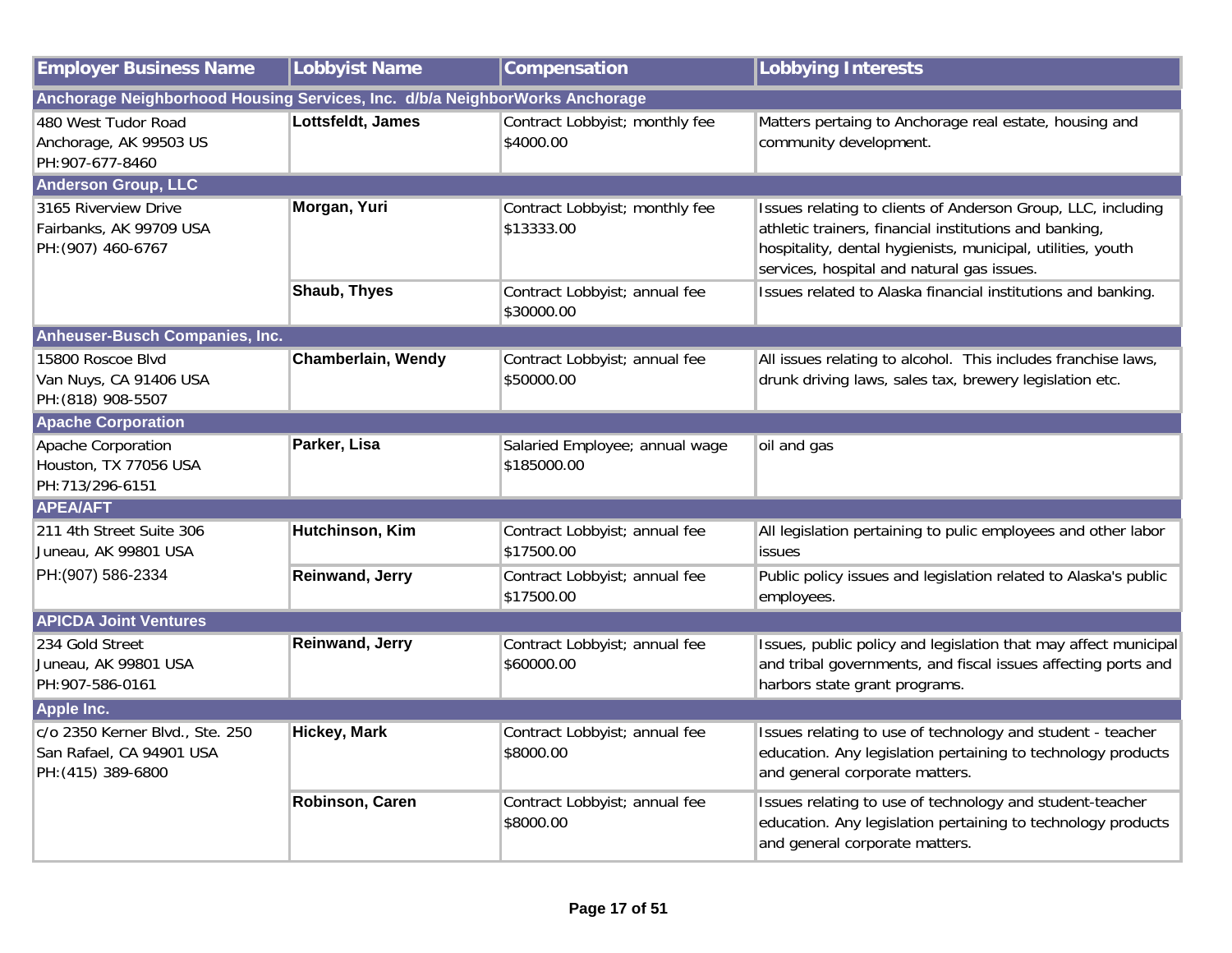| Employer Business Name | Lobbyist Name | Compensation | Lobbying Interests |
|---|---|---|---|
| **Anchorage Neighborhood Housing Services, Inc. d/b/a NeighborWorks Anchorage** | | | |
| 480 West Tudor Road<br>Anchorage, AK 99503 US<br>PH:907-677-8460 | **Lottsfeldt, James** | Contract Lobbyist; monthly fee<br>$4000.00 | Matters pertaing to Anchorage real estate, housing and community development. |
| **Anderson Group, LLC** | | | |
| 3165 Riverview Drive<br>Fairbanks, AK 99709 USA<br>PH:(907) 460-6767 | **Morgan, Yuri** | Contract Lobbyist; monthly fee<br>$13333.00 | Issues relating to clients of Anderson Group, LLC, including athletic trainers, financial institutions and banking, hospitality, dental hygienists, municipal, utilities, youth services, hospital and natural gas issues. |
| | **Shaub, Thyes** | Contract Lobbyist; annual fee<br>$30000.00 | Issues related to Alaska financial institutions and banking. |
| **Anheuser-Busch Companies, Inc.** | | | |
| 15800 Roscoe Blvd<br>Van Nuys, CA 91406 USA<br>PH:(818) 908-5507 | **Chamberlain, Wendy** | Contract Lobbyist; annual fee<br>$50000.00 | All issues relating to alcohol. This includes franchise laws, drunk driving laws, sales tax, brewery legislation etc. |
| **Apache Corporation** | | | |
| Apache Corporation<br>Houston, TX 77056 USA<br>PH:713/296-6151 | **Parker, Lisa** | Salaried Employee; annual wage<br>$185000.00 | oil and gas |
| **APEA/AFT** | | | |
| 211 4th Street Suite 306<br>Juneau, AK 99801 USA<br>PH:(907) 586-2334 | **Hutchinson, Kim** | Contract Lobbyist; annual fee<br>$17500.00 | All legislation pertaining to pulic employees and other labor issues |
| | **Reinwand, Jerry** | Contract Lobbyist; annual fee<br>$17500.00 | Public policy issues and legislation related to Alaska's public employees. |
| **APICDA Joint Ventures** | | | |
| 234 Gold Street<br>Juneau, AK 99801 USA<br>PH:907-586-0161 | **Reinwand, Jerry** | Contract Lobbyist; annual fee<br>$60000.00 | Issues, public policy and legislation that may affect municipal and tribal governments, and fiscal issues affecting ports and harbors state grant programs. |
| **Apple Inc.** | | | |
| c/o 2350 Kerner Blvd., Ste. 250<br>San Rafael, CA 94901 USA<br>PH:(415) 389-6800 | **Hickey, Mark** | Contract Lobbyist; annual fee<br>$8000.00 | Issues relating to use of technology and student - teacher education. Any legislation pertaining to technology products and general corporate matters. |
| | **Robinson, Caren** | Contract Lobbyist; annual fee<br>$8000.00 | Issues relating to use of technology and student-teacher education. Any legislation pertaining to technology products and general corporate matters. |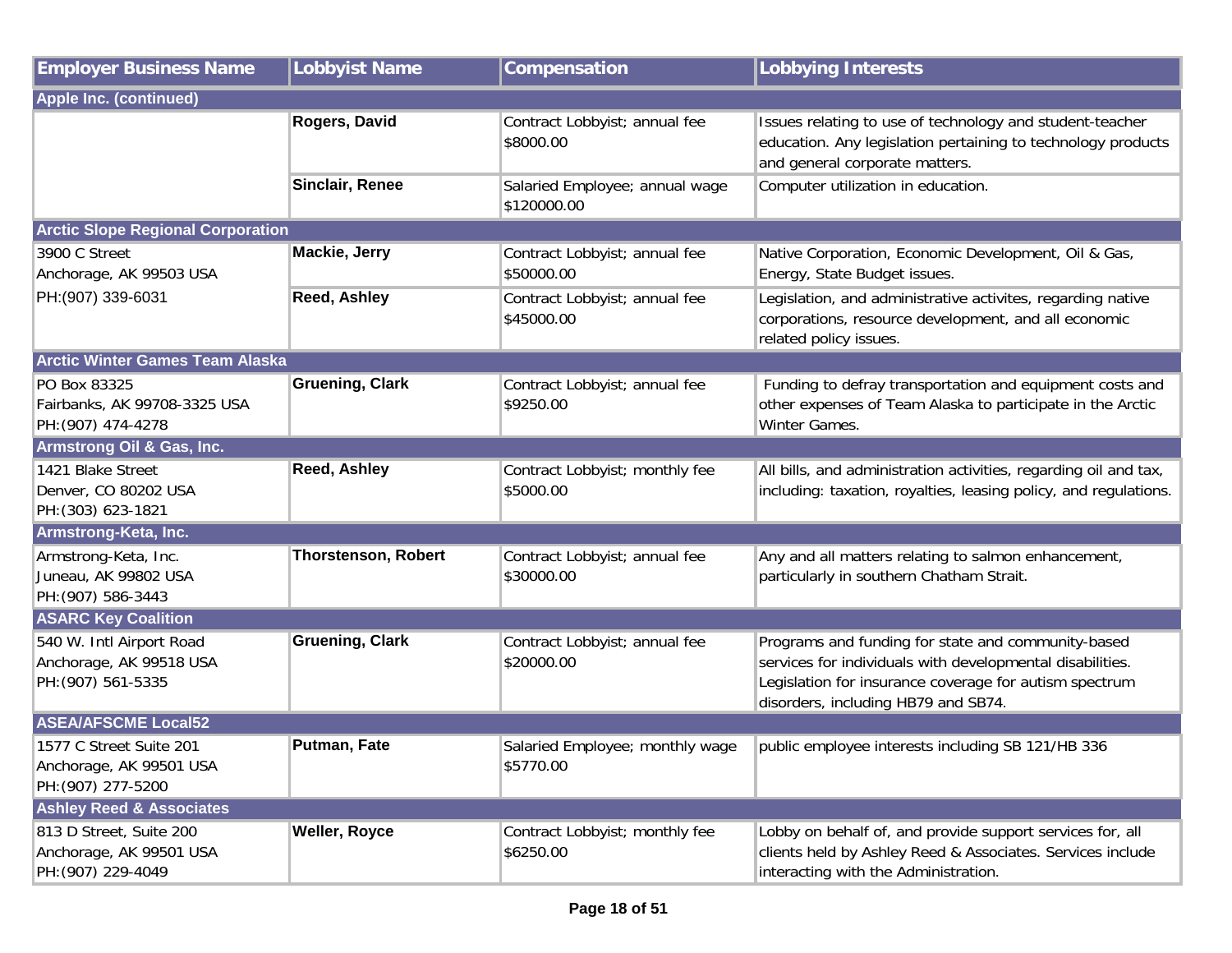| Employer Business Name | Lobbyist Name | Compensation | Lobbying Interests |
| --- | --- | --- | --- |
| **Apple Inc. (continued)** | | | |
| | **Rogers, David** | Contract Lobbyist; annual fee $8000.00 | Issues relating to use of technology and student-teacher education. Any legislation pertaining to technology products and general corporate matters. |
| | **Sinclair, Renee** | Salaried Employee; annual wage $120000.00 | Computer utilization in education. |
| **Arctic Slope Regional Corporation** | | | |
| 3900 C Street<br>Anchorage, AK 99503 USA<br>PH:(907) 339-6031 | **Mackie, Jerry** | Contract Lobbyist; annual fee $50000.00 | Native Corporation, Economic Development, Oil & Gas, Energy, State Budget issues. |
| | **Reed, Ashley** | Contract Lobbyist; annual fee $45000.00 | Legislation, and administrative activites, regarding native corporations, resource development, and all economic related policy issues. |
| **Arctic Winter Games Team Alaska** | | | |
| PO Box 83325<br>Fairbanks, AK 99708-3325 USA<br>PH:(907) 474-4278 | **Gruening, Clark** | Contract Lobbyist; annual fee $9250.00 | Funding to defray transportation and equipment costs and other expenses of Team Alaska to participate in the Arctic Winter Games. |
| **Armstrong Oil & Gas, Inc.** | | | |
| 1421 Blake Street<br>Denver, CO 80202 USA<br>PH:(303) 623-1821 | **Reed, Ashley** | Contract Lobbyist; monthly fee $5000.00 | All bills, and administration activities, regarding oil and tax, including: taxation, royalties, leasing policy, and regulations. |
| **Armstrong-Keta, Inc.** | | | |
| Armstrong-Keta, Inc.<br>Juneau, AK 99802 USA<br>PH:(907) 586-3443 | **Thorstenson, Robert** | Contract Lobbyist; annual fee $30000.00 | Any and all matters relating to salmon enhancement, particularly in southern Chatham Strait. |
| **ASARC Key Coalition** | | | |
| 540 W. Intl Airport Road<br>Anchorage, AK 99518 USA<br>PH:(907) 561-5335 | **Gruening, Clark** | Contract Lobbyist; annual fee $20000.00 | Programs and funding for state and community-based services for individuals with developmental disabilities. Legislation for insurance coverage for autism spectrum disorders, including HB79 and SB74. |
| **ASEA/AFSCME Local52** | | | |
| 1577 C Street Suite 201<br>Anchorage, AK 99501 USA<br>PH:(907) 277-5200 | **Putman, Fate** | Salaried Employee; monthly wage $5770.00 | public employee interests including SB 121/HB 336 |
| **Ashley Reed & Associates** | | | |
| 813 D Street, Suite 200<br>Anchorage, AK 99501 USA<br>PH:(907) 229-4049 | **Weller, Royce** | Contract Lobbyist; monthly fee $6250.00 | Lobby on behalf of, and provide support services for, all clients held by Ashley Reed & Associates. Services include interacting with the Administration. |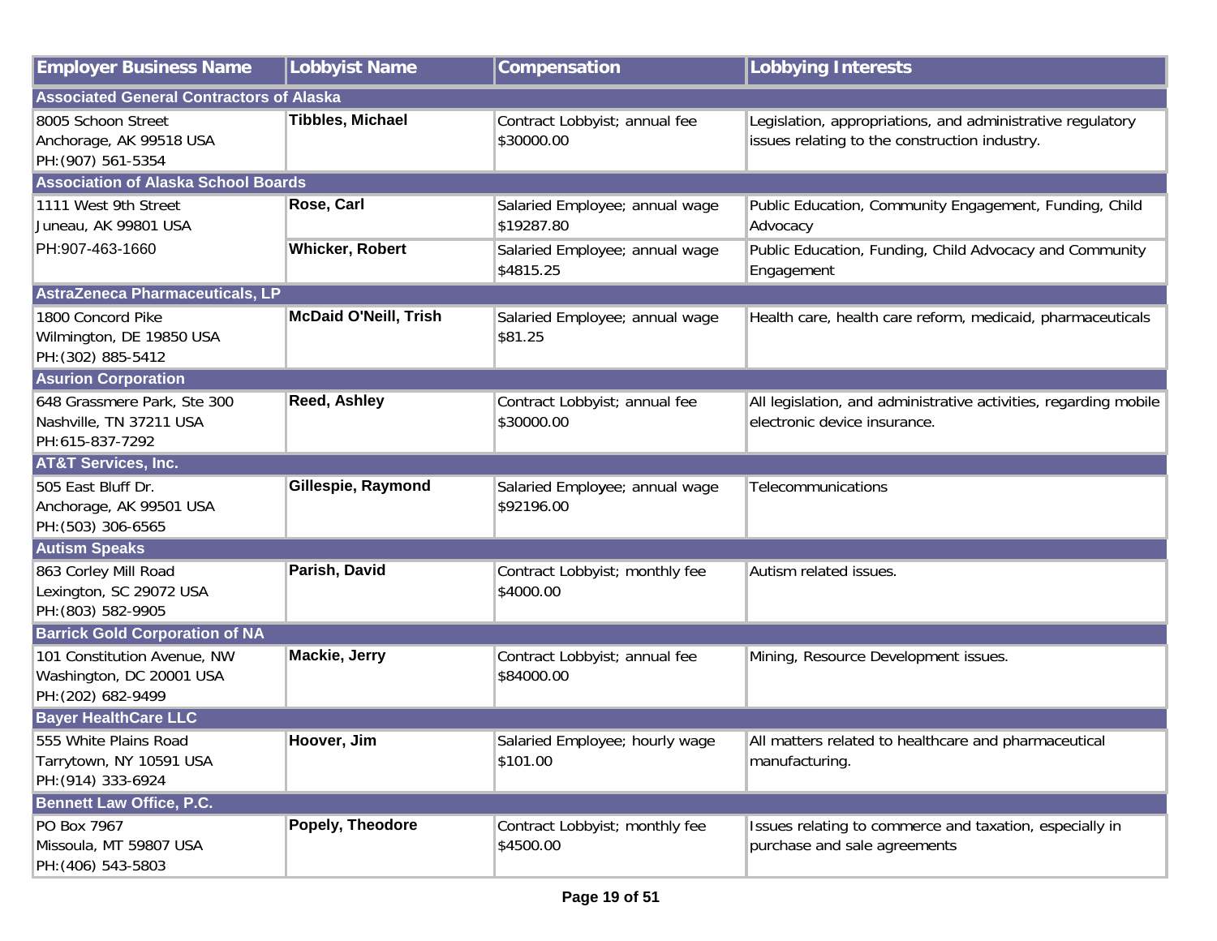| Employer Business Name | Lobbyist Name | Compensation | Lobbying Interests |
|---|---|---|---|
| **Associated General Contractors of Alaska** | | | |
| 8005 Schoon Street<br>Anchorage, AK 99518 USA<br>PH:(907) 561-5354 | **Tibbles, Michael** | Contract Lobbyist; annual fee $30000.00 | Legislation, appropriations, and administrative regulatory issues relating to the construction industry. |
| **Association of Alaska School Boards** | | | |
| 1111 West 9th Street<br>Juneau, AK 99801 USA<br>PH:907-463-1660 | **Rose, Carl** | Salaried Employee; annual wage $19287.80 | Public Education, Community Engagement, Funding, Child Advocacy |
| | **Whicker, Robert** | Salaried Employee; annual wage $4815.25 | Public Education, Funding, Child Advocacy and Community Engagement |
| **AstraZeneca Pharmaceuticals, LP** | | | |
| 1800 Concord Pike<br>Wilmington, DE 19850 USA<br>PH:(302) 885-5412 | **McDaid O'Neill, Trish** | Salaried Employee; annual wage $81.25 | Health care, health care reform, medicaid, pharmaceuticals |
| **Asurion Corporation** | | | |
| 648 Grassmere Park, Ste 300<br>Nashville, TN 37211 USA<br>PH:615-837-7292 | **Reed, Ashley** | Contract Lobbyist; annual fee $30000.00 | All legislation, and administrative activities, regarding mobile electronic device insurance. |
| **AT&T Services, Inc.** | | | |
| 505 East Bluff Dr.<br>Anchorage, AK 99501 USA<br>PH:(503) 306-6565 | **Gillespie, Raymond** | Salaried Employee; annual wage $92196.00 | Telecommunications |
| **Autism Speaks** | | | |
| 863 Corley Mill Road<br>Lexington, SC 29072 USA<br>PH:(803) 582-9905 | **Parish, David** | Contract Lobbyist; monthly fee $4000.00 | Autism related issues. |
| **Barrick Gold Corporation of NA** | | | |
| 101 Constitution Avenue, NW<br>Washington, DC 20001 USA<br>PH:(202) 682-9499 | **Mackie, Jerry** | Contract Lobbyist; annual fee $84000.00 | Mining, Resource Development issues. |
| **Bayer HealthCare LLC** | | | |
| 555 White Plains Road<br>Tarrytown, NY 10591 USA<br>PH:(914) 333-6924 | **Hoover, Jim** | Salaried Employee; hourly wage $101.00 | All matters related to healthcare and pharmaceutical manufacturing. |
| **Bennett Law Office, P.C.** | | | |
| PO Box 7967<br>Missoula, MT 59807 USA<br>PH:(406) 543-5803 | **Popely, Theodore** | Contract Lobbyist; monthly fee $4500.00 | Issues relating to commerce and taxation, especially in purchase and sale agreements |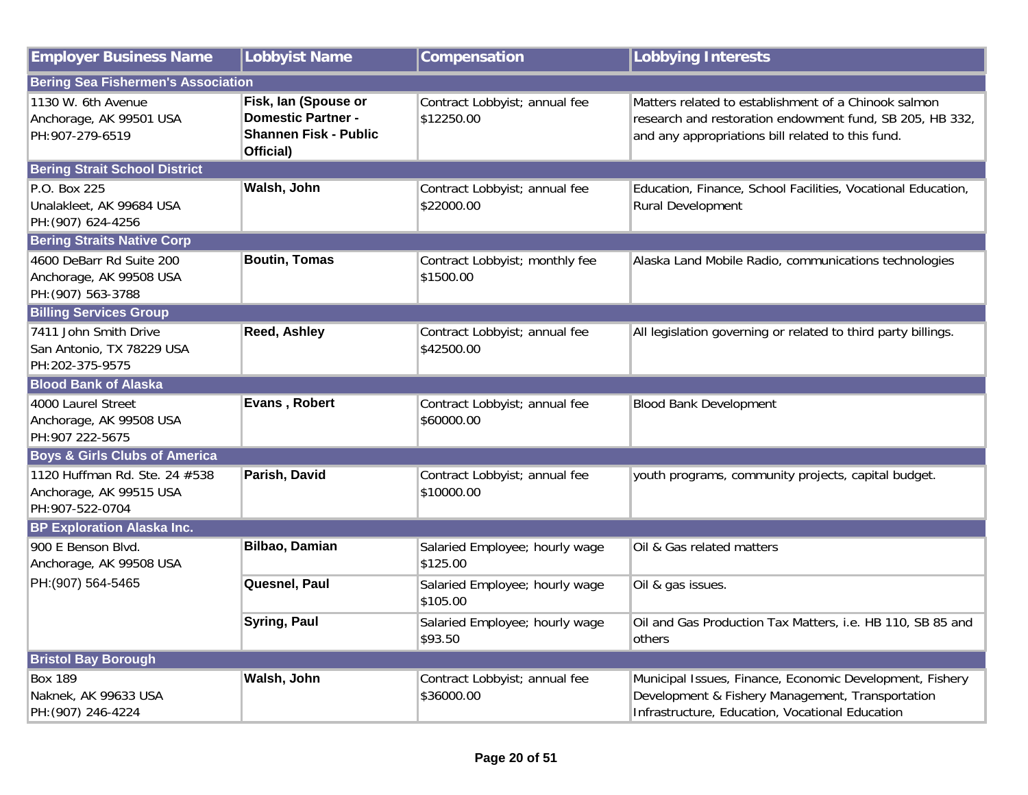| Employer Business Name | Lobbyist Name | Compensation | Lobbying Interests |
|---|---|---|---|
| **Bering Sea Fishermen's Association** | | | |
| 1130 W. 6th Avenue<br>Anchorage, AK 99501 USA<br>PH:907-279-6519 | **Fisk, Ian (Spouse or Domestic Partner - Shannen Fisk - Public Official)** | Contract Lobbyist; annual fee $12250.00 | Matters related to establishment of a Chinook salmon research and restoration endowment fund, SB 205, HB 332, and any appropriations bill related to this fund. |
| **Bering Strait School District** | | | |
| P.O. Box 225<br>Unalakleet, AK 99684 USA<br>PH:(907) 624-4256 | **Walsh, John** | Contract Lobbyist; annual fee $22000.00 | Education, Finance, School Facilities, Vocational Education, Rural Development |
| **Bering Straits Native Corp** | | | |
| 4600 DeBarr Rd Suite 200<br>Anchorage, AK 99508 USA<br>PH:(907) 563-3788 | **Boutin, Tomas** | Contract Lobbyist; monthly fee $1500.00 | Alaska Land Mobile Radio, communications technologies |
| **Billing Services Group** | | | |
| 7411 John Smith Drive<br>San Antonio, TX 78229 USA<br>PH:202-375-9575 | **Reed, Ashley** | Contract Lobbyist; annual fee $42500.00 | All legislation governing or related to third party billings. |
| **Blood Bank of Alaska** | | | |
| 4000 Laurel Street<br>Anchorage, AK 99508 USA<br>PH:907 222-5675 | **Evans , Robert** | Contract Lobbyist; annual fee $60000.00 | Blood Bank Development |
| **Boys & Girls Clubs of America** | | | |
| 1120 Huffman Rd. Ste. 24 #538<br>Anchorage, AK 99515 USA<br>PH:907-522-0704 | **Parish, David** | Contract Lobbyist; annual fee $10000.00 | youth programs, community projects, capital budget. |
| **BP Exploration Alaska Inc.** | | | |
| 900 E Benson Blvd.<br>Anchorage, AK 99508 USA<br>PH:(907) 564-5465 | **Bilbao, Damian** | Salaried Employee; hourly wage $125.00 | Oil & Gas related matters |
| | **Quesnel, Paul** | Salaried Employee; hourly wage $105.00 | Oil & gas issues. |
| | **Syring, Paul** | Salaried Employee; hourly wage $93.50 | Oil and Gas Production Tax Matters, i.e. HB 110, SB 85 and others |
| **Bristol Bay Borough** | | | |
| Box 189<br>Naknek, AK 99633 USA<br>PH:(907) 246-4224 | **Walsh, John** | Contract Lobbyist; annual fee $36000.00 | Municipal Issues, Finance, Economic Development, Fishery Development & Fishery Management, Transportation Infrastructure, Education, Vocational Education |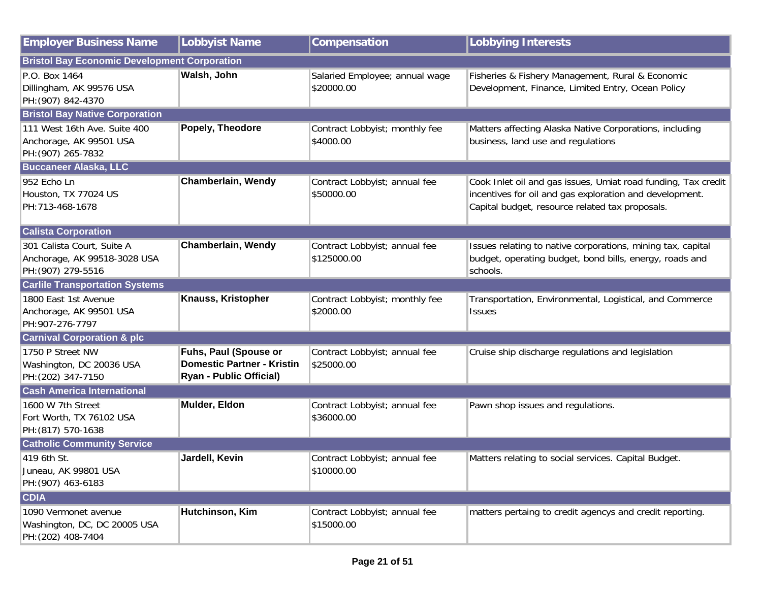| Employer Business Name | Lobbyist Name | Compensation | Lobbying Interests |
|---|---|---|---|
| **Bristol Bay Economic Development Corporation** | | | |
| P.O. Box 1464<br>Dillingham, AK 99576 USA<br>PH:(907) 842-4370 | **Walsh, John** | Salaried Employee; annual wage<br>$20000.00 | Fisheries & Fishery Management, Rural & Economic Development, Finance, Limited Entry, Ocean Policy |
| **Bristol Bay Native Corporation** | | | |
| 111 West 16th Ave. Suite 400<br>Anchorage, AK 99501 USA<br>PH:(907) 265-7832 | **Popely, Theodore** | Contract Lobbyist; monthly fee<br>$4000.00 | Matters affecting Alaska Native Corporations, including business, land use and regulations |
| **Buccaneer Alaska, LLC** | | | |
| 952 Echo Ln<br>Houston, TX 77024 US<br>PH:713-468-1678 | **Chamberlain, Wendy** | Contract Lobbyist; annual fee<br>$50000.00 | Cook Inlet oil and gas issues, Umiat road funding, Tax credit incentives for oil and gas exploration and development. Capital budget, resource related tax proposals. |
| **Calista Corporation** | | | |
| 301 Calista Court, Suite A<br>Anchorage, AK 99518-3028 USA<br>PH:(907) 279-5516 | **Chamberlain, Wendy** | Contract Lobbyist; annual fee<br>$125000.00 | Issues relating to native corporations, mining tax, capital budget, operating budget, bond bills, energy, roads and schools. |
| **Carlile Transportation Systems** | | | |
| 1800 East 1st Avenue<br>Anchorage, AK 99501 USA<br>PH:907-276-7797 | **Knauss, Kristopher** | Contract Lobbyist; monthly fee<br>$2000.00 | Transportation, Environmental, Logistical, and Commerce Issues |
| **Carnival Corporation & plc** | | | |
| 1750 P Street NW<br>Washington, DC 20036 USA<br>PH:(202) 347-7150 | **Fuhs, Paul (Spouse or Domestic Partner - Kristin Ryan - Public Official)** | Contract Lobbyist; annual fee<br>$25000.00 | Cruise ship discharge regulations and legislation |
| **Cash America International** | | | |
| 1600 W 7th Street<br>Fort Worth, TX 76102 USA<br>PH:(817) 570-1638 | **Mulder, Eldon** | Contract Lobbyist; annual fee<br>$36000.00 | Pawn shop issues and regulations. |
| **Catholic Community Service** | | | |
| 419 6th St.<br>Juneau, AK 99801 USA<br>PH:(907) 463-6183 | **Jardell, Kevin** | Contract Lobbyist; annual fee<br>$10000.00 | Matters relating to social services. Capital Budget. |
| **CDIA** | | | |
| 1090 Vermonet avenue<br>Washington, DC, DC 20005 USA<br>PH:(202) 408-7404 | **Hutchinson, Kim** | Contract Lobbyist; annual fee<br>$15000.00 | matters pertaing to credit agencys and credit reporting. |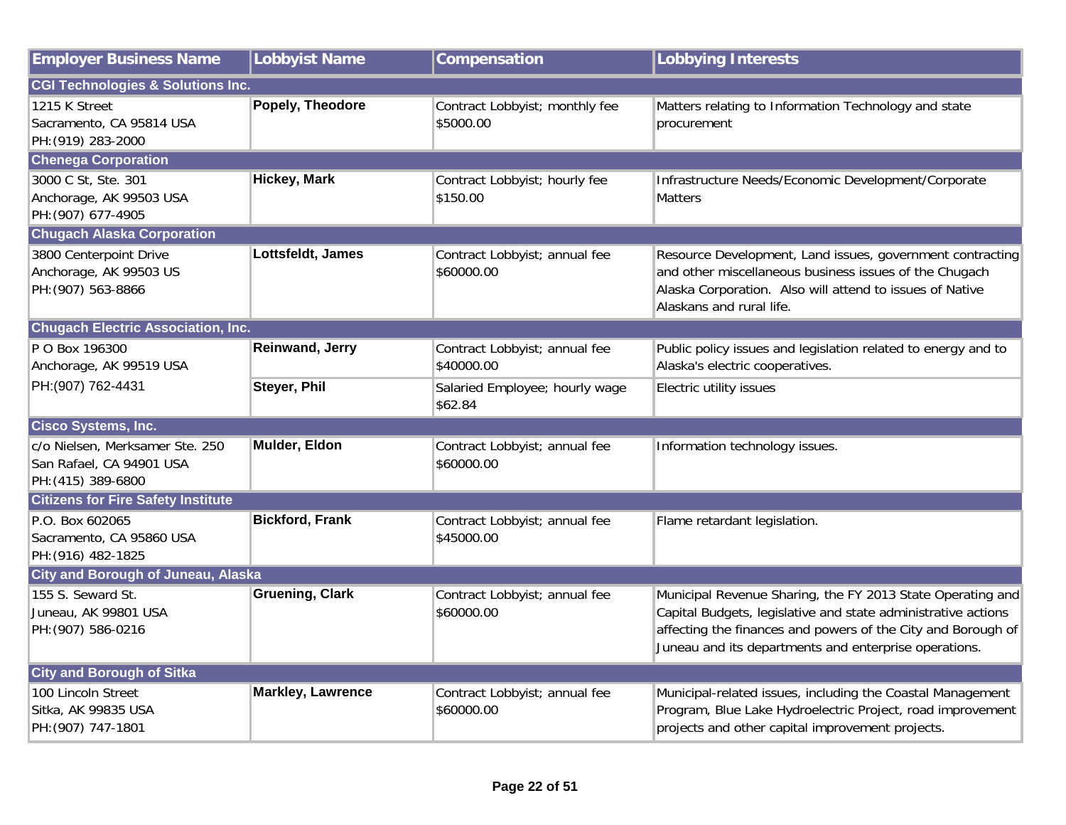| Employer Business Name | Lobbyist Name | Compensation | Lobbying Interests |
|---|---|---|---|
| **CGI Technologies & Solutions Inc.** | | | |
| 1215 K Street<br>Sacramento, CA 95814 USA<br>PH:(919) 283-2000 | **Popely, Theodore** | Contract Lobbyist; monthly fee $5000.00 | Matters relating to Information Technology and state procurement |
| **Chenega Corporation** | | | |
| 3000 C St, Ste. 301<br>Anchorage, AK 99503 USA<br>PH:(907) 677-4905 | **Hickey, Mark** | Contract Lobbyist; hourly fee $150.00 | Infrastructure Needs/Economic Development/Corporate Matters |
| **Chugach Alaska Corporation** | | | |
| 3800 Centerpoint Drive<br>Anchorage, AK 99503 US<br>PH:(907) 563-8866 | **Lottsfeldt, James** | Contract Lobbyist; annual fee $60000.00 | Resource Development, Land issues, government contracting and other miscellaneous business issues of the Chugach Alaska Corporation. Also will attend to issues of Native Alaskans and rural life. |
| **Chugach Electric Association, Inc.** | | | |
| P O Box 196300<br>Anchorage, AK 99519 USA<br>PH:(907) 762-4431 | **Reinwand, Jerry** | Contract Lobbyist; annual fee $40000.00 | Public policy issues and legislation related to energy and to Alaska's electric cooperatives. |
| | **Steyer, Phil** | Salaried Employee; hourly wage $62.84 | Electric utility issues |
| **Cisco Systems, Inc.** | | | |
| c/o Nielsen, Merksamer Ste. 250<br>San Rafael, CA 94901 USA<br>PH:(415) 389-6800 | **Mulder, Eldon** | Contract Lobbyist; annual fee $60000.00 | Information technology issues. |
| **Citizens for Fire Safety Institute** | | | |
| P.O. Box 602065<br>Sacramento, CA 95860 USA<br>PH:(916) 482-1825 | **Bickford, Frank** | Contract Lobbyist; annual fee $45000.00 | Flame retardant legislation. |
| **City and Borough of Juneau, Alaska** | | | |
| 155 S. Seward St.<br>Juneau, AK 99801 USA<br>PH:(907) 586-0216 | **Gruening, Clark** | Contract Lobbyist; annual fee $60000.00 | Municipal Revenue Sharing, the FY 2013 State Operating and Capital Budgets, legislative and state administrative actions affecting the finances and powers of the City and Borough of Juneau and its departments and enterprise operations. |
| **City and Borough of Sitka** | | | |
| 100 Lincoln Street<br>Sitka, AK 99835 USA<br>PH:(907) 747-1801 | **Markley, Lawrence** | Contract Lobbyist; annual fee $60000.00 | Municipal-related issues, including the Coastal Management Program, Blue Lake Hydroelectric Project, road improvement projects and other capital improvement projects. |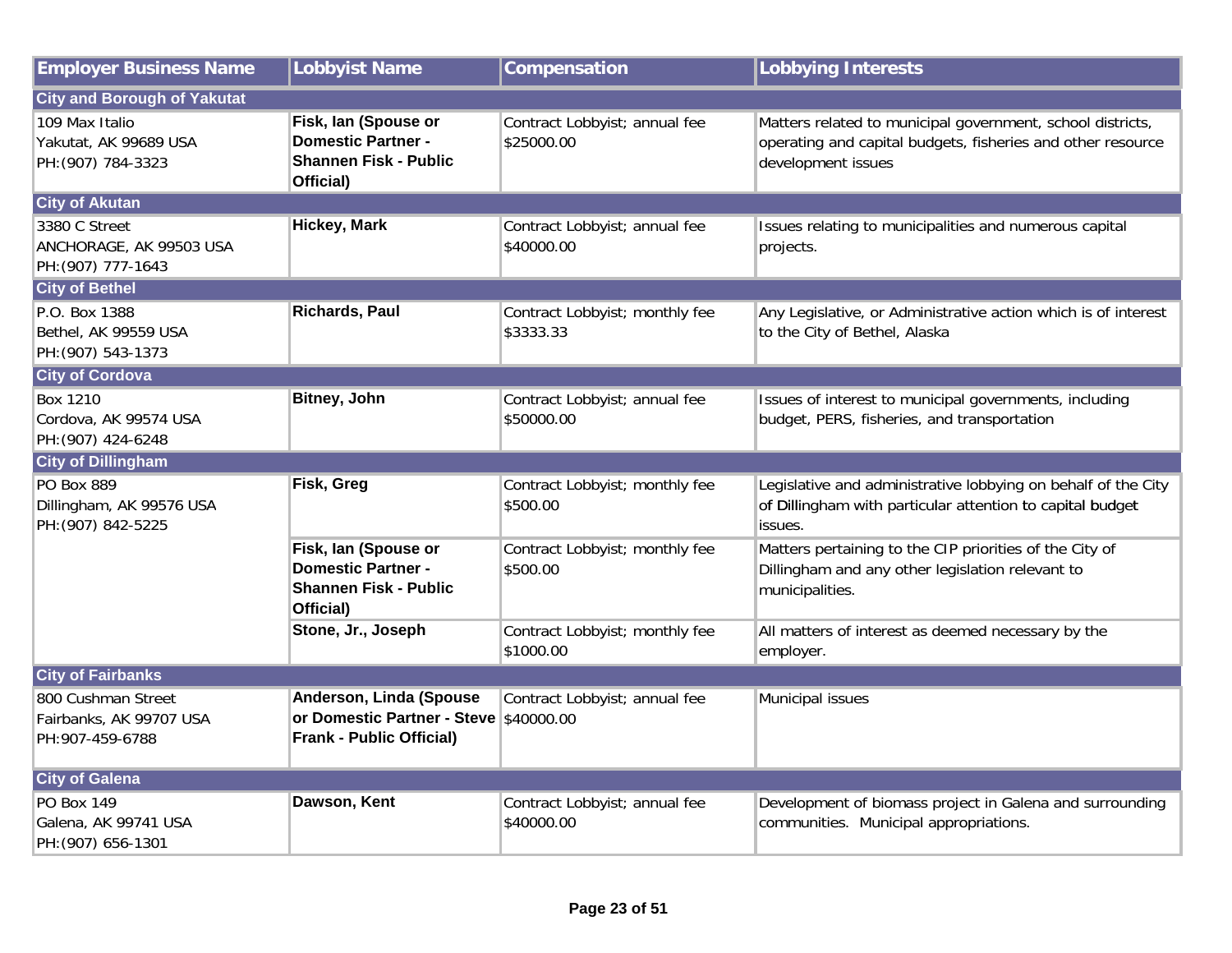| Employer Business Name | Lobbyist Name | Compensation | Lobbying Interests |
|---|---|---|---|
| **City and Borough of Yakutat** | | | |
| 109 Max Italio<br>Yakutat, AK 99689 USA<br>PH:(907) 784-3323 | **Fisk, Ian (Spouse or Domestic Partner - Shannen Fisk - Public Official)** | Contract Lobbyist; annual fee $25000.00 | Matters related to municipal government, school districts, operating and capital budgets, fisheries and other resource development issues |
| **City of Akutan** | | | |
| 3380 C Street<br>ANCHORAGE, AK 99503 USA<br>PH:(907) 777-1643 | **Hickey, Mark** | Contract Lobbyist; annual fee $40000.00 | Issues relating to municipalities and numerous capital projects. |
| **City of Bethel** | | | |
| P.O. Box 1388<br>Bethel, AK 99559 USA<br>PH:(907) 543-1373 | **Richards, Paul** | Contract Lobbyist; monthly fee $3333.33 | Any Legislative, or Administrative action which is of interest to the City of Bethel, Alaska |
| **City of Cordova** | | | |
| Box 1210<br>Cordova, AK 99574 USA<br>PH:(907) 424-6248 | **Bitney, John** | Contract Lobbyist; annual fee $50000.00 | Issues of interest to municipal governments, including budget, PERS, fisheries, and transportation |
| **City of Dillingham** | | | |
| PO Box 889<br>Dillingham, AK 99576 USA<br>PH:(907) 842-5225 | **Fisk, Greg** | Contract Lobbyist; monthly fee $500.00 | Legislative and administrative lobbying on behalf of the City of Dillingham with particular attention to capital budget issues. |
| | **Fisk, Ian (Spouse or Domestic Partner - Shannen Fisk - Public Official)** | Contract Lobbyist; monthly fee $500.00 | Matters pertaining to the CIP priorities of the City of Dillingham and any other legislation relevant to municipalities. |
| | **Stone, Jr., Joseph** | Contract Lobbyist; monthly fee $1000.00 | All matters of interest as deemed necessary by the employer. |
| **City of Fairbanks** | | | |
| 800 Cushman Street<br>Fairbanks, AK 99707 USA<br>PH:907-459-6788 | **Anderson, Linda (Spouse or Domestic Partner - Steve Frank - Public Official)** | Contract Lobbyist; annual fee $40000.00 | Municipal issues |
| **City of Galena** | | | |
| PO Box 149<br>Galena, AK 99741 USA<br>PH:(907) 656-1301 | **Dawson, Kent** | Contract Lobbyist; annual fee $40000.00 | Development of biomass project in Galena and surrounding communities. Municipal appropriations. |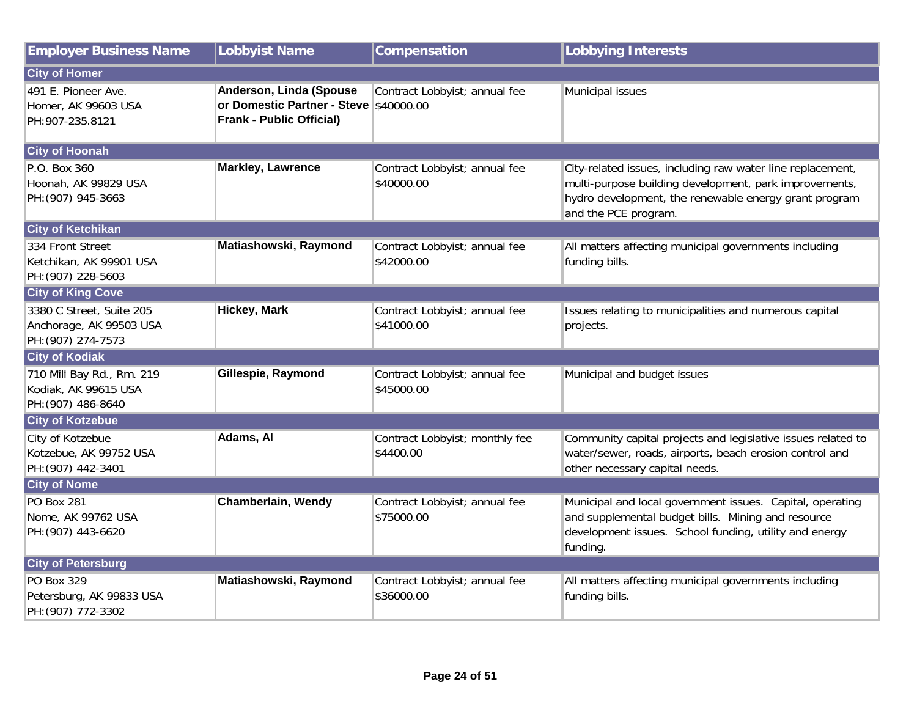| Employer Business Name | Lobbyist Name | Compensation | Lobbying Interests |
| --- | --- | --- | --- |
| **City of Homer** | | | |
| 491 E. Pioneer Ave.<br>Homer, AK 99603 USA<br>PH:907-235.8121 | **Anderson, Linda (Spouse or Domestic Partner - Steve Frank - Public Official)** | Contract Lobbyist; annual fee<br>$40000.00 | Municipal issues |
| **City of Hoonah** | | | |
| P.O. Box 360<br>Hoonah, AK 99829 USA<br>PH:(907) 945-3663 | **Markley, Lawrence** | Contract Lobbyist; annual fee<br>$40000.00 | City-related issues, including raw water line replacement, multi-purpose building development, park improvements, hydro development, the renewable energy grant program and the PCE program. |
| **City of Ketchikan** | | | |
| 334 Front Street<br>Ketchikan, AK 99901 USA<br>PH:(907) 228-5603 | **Matiashowski, Raymond** | Contract Lobbyist; annual fee<br>$42000.00 | All matters affecting municipal governments including funding bills. |
| **City of King Cove** | | | |
| 3380 C Street, Suite 205<br>Anchorage, AK 99503 USA<br>PH:(907) 274-7573 | **Hickey, Mark** | Contract Lobbyist; annual fee<br>$41000.00 | Issues relating to municipalities and numerous capital projects. |
| **City of Kodiak** | | | |
| 710 Mill Bay Rd., Rm. 219<br>Kodiak, AK 99615 USA<br>PH:(907) 486-8640 | **Gillespie, Raymond** | Contract Lobbyist; annual fee<br>$45000.00 | Municipal and budget issues |
| **City of Kotzebue** | | | |
| City of Kotzebue<br>Kotzebue, AK 99752 USA<br>PH:(907) 442-3401 | **Adams, Al** | Contract Lobbyist; monthly fee<br>$4400.00 | Community capital projects and legislative issues related to water/sewer, roads, airports, beach erosion control and other necessary capital needs. |
| **City of Nome** | | | |
| PO Box 281<br>Nome, AK 99762 USA<br>PH:(907) 443-6620 | **Chamberlain, Wendy** | Contract Lobbyist; annual fee<br>$75000.00 | Municipal and local government issues. Capital, operating and supplemental budget bills. Mining and resource development issues. School funding, utility and energy funding. |
| **City of Petersburg** | | | |
| PO Box 329<br>Petersburg, AK 99833 USA<br>PH:(907) 772-3302 | **Matiashowski, Raymond** | Contract Lobbyist; annual fee<br>$36000.00 | All matters affecting municipal governments including funding bills. |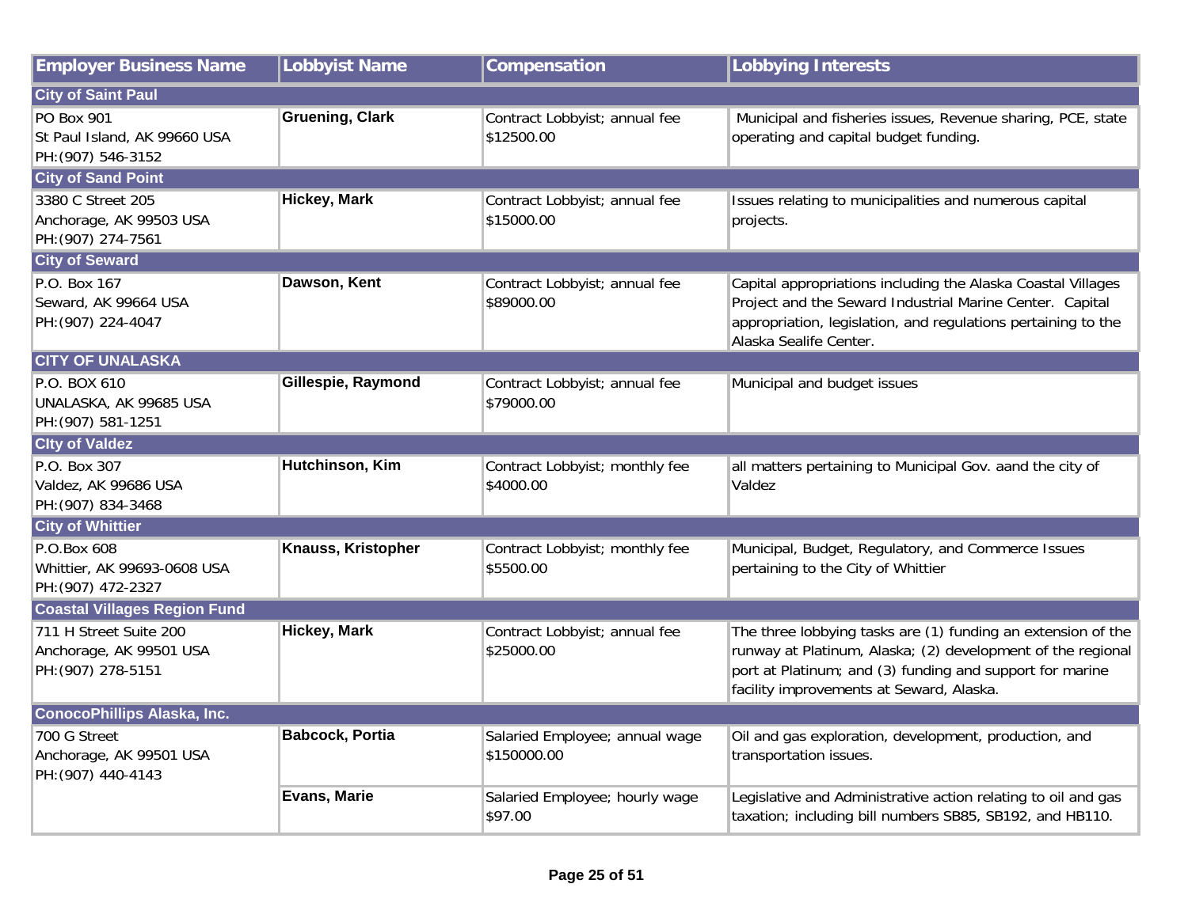| Employer Business Name | Lobbyist Name | Compensation | Lobbying Interests |
|---|---|---|---|
| **City of Saint Paul** | | | |
| PO Box 901<br>St Paul Island, AK 99660 USA<br>PH:(907) 546-3152 | **Gruening, Clark** | Contract Lobbyist; annual fee<br>$12500.00 | Municipal and fisheries issues, Revenue sharing, PCE, state operating and capital budget funding. |
| **City of Sand Point** | | | |
| 3380 C Street 205<br>Anchorage, AK 99503 USA<br>PH:(907) 274-7561 | **Hickey, Mark** | Contract Lobbyist; annual fee<br>$15000.00 | Issues relating to municipalities and numerous capital projects. |
| **City of Seward** | | | |
| P.O. Box 167<br>Seward, AK 99664 USA<br>PH:(907) 224-4047 | **Dawson, Kent** | Contract Lobbyist; annual fee<br>$89000.00 | Capital appropriations including the Alaska Coastal Villages Project and the Seward Industrial Marine Center. Capital appropriation, legislation, and regulations pertaining to the Alaska Sealife Center. |
| **CITY OF UNALASKA** | | | |
| P.O. BOX 610<br>UNALASKA, AK 99685 USA<br>PH:(907) 581-1251 | **Gillespie, Raymond** | Contract Lobbyist; annual fee<br>$79000.00 | Municipal and budget issues |
| **CIty of Valdez** | | | |
| P.O. Box 307<br>Valdez, AK 99686 USA<br>PH:(907) 834-3468 | **Hutchinson, Kim** | Contract Lobbyist; monthly fee<br>$4000.00 | all matters pertaining to Municipal Gov. aand the city of Valdez |
| **City of Whittier** | | | |
| P.O.Box 608<br>Whittier, AK 99693-0608 USA<br>PH:(907) 472-2327 | **Knauss, Kristopher** | Contract Lobbyist; monthly fee<br>$5500.00 | Municipal, Budget, Regulatory, and Commerce Issues pertaining to the City of Whittier |
| **Coastal Villages Region Fund** | | | |
| 711 H Street Suite 200<br>Anchorage, AK 99501 USA<br>PH:(907) 278-5151 | **Hickey, Mark** | Contract Lobbyist; annual fee<br>$25000.00 | The three lobbying tasks are (1) funding an extension of the runway at Platinum, Alaska; (2) development of the regional port at Platinum; and (3) funding and support for marine facility improvements at Seward, Alaska. |
| **ConocoPhillips Alaska, Inc.** | | | |
| 700 G Street<br>Anchorage, AK 99501 USA<br>PH:(907) 440-4143 | **Babcock, Portia** | Salaried Employee; annual wage<br>$150000.00 | Oil and gas exploration, development, production, and transportation issues. |
| | **Evans, Marie** | Salaried Employee; hourly wage<br>$97.00 | Legislative and Administrative action relating to oil and gas taxation; including bill numbers SB85, SB192, and HB110. |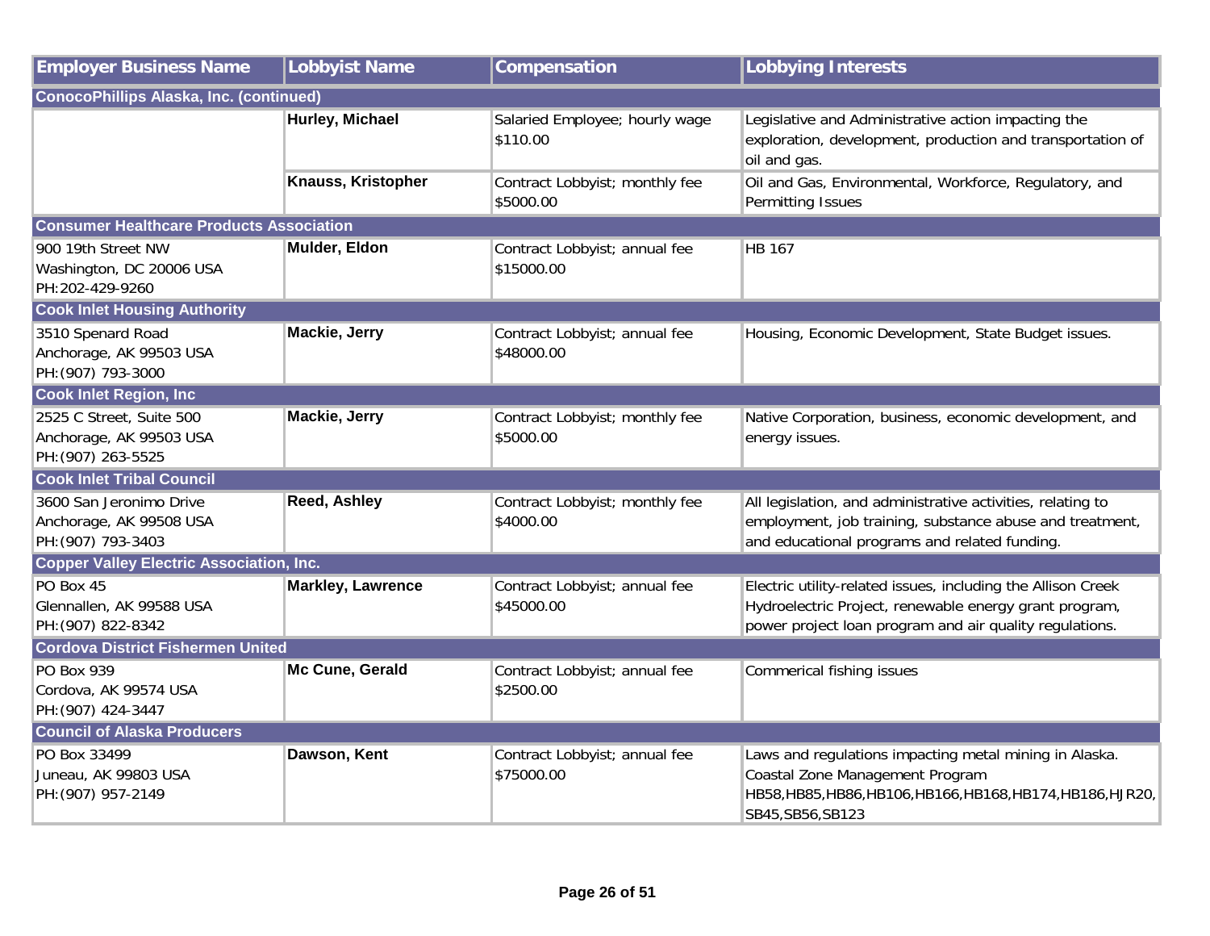| Employer Business Name | Lobbyist Name | Compensation | Lobbying Interests |
|---|---|---|---|
| **ConocoPhillips Alaska, Inc. (continued)** | | | |
| | **Hurley, Michael** | Salaried Employee; hourly wage $110.00 | Legislative and Administrative action impacting the exploration, development, production and transportation of oil and gas. |
| | **Knauss, Kristopher** | Contract Lobbyist; monthly fee $5000.00 | Oil and Gas, Environmental, Workforce, Regulatory, and Permitting Issues |
| **Consumer Healthcare Products Association** | | | |
| 900 19th Street NW<br>Washington, DC 20006 USA<br>PH:202-429-9260 | **Mulder, Eldon** | Contract Lobbyist; annual fee $15000.00 | HB 167 |
| **Cook Inlet Housing Authority** | | | |
| 3510 Spenard Road<br>Anchorage, AK 99503 USA<br>PH:(907) 793-3000 | **Mackie, Jerry** | Contract Lobbyist; annual fee $48000.00 | Housing, Economic Development, State Budget issues. |
| **Cook Inlet Region, Inc** | | | |
| 2525 C Street, Suite 500<br>Anchorage, AK 99503 USA<br>PH:(907) 263-5525 | **Mackie, Jerry** | Contract Lobbyist; monthly fee $5000.00 | Native Corporation, business, economic development, and energy issues. |
| **Cook Inlet Tribal Council** | | | |
| 3600 San Jeronimo Drive<br>Anchorage, AK 99508 USA<br>PH:(907) 793-3403 | **Reed, Ashley** | Contract Lobbyist; monthly fee $4000.00 | All legislation, and administrative activities, relating to employment, job training, substance abuse and treatment, and educational programs and related funding. |
| **Copper Valley Electric Association, Inc.** | | | |
| PO Box 45<br>Glennallen, AK 99588 USA<br>PH:(907) 822-8342 | **Markley, Lawrence** | Contract Lobbyist; annual fee $45000.00 | Electric utility-related issues, including the Allison Creek Hydroelectric Project, renewable energy grant program, power project loan program and air quality regulations. |
| **Cordova District Fishermen United** | | | |
| PO Box 939<br>Cordova, AK 99574 USA<br>PH:(907) 424-3447 | **Mc Cune, Gerald** | Contract Lobbyist; annual fee $2500.00 | Commerical fishing issues |
| **Council of Alaska Producers** | | | |
| PO Box 33499<br>Juneau, AK 99803 USA<br>PH:(907) 957-2149 | **Dawson, Kent** | Contract Lobbyist; annual fee $75000.00 | Laws and regulations impacting metal mining in Alaska. Coastal Zone Management Program HB58,HB85,HB86,HB106,HB166,HB168,HB174,HB186,HJR20,SB45,SB56,SB123 |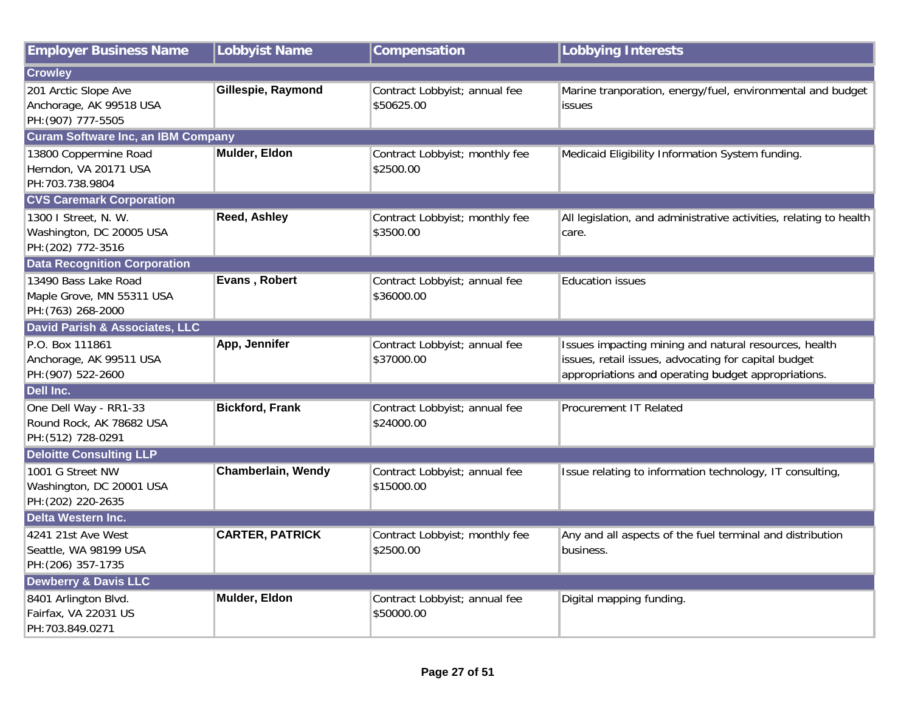| Employer Business Name | Lobbyist Name | Compensation | Lobbying Interests |
|---|---|---|---|
| **Crowley** | | | |
| 201 Arctic Slope Ave<br>Anchorage, AK 99518 USA<br>PH:(907) 777-5505 | **Gillespie, Raymond** | Contract Lobbyist; annual fee<br>$50625.00 | Marine tranporation, energy/fuel, environmental and budget issues |
| **Curam Software Inc, an IBM Company** | | | |
| 13800 Coppermine Road<br>Herndon, VA 20171 USA<br>PH:703.738.9804 | **Mulder, Eldon** | Contract Lobbyist; monthly fee<br>$2500.00 | Medicaid Eligibility Information System funding. |
| **CVS Caremark Corporation** | | | |
| 1300 I Street, N. W.<br>Washington, DC 20005 USA<br>PH:(202) 772-3516 | **Reed, Ashley** | Contract Lobbyist; monthly fee<br>$3500.00 | All legislation, and administrative activities, relating to health care. |
| **Data Recognition Corporation** | | | |
| 13490 Bass Lake Road<br>Maple Grove, MN 55311 USA<br>PH:(763) 268-2000 | **Evans , Robert** | Contract Lobbyist; annual fee<br>$36000.00 | Education issues |
| **David Parish & Associates, LLC** | | | |
| P.O. Box 111861<br>Anchorage, AK 99511 USA<br>PH:(907) 522-2600 | **App, Jennifer** | Contract Lobbyist; annual fee<br>$37000.00 | Issues impacting mining and natural resources, health issues, retail issues, advocating for capital budget appropriations and operating budget appropriations. |
| **Dell Inc.** | | | |
| One Dell Way - RR1-33<br>Round Rock, AK 78682 USA<br>PH:(512) 728-0291 | **Bickford, Frank** | Contract Lobbyist; annual fee<br>$24000.00 | Procurement IT Related |
| **Deloitte Consulting LLP** | | | |
| 1001 G Street NW<br>Washington, DC 20001 USA<br>PH:(202) 220-2635 | **Chamberlain, Wendy** | Contract Lobbyist; annual fee<br>$15000.00 | Issue relating to information technology, IT consulting, |
| **Delta Western Inc.** | | | |
| 4241 21st Ave West<br>Seattle, WA 98199 USA<br>PH:(206) 357-1735 | **CARTER, PATRICK** | Contract Lobbyist; monthly fee<br>$2500.00 | Any and all aspects of the fuel terminal and distribution business. |
| **Dewberry & Davis LLC** | | | |
| 8401 Arlington Blvd.<br>Fairfax, VA 22031 US<br>PH:703.849.0271 | **Mulder, Eldon** | Contract Lobbyist; annual fee<br>$50000.00 | Digital mapping funding. |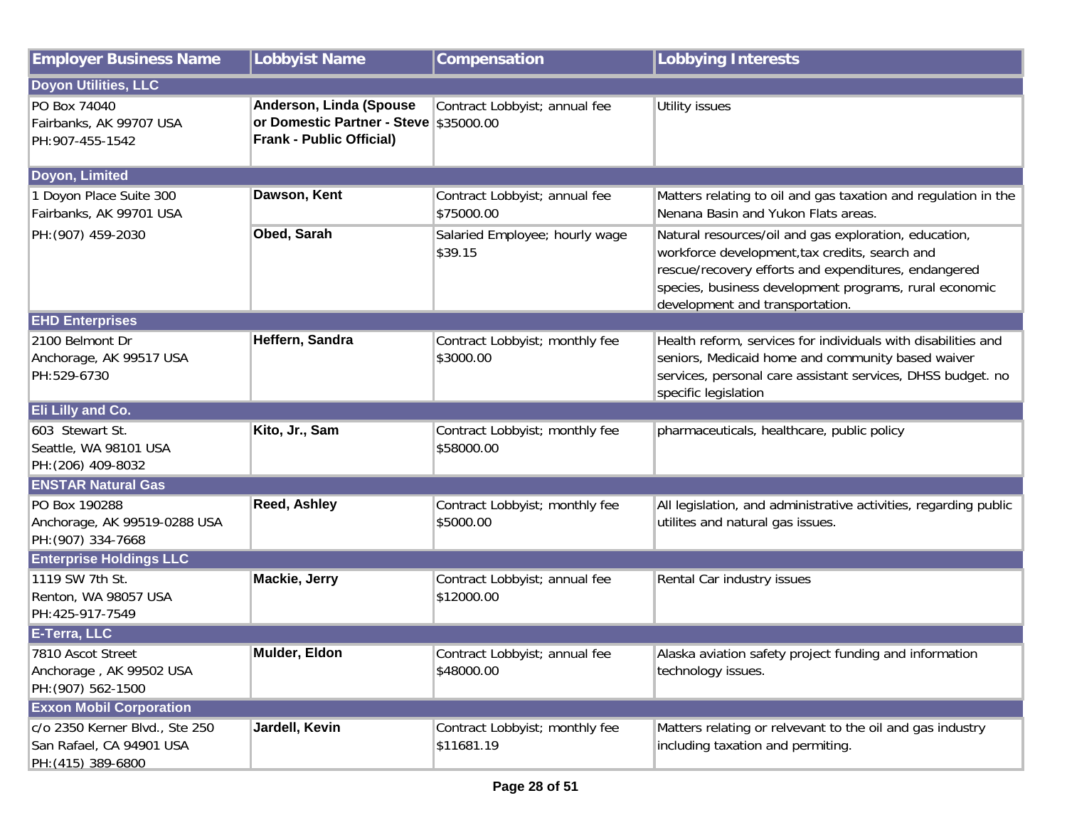| Employer Business Name | Lobbyist Name | Compensation | Lobbying Interests |
|---|---|---|---|
| **Doyon Utilities, LLC** | | | |
| PO Box 74040<br>Fairbanks, AK 99707 USA<br>PH:907-455-1542 | **Anderson, Linda (Spouse or Domestic Partner - Steve Frank - Public Official)** | Contract Lobbyist; annual fee<br>$35000.00 | Utility issues |
| **Doyon, Limited** | | | |
| 1 Doyon Place Suite 300<br>Fairbanks, AK 99701 USA<br>PH:(907) 459-2030 | **Dawson, Kent** | Contract Lobbyist; annual fee<br>$75000.00 | Matters relating to oil and gas taxation and regulation in the Nenana Basin and Yukon Flats areas. |
| | **Obed, Sarah** | Salaried Employee; hourly wage<br>$39.15 | Natural resources/oil and gas exploration, education, workforce development,tax credits, search and rescue/recovery efforts and expenditures, endangered species, business development programs, rural economic development and transportation. |
| **EHD Enterprises** | | | |
| 2100 Belmont Dr<br>Anchorage, AK 99517 USA<br>PH:529-6730 | **Heffern, Sandra** | Contract Lobbyist; monthly fee<br>$3000.00 | Health reform, services for individuals with disabilities and seniors, Medicaid home and community based waiver services, personal care assistant services, DHSS budget. no specific legislation |
| **Eli Lilly and Co.** | | | |
| 603 Stewart St.<br>Seattle, WA 98101 USA<br>PH:(206) 409-8032 | **Kito, Jr., Sam** | Contract Lobbyist; monthly fee<br>$58000.00 | pharmaceuticals, healthcare, public policy |
| **ENSTAR Natural Gas** | | | |
| PO Box 190288<br>Anchorage, AK 99519-0288 USA<br>PH:(907) 334-7668 | **Reed, Ashley** | Contract Lobbyist; monthly fee<br>$5000.00 | All legislation, and administrative activities, regarding public utilites and natural gas issues. |
| **Enterprise Holdings LLC** | | | |
| 1119 SW 7th St.<br>Renton, WA 98057 USA<br>PH:425-917-7549 | **Mackie, Jerry** | Contract Lobbyist; annual fee<br>$12000.00 | Rental Car industry issues |
| **E-Terra, LLC** | | | |
| 7810 Ascot Street<br>Anchorage , AK 99502 USA<br>PH:(907) 562-1500 | **Mulder, Eldon** | Contract Lobbyist; annual fee<br>$48000.00 | Alaska aviation safety project funding and information technology issues. |
| **Exxon Mobil Corporation** | | | |
| c/o 2350 Kerner Blvd., Ste 250<br>San Rafael, CA 94901 USA<br>PH:(415) 389-6800 | **Jardell, Kevin** | Contract Lobbyist; monthly fee<br>$11681.19 | Matters relating or relvevant to the oil and gas industry including taxation and permiting. |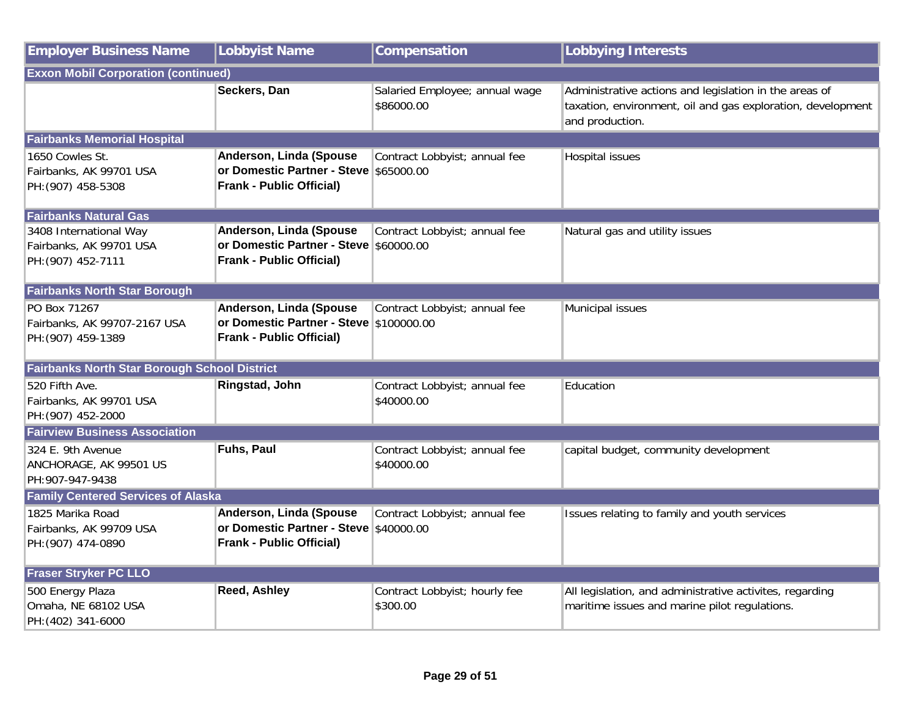| Employer Business Name | Lobbyist Name | Compensation | Lobbying Interests |
|---|---|---|---|
| **Exxon Mobil Corporation (continued)** | | | |
| | **Seckers, Dan** | Salaried Employee; annual wage $86000.00 | Administrative actions and legislation in the areas of taxation, environment, oil and gas exploration, development and production. |
| **Fairbanks Memorial Hospital** | | | |
| 1650 Cowles St.<br>Fairbanks, AK 99701 USA<br>PH:(907) 458-5308 | **Anderson, Linda (Spouse or Domestic Partner - Steve Frank - Public Official)** | Contract Lobbyist; annual fee $65000.00 | Hospital issues |
| **Fairbanks Natural Gas** | | | |
| 3408 International Way<br>Fairbanks, AK 99701 USA<br>PH:(907) 452-7111 | **Anderson, Linda (Spouse or Domestic Partner - Steve Frank - Public Official)** | Contract Lobbyist; annual fee $60000.00 | Natural gas and utility issues |
| **Fairbanks North Star Borough** | | | |
| PO Box 71267<br>Fairbanks, AK 99707-2167 USA<br>PH:(907) 459-1389 | **Anderson, Linda (Spouse or Domestic Partner - Steve Frank - Public Official)** | Contract Lobbyist; annual fee $100000.00 | Municipal issues |
| **Fairbanks North Star Borough School District** | | | |
| 520 Fifth Ave.<br>Fairbanks, AK 99701 USA<br>PH:(907) 452-2000 | **Ringstad, John** | Contract Lobbyist; annual fee $40000.00 | Education |
| **Fairview Business Association** | | | |
| 324 E. 9th Avenue<br>ANCHORAGE, AK 99501 US<br>PH:907-947-9438 | **Fuhs, Paul** | Contract Lobbyist; annual fee $40000.00 | capital budget, community development |
| **Family Centered Services of Alaska** | | | |
| 1825 Marika Road<br>Fairbanks, AK 99709 USA<br>PH:(907) 474-0890 | **Anderson, Linda (Spouse or Domestic Partner - Steve Frank - Public Official)** | Contract Lobbyist; annual fee $40000.00 | Issues relating to family and youth services |
| **Fraser Stryker PC LLO** | | | |
| 500 Energy Plaza<br>Omaha, NE 68102 USA<br>PH:(402) 341-6000 | **Reed, Ashley** | Contract Lobbyist; hourly fee $300.00 | All legislation, and administrative activites, regarding maritime issues and marine pilot regulations. |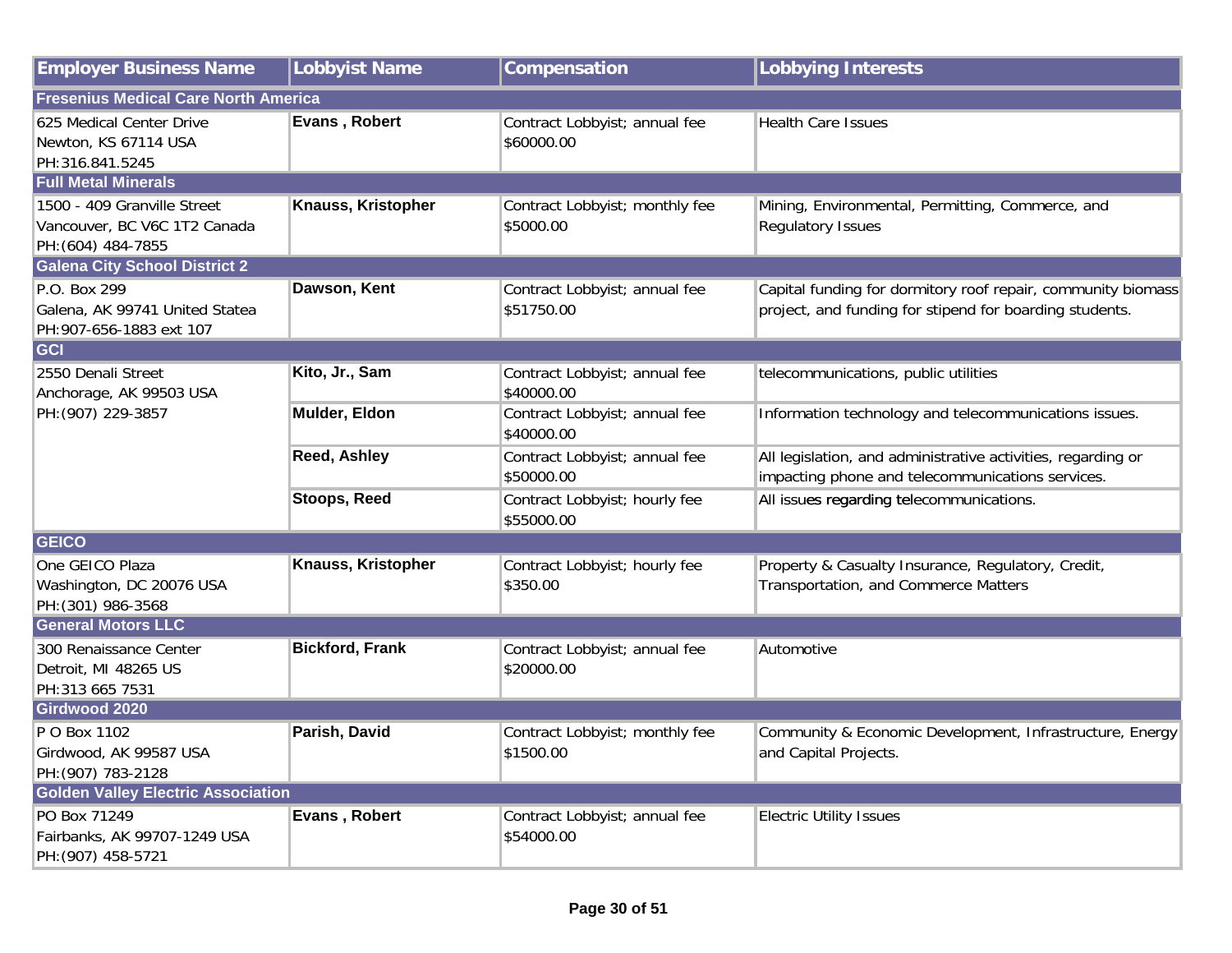| Employer Business Name | Lobbyist Name | Compensation | Lobbying Interests |
|---|---|---|---|
| **Fresenius Medical Care North America** | | | |
| 625 Medical Center Drive<br>Newton, KS 67114 USA<br>PH:316.841.5245 | **Evans , Robert** | Contract Lobbyist; annual fee<br>$60000.00 | Health Care Issues |
| **Full Metal Minerals** | | | |
| 1500 - 409 Granville Street<br>Vancouver, BC V6C 1T2 Canada<br>PH:(604) 484-7855 | **Knauss, Kristopher** | Contract Lobbyist; monthly fee<br>$5000.00 | Mining, Environmental, Permitting, Commerce, and Regulatory Issues |
| **Galena City School District 2** | | | |
| P.O. Box 299<br>Galena, AK 99741 United Statea<br>PH:907-656-1883 ext 107 | **Dawson, Kent** | Contract Lobbyist; annual fee<br>$51750.00 | Capital funding for dormitory roof repair, community biomass project, and funding for stipend for boarding students. |
| **GCI** | | | |
| 2550 Denali Street<br>Anchorage, AK 99503 USA<br>PH:(907) 229-3857 | **Kito, Jr., Sam** | Contract Lobbyist; annual fee<br>$40000.00 | telecommunications, public utilities |
| | **Mulder, Eldon** | Contract Lobbyist; annual fee<br>$40000.00 | Information technology and telecommunications issues. |
| | **Reed, Ashley** | Contract Lobbyist; annual fee<br>$50000.00 | All legislation, and administrative activities, regarding or impacting phone and telecommunications services. |
| | **Stoops, Reed** | Contract Lobbyist; hourly fee<br>$55000.00 | All issues regarding telecommunications. |
| **GEICO** | | | |
| One GEICO Plaza<br>Washington, DC 20076 USA<br>PH:(301) 986-3568 | **Knauss, Kristopher** | Contract Lobbyist; hourly fee<br>$350.00 | Property & Casualty Insurance, Regulatory, Credit, Transportation, and Commerce Matters |
| **General Motors LLC** | | | |
| 300 Renaissance Center<br>Detroit, MI 48265 US<br>PH:313 665 7531 | **Bickford, Frank** | Contract Lobbyist; annual fee<br>$20000.00 | Automotive |
| **Girdwood 2020** | | | |
| P O Box 1102<br>Girdwood, AK 99587 USA<br>PH:(907) 783-2128 | **Parish, David** | Contract Lobbyist; monthly fee<br>$1500.00 | Community & Economic Development, Infrastructure, Energy and Capital Projects. |
| **Golden Valley Electric Association** | | | |
| PO Box 71249<br>Fairbanks, AK 99707-1249 USA<br>PH:(907) 458-5721 | **Evans , Robert** | Contract Lobbyist; annual fee<br>$54000.00 | Electric Utility Issues |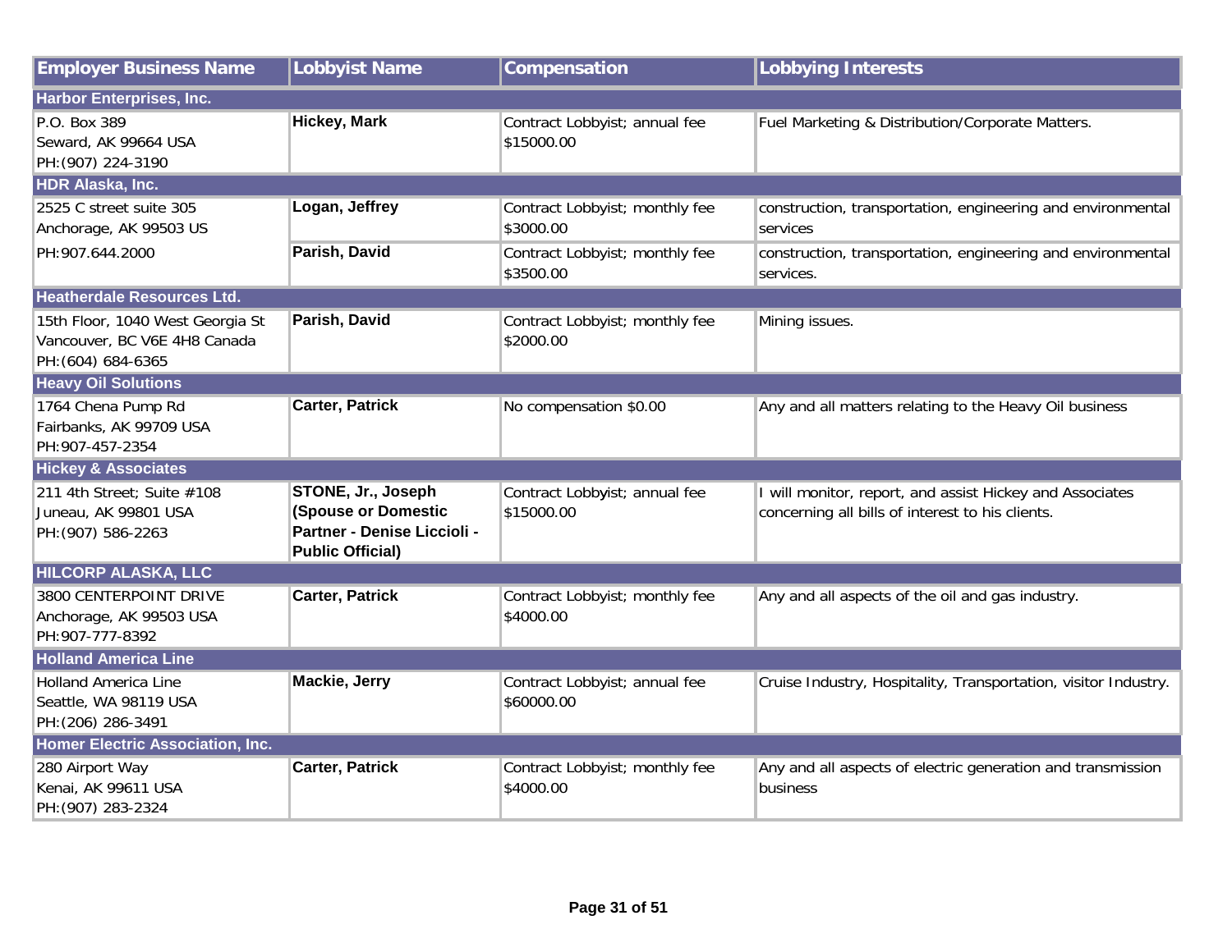| Employer Business Name | Lobbyist Name | Compensation | Lobbying Interests |
| --- | --- | --- | --- |
| **Harbor Enterprises, Inc.** | | | |
| P.O. Box 389<br>Seward, AK 99664 USA<br>PH:(907) 224-3190 | **Hickey, Mark** | Contract Lobbyist; annual fee $15000.00 | Fuel Marketing & Distribution/Corporate Matters. |
| **HDR Alaska, Inc.** | | | |
| 2525 C street suite 305<br>Anchorage, AK 99503 US<br>PH:907.644.2000 | **Logan, Jeffrey** | Contract Lobbyist; monthly fee $3000.00 | construction, transportation, engineering and environmental services |
| | **Parish, David** | Contract Lobbyist; monthly fee $3500.00 | construction, transportation, engineering and environmental services. |
| **Heatherdale Resources Ltd.** | | | |
| 15th Floor, 1040 West Georgia St<br>Vancouver, BC V6E 4H8 Canada<br>PH:(604) 684-6365 | **Parish, David** | Contract Lobbyist; monthly fee $2000.00 | Mining issues. |
| **Heavy Oil Solutions** | | | |
| 1764 Chena Pump Rd<br>Fairbanks, AK 99709 USA<br>PH:907-457-2354 | **Carter, Patrick** | No compensation $0.00 | Any and all matters relating to the Heavy Oil business |
| **Hickey & Associates** | | | |
| 211 4th Street; Suite #108<br>Juneau, AK 99801 USA<br>PH:(907) 586-2263 | **STONE, Jr., Joseph (Spouse or Domestic Partner - Denise Liccioli - Public Official)** | Contract Lobbyist; annual fee $15000.00 | I will monitor, report, and assist Hickey and Associates concerning all bills of interest to his clients. |
| **HILCORP ALASKA, LLC** | | | |
| 3800 CENTERPOINT DRIVE<br>Anchorage, AK 99503 USA<br>PH:907-777-8392 | **Carter, Patrick** | Contract Lobbyist; monthly fee $4000.00 | Any and all aspects of the oil and gas industry. |
| **Holland America Line** | | | |
| Holland America Line<br>Seattle, WA 98119 USA<br>PH:(206) 286-3491 | **Mackie, Jerry** | Contract Lobbyist; annual fee $60000.00 | Cruise Industry, Hospitality, Transportation, visitor Industry. |
| **Homer Electric Association, Inc.** | | | |
| 280 Airport Way<br>Kenai, AK 99611 USA<br>PH:(907) 283-2324 | **Carter, Patrick** | Contract Lobbyist; monthly fee $4000.00 | Any and all aspects of electric generation and transmission business |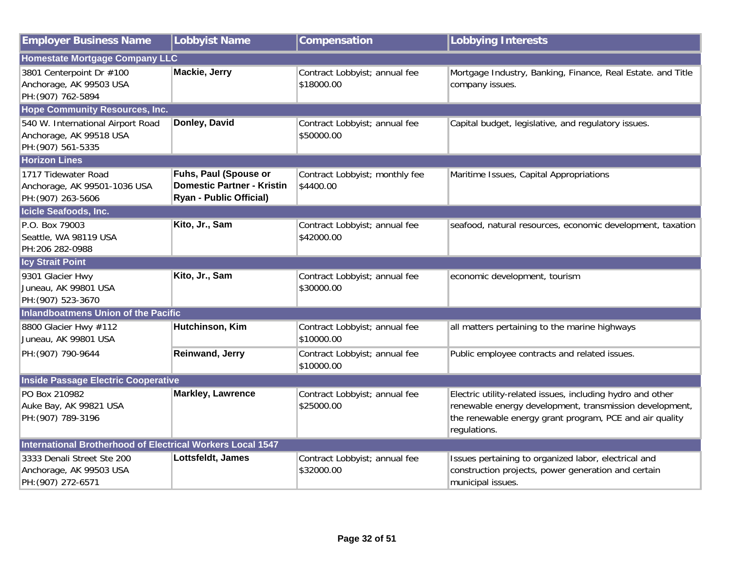| Employer Business Name | Lobbyist Name | Compensation | Lobbying Interests |
|---|---|---|---|
| **Homestate Mortgage Company LLC** | | | |
| 3801 Centerpoint Dr #100<br>Anchorage, AK 99503 USA<br>PH:(907) 762-5894 | **Mackie, Jerry** | Contract Lobbyist; annual fee<br>$18000.00 | Mortgage Industry, Banking, Finance, Real Estate. and Title company issues. |
| **Hope Community Resources, Inc.** | | | |
| 540 W. International Airport Road<br>Anchorage, AK 99518 USA<br>PH:(907) 561-5335 | **Donley, David** | Contract Lobbyist; annual fee<br>$50000.00 | Capital budget, legislative, and regulatory issues. |
| **Horizon Lines** | | | |
| 1717 Tidewater Road<br>Anchorage, AK 99501-1036 USA<br>PH:(907) 263-5606 | **Fuhs, Paul (Spouse or Domestic Partner - Kristin Ryan - Public Official)** | Contract Lobbyist; monthly fee<br>$4400.00 | Maritime Issues, Capital Appropriations |
| **Icicle Seafoods, Inc.** | | | |
| P.O. Box 79003<br>Seattle, WA 98119 USA<br>PH:206 282-0988 | **Kito, Jr., Sam** | Contract Lobbyist; annual fee<br>$42000.00 | seafood, natural resources, economic development, taxation |
| **Icy Strait Point** | | | |
| 9301 Glacier Hwy<br>Juneau, AK 99801 USA<br>PH:(907) 523-3670 | **Kito, Jr., Sam** | Contract Lobbyist; annual fee<br>$30000.00 | economic development, tourism |
| **Inlandboatmens Union of the Pacific** | | | |
| 8800 Glacier Hwy #112<br>Juneau, AK 99801 USA<br>PH:(907) 790-9644 | **Hutchinson, Kim** | Contract Lobbyist; annual fee<br>$10000.00 | all matters pertaining to the marine highways |
| | **Reinwand, Jerry** | Contract Lobbyist; annual fee<br>$10000.00 | Public employee contracts and related issues. |
| **Inside Passage Electric Cooperative** | | | |
| PO Box 210982<br>Auke Bay, AK 99821 USA<br>PH:(907) 789-3196 | **Markley, Lawrence** | Contract Lobbyist; annual fee<br>$25000.00 | Electric utility-related issues, including hydro and other renewable energy development, transmission development, the renewable energy grant program, PCE and air quality regulations. |
| **International Brotherhood of Electrical Workers Local 1547** | | | |
| 3333 Denali Street Ste 200<br>Anchorage, AK 99503 USA<br>PH:(907) 272-6571 | **Lottsfeldt, James** | Contract Lobbyist; annual fee<br>$32000.00 | Issues pertaining to organized labor, electrical and construction projects, power generation and certain municipal issues. |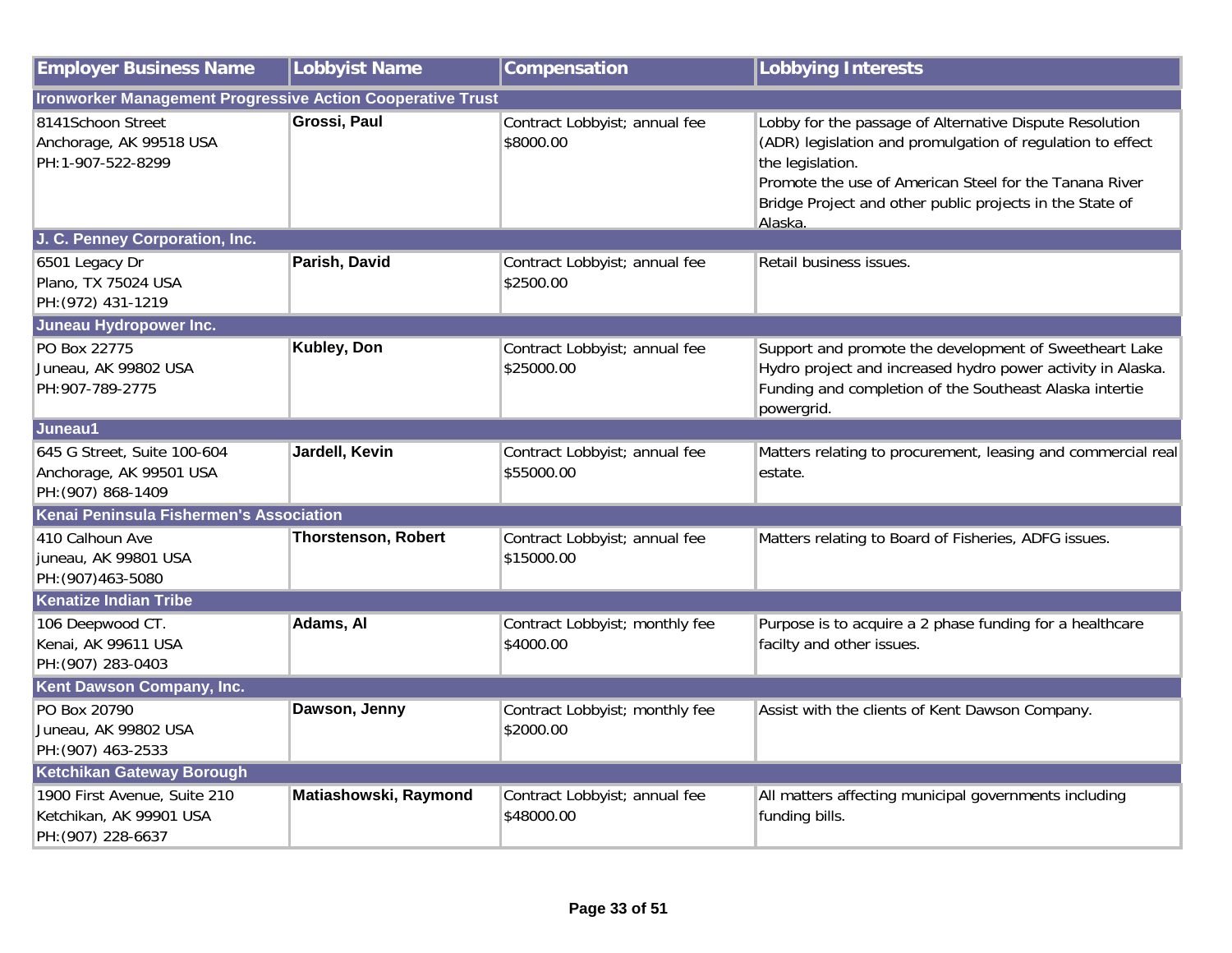| Employer Business Name | Lobbyist Name | Compensation | Lobbying Interests |
|---|---|---|---|
| **Ironworker Management Progressive Action Cooperative Trust** | | | |
| 8141Schoon Street<br>Anchorage, AK 99518 USA<br>PH:1-907-522-8299 | **Grossi, Paul** | Contract Lobbyist; annual fee<br>$8000.00 | Lobby for the passage of Alternative Dispute Resolution (ADR) legislation and promulgation of regulation to effect the legislation.<br>Promote the use of American Steel for the Tanana River Bridge Project and other public projects in the State of Alaska. |
| **J. C. Penney Corporation, Inc.** | | | |
| 6501 Legacy Dr<br>Plano, TX 75024 USA<br>PH:(972) 431-1219 | **Parish, David** | Contract Lobbyist; annual fee<br>$2500.00 | Retail business issues. |
| **Juneau Hydropower Inc.** | | | |
| PO Box 22775<br>Juneau, AK 99802 USA<br>PH:907-789-2775 | **Kubley, Don** | Contract Lobbyist; annual fee<br>$25000.00 | Support and promote the development of Sweetheart Lake Hydro project and increased hydro power activity in Alaska. Funding and completion of the Southeast Alaska intertie powergrid. |
| **Juneau1** | | | |
| 645 G Street, Suite 100-604<br>Anchorage, AK 99501 USA<br>PH:(907) 868-1409 | **Jardell, Kevin** | Contract Lobbyist; annual fee<br>$55000.00 | Matters relating to procurement, leasing and commercial real estate. |
| **Kenai Peninsula Fishermen's Association** | | | |
| 410 Calhoun Ave<br>juneau, AK 99801 USA<br>PH:(907)463-5080 | **Thorstenson, Robert** | Contract Lobbyist; annual fee<br>$15000.00 | Matters relating to Board of Fisheries, ADFG issues. |
| **Kenatize Indian Tribe** | | | |
| 106 Deepwood CT.<br>Kenai, AK 99611 USA<br>PH:(907) 283-0403 | **Adams, Al** | Contract Lobbyist; monthly fee<br>$4000.00 | Purpose is to acquire a 2 phase funding for a healthcare facilty and other issues. |
| **Kent Dawson Company, Inc.** | | | |
| PO Box 20790<br>Juneau, AK 99802 USA<br>PH:(907) 463-2533 | **Dawson, Jenny** | Contract Lobbyist; monthly fee<br>$2000.00 | Assist with the clients of Kent Dawson Company. |
| **Ketchikan Gateway Borough** | | | |
| 1900 First Avenue, Suite 210<br>Ketchikan, AK 99901 USA<br>PH:(907) 228-6637 | **Matiashowski, Raymond** | Contract Lobbyist; annual fee<br>$48000.00 | All matters affecting municipal governments including funding bills. |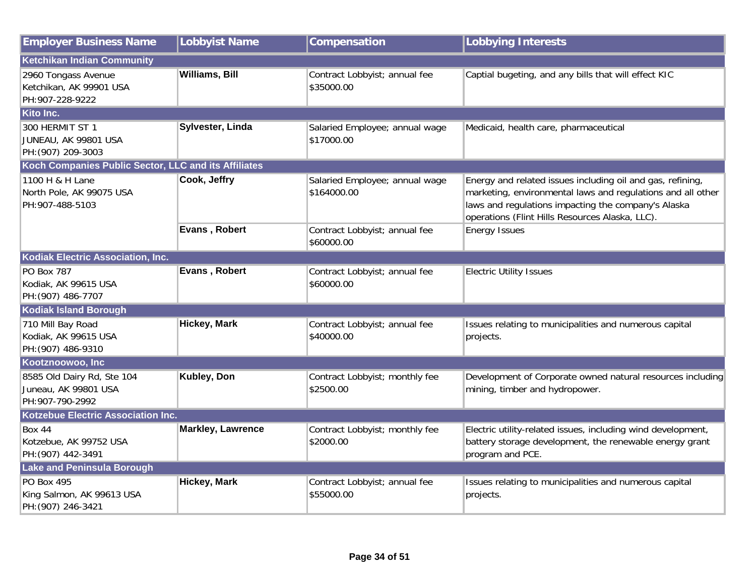| Employer Business Name | Lobbyist Name | Compensation | Lobbying Interests |
|---|---|---|---|
| **Ketchikan Indian Community** | | | |
| 2960 Tongass Avenue<br>Ketchikan, AK 99901 USA<br>PH:907-228-9222 | **Williams, Bill** | Contract Lobbyist; annual fee<br>$35000.00 | Captial bugeting, and any bills that will effect KIC |
| **Kito Inc.** | | | |
| 300 HERMIT ST 1<br>JUNEAU, AK 99801 USA<br>PH:(907) 209-3003 | **Sylvester, Linda** | Salaried Employee; annual wage<br>$17000.00 | Medicaid, health care, pharmaceutical |
| **Koch Companies Public Sector, LLC and its Affiliates** | | | |
| 1100 H & H Lane<br>North Pole, AK 99075 USA<br>PH:907-488-5103 | **Cook, Jeffry** | Salaried Employee; annual wage<br>$164000.00 | Energy and related issues including oil and gas, refining, marketing, environmental laws and regulations and all other laws and regulations impacting the company's Alaska operations (Flint Hills Resources Alaska, LLC). |
| | **Evans , Robert** | Contract Lobbyist; annual fee<br>$60000.00 | Energy Issues |
| **Kodiak Electric Association, Inc.** | | | |
| PO Box 787<br>Kodiak, AK 99615 USA<br>PH:(907) 486-7707 | **Evans , Robert** | Contract Lobbyist; annual fee<br>$60000.00 | Electric Utility Issues |
| **Kodiak Island Borough** | | | |
| 710 Mill Bay Road<br>Kodiak, AK 99615 USA<br>PH:(907) 486-9310 | **Hickey, Mark** | Contract Lobbyist; annual fee<br>$40000.00 | Issues relating to municipalities and numerous capital projects. |
| **Kootznoowoo, Inc** | | | |
| 8585 Old Dairy Rd, Ste 104<br>Juneau, AK 99801 USA<br>PH:907-790-2992 | **Kubley, Don** | Contract Lobbyist; monthly fee<br>$2500.00 | Development of Corporate owned natural resources including mining, timber and hydropower. |
| **Kotzebue Electric Association Inc.** | | | |
| Box 44<br>Kotzebue, AK 99752 USA<br>PH:(907) 442-3491 | **Markley, Lawrence** | Contract Lobbyist; monthly fee<br>$2000.00 | Electric utility-related issues, including wind development, battery storage development, the renewable energy grant program and PCE. |
| **Lake and Peninsula Borough** | | | |
| PO Box 495<br>King Salmon, AK 99613 USA<br>PH:(907) 246-3421 | **Hickey, Mark** | Contract Lobbyist; annual fee<br>$55000.00 | Issues relating to municipalities and numerous capital projects. |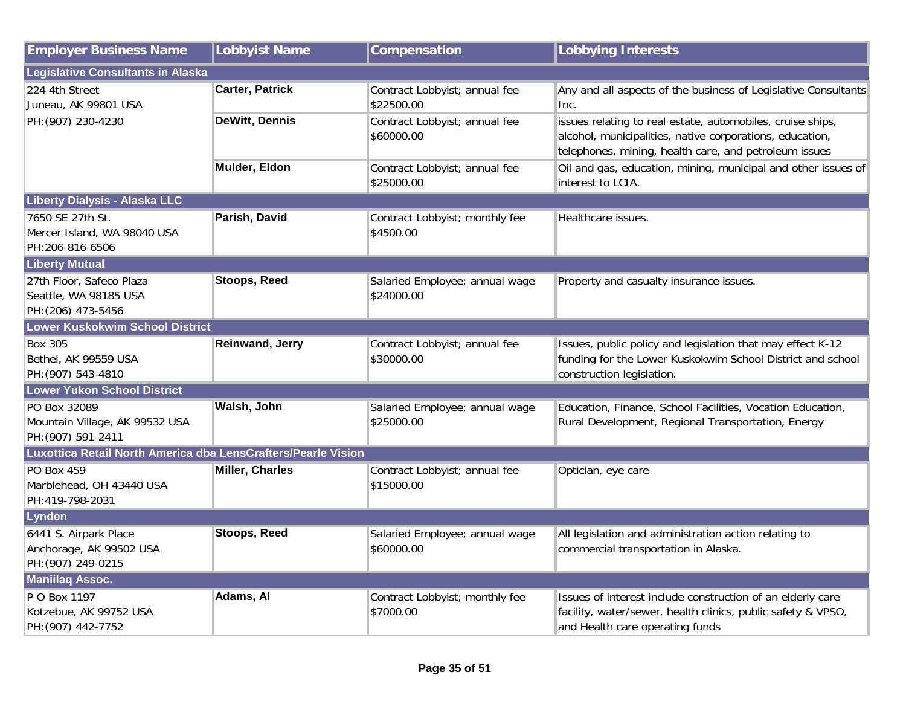| Employer Business Name | Lobbyist Name | Compensation | Lobbying Interests |
| --- | --- | --- | --- |
| **Legislative Consultants in Alaska** | | | |
| 224 4th Street<br>Juneau, AK 99801 USA<br>PH:(907) 230-4230 | **Carter, Patrick** | Contract Lobbyist; annual fee $22500.00 | Any and all aspects of the business of Legislative Consultants Inc. |
| | **DeWitt, Dennis** | Contract Lobbyist; annual fee $60000.00 | issues relating to real estate, automobiles, cruise ships, alcohol, municipalities, native corporations, education, telephones, mining, health care, and petroleum issues |
| | **Mulder, Eldon** | Contract Lobbyist; annual fee $25000.00 | Oil and gas, education, mining, municipal and other issues of interest to LCIA. |
| **Liberty Dialysis - Alaska LLC** | | | |
| 7650 SE 27th St.<br>Mercer Island, WA 98040 USA<br>PH:206-816-6506 | **Parish, David** | Contract Lobbyist; monthly fee $4500.00 | Healthcare issues. |
| **Liberty Mutual** | | | |
| 27th Floor, Safeco Plaza<br>Seattle, WA 98185 USA<br>PH:(206) 473-5456 | **Stoops, Reed** | Salaried Employee; annual wage $24000.00 | Property and casualty insurance issues. |
| **Lower Kuskokwim School District** | | | |
| Box 305<br>Bethel, AK 99559 USA<br>PH:(907) 543-4810 | **Reinwand, Jerry** | Contract Lobbyist; annual fee $30000.00 | Issues, public policy and legislation that may effect K-12 funding for the Lower Kuskokwim School District and school construction legislation. |
| **Lower Yukon School District** | | | |
| PO Box 32089<br>Mountain Village, AK 99532 USA<br>PH:(907) 591-2411 | **Walsh, John** | Salaried Employee; annual wage $25000.00 | Education, Finance, School Facilities, Vocation Education, Rural Development, Regional Transportation, Energy |
| **Luxottica Retail North America dba LensCrafters/Pearle Vision** | | | |
| PO Box 459<br>Marblehead, OH 43440 USA<br>PH:419-798-2031 | **Miller, Charles** | Contract Lobbyist; annual fee $15000.00 | Optician, eye care |
| **Lynden** | | | |
| 6441 S. Airpark Place<br>Anchorage, AK 99502 USA<br>PH:(907) 249-0215 | **Stoops, Reed** | Salaried Employee; annual wage $60000.00 | All legislation and administration action relating to commercial transportation in Alaska. |
| **Maniilaq Assoc.** | | | |
| P O Box 1197<br>Kotzebue, AK 99752 USA<br>PH:(907) 442-7752 | **Adams, Al** | Contract Lobbyist; monthly fee $7000.00 | Issues of interest include construction of an elderly care facility, water/sewer, health clinics, public safety & VPSO, and Health care operating funds |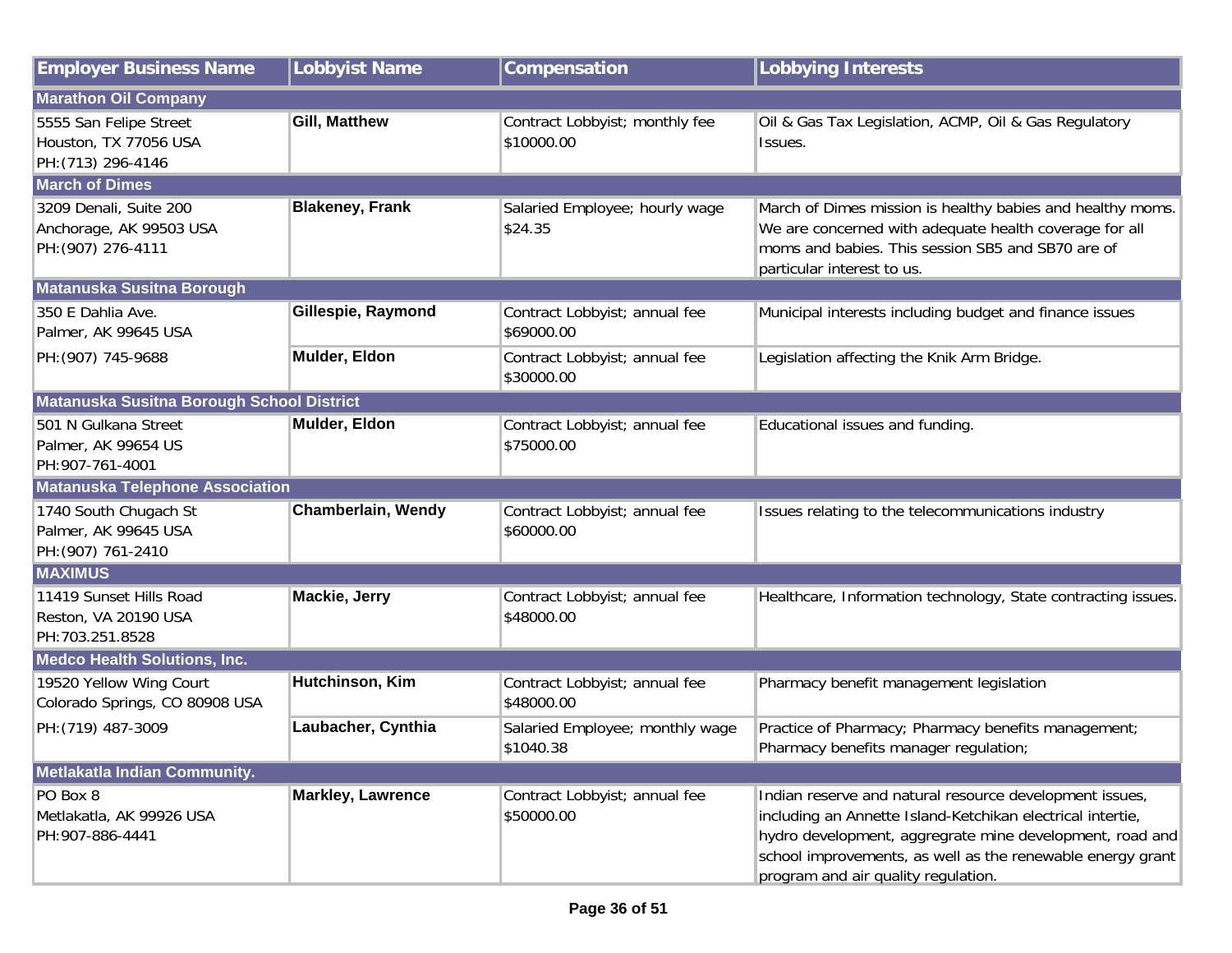| Employer Business Name | Lobbyist Name | Compensation | Lobbying Interests |
| --- | --- | --- | --- |
| **Marathon Oil Company** | | | |
| 5555 San Felipe Street<br>Houston, TX 77056 USA<br>PH:(713) 296-4146 | **Gill, Matthew** | Contract Lobbyist; monthly fee<br>$10000.00 | Oil & Gas Tax Legislation, ACMP, Oil & Gas Regulatory Issues. |
| **March of Dimes** | | | |
| 3209 Denali, Suite 200<br>Anchorage, AK 99503 USA<br>PH:(907) 276-4111 | **Blakeney, Frank** | Salaried Employee; hourly wage<br>$24.35 | March of Dimes mission is healthy babies and healthy moms. We are concerned with adequate health coverage for all moms and babies. This session SB5 and SB70 are of particular interest to us. |
| **Matanuska Susitna Borough** | | | |
| 350 E Dahlia Ave.<br>Palmer, AK 99645 USA<br>PH:(907) 745-9688 | **Gillespie, Raymond** | Contract Lobbyist; annual fee<br>$69000.00 | Municipal interests including budget and finance issues |
| | **Mulder, Eldon** | Contract Lobbyist; annual fee<br>$30000.00 | Legislation affecting the Knik Arm Bridge. |
| **Matanuska Susitna Borough School District** | | | |
| 501 N Gulkana Street<br>Palmer, AK 99654 US<br>PH:907-761-4001 | **Mulder, Eldon** | Contract Lobbyist; annual fee<br>$75000.00 | Educational issues and funding. |
| **Matanuska Telephone Association** | | | |
| 1740 South Chugach St<br>Palmer, AK 99645 USA<br>PH:(907) 761-2410 | **Chamberlain, Wendy** | Contract Lobbyist; annual fee<br>$60000.00 | Issues relating to the telecommunications industry |
| **MAXIMUS** | | | |
| 11419 Sunset Hills Road<br>Reston, VA 20190 USA<br>PH:703.251.8528 | **Mackie, Jerry** | Contract Lobbyist; annual fee<br>$48000.00 | Healthcare, Information technology, State contracting issues. |
| **Medco Health Solutions, Inc.** | | | |
| 19520 Yellow Wing Court<br>Colorado Springs, CO 80908 USA<br>PH:(719) 487-3009 | **Hutchinson, Kim** | Contract Lobbyist; annual fee<br>$48000.00 | Pharmacy benefit management legislation |
| | **Laubacher, Cynthia** | Salaried Employee; monthly wage<br>$1040.38 | Practice of Pharmacy; Pharmacy benefits management; Pharmacy benefits manager regulation; |
| **Metlakatla Indian Community.** | | | |
| PO Box 8<br>Metlakatla, AK 99926 USA<br>PH:907-886-4441 | **Markley, Lawrence** | Contract Lobbyist; annual fee<br>$50000.00 | Indian reserve and natural resource development issues, including an Annette Island-Ketchikan electrical intertie, hydro development, aggregrate mine development, road and school improvements, as well as the renewable energy grant program and air quality regulation. |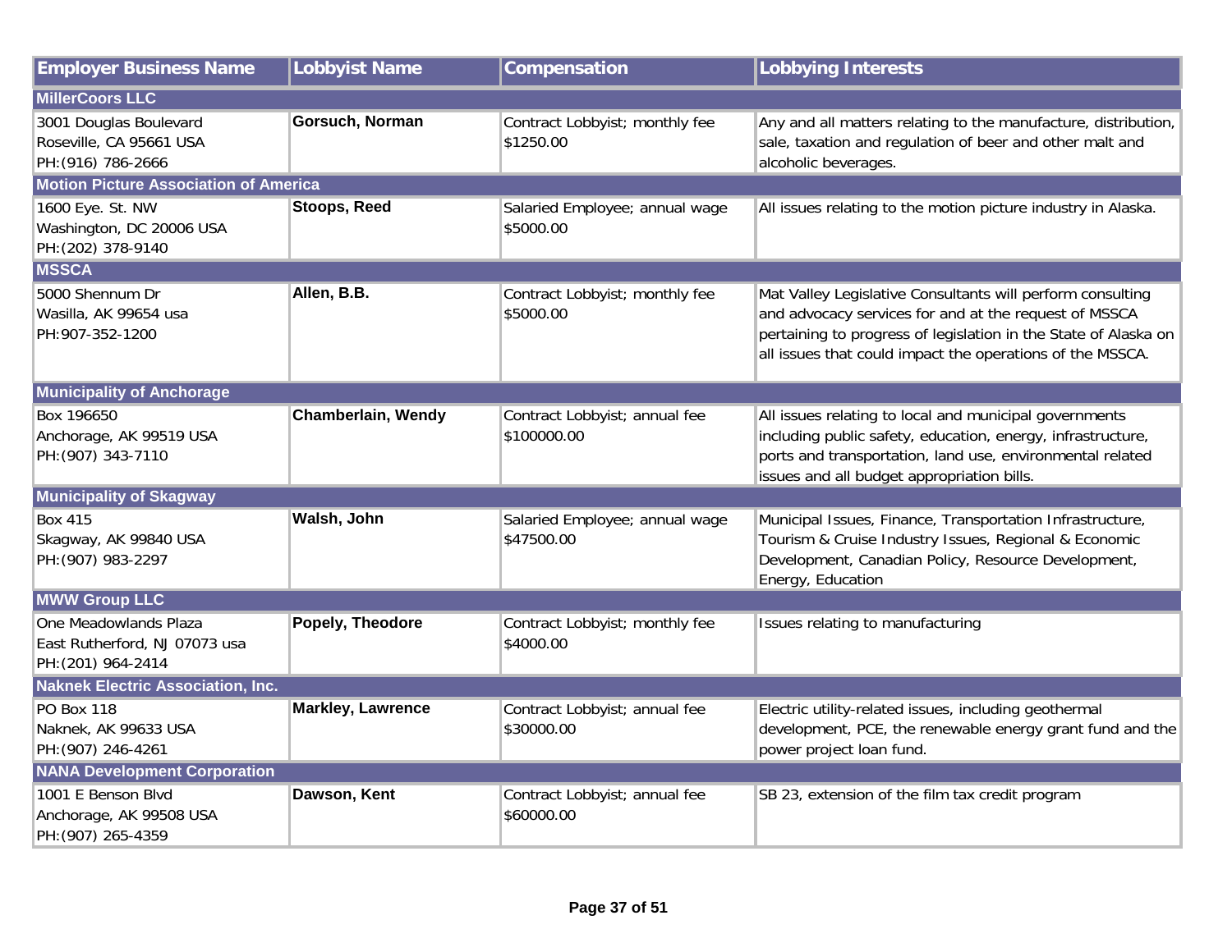| Employer Business Name | Lobbyist Name | Compensation | Lobbying Interests |
|---|---|---|---|
| **MillerCoors LLC** | | | |
| 3001 Douglas Boulevard<br>Roseville, CA 95661 USA<br>PH:(916) 786-2666 | **Gorsuch, Norman** | Contract Lobbyist; monthly fee<br>$1250.00 | Any and all matters relating to the manufacture, distribution, sale, taxation and regulation of beer and other malt and alcoholic beverages. |
| **Motion Picture Association of America** | | | |
| 1600 Eye. St. NW<br>Washington, DC 20006 USA<br>PH:(202) 378-9140 | **Stoops, Reed** | Salaried Employee; annual wage<br>$5000.00 | All issues relating to the motion picture industry in Alaska. |
| **MSSCA** | | | |
| 5000 Shennum Dr<br>Wasilla, AK 99654 usa<br>PH:907-352-1200 | **Allen, B.B.** | Contract Lobbyist; monthly fee<br>$5000.00 | Mat Valley Legislative Consultants will perform consulting and advocacy services for and at the request of MSSCA pertaining to progress of legislation in the State of Alaska on all issues that could impact the operations of the MSSCA. |
| **Municipality of Anchorage** | | | |
| Box 196650<br>Anchorage, AK 99519 USA<br>PH:(907) 343-7110 | **Chamberlain, Wendy** | Contract Lobbyist; annual fee<br>$100000.00 | All issues relating to local and municipal governments including public safety, education, energy, infrastructure, ports and transportation, land use, environmental related issues and all budget appropriation bills. |
| **Municipality of Skagway** | | | |
| Box 415<br>Skagway, AK 99840 USA<br>PH:(907) 983-2297 | **Walsh, John** | Salaried Employee; annual wage<br>$47500.00 | Municipal Issues, Finance, Transportation Infrastructure, Tourism & Cruise Industry Issues, Regional & Economic Development, Canadian Policy, Resource Development, Energy, Education |
| **MWW Group LLC** | | | |
| One Meadowlands Plaza<br>East Rutherford, NJ 07073 usa<br>PH:(201) 964-2414 | **Popely, Theodore** | Contract Lobbyist; monthly fee<br>$4000.00 | Issues relating to manufacturing |
| **Naknek Electric Association, Inc.** | | | |
| PO Box 118<br>Naknek, AK 99633 USA<br>PH:(907) 246-4261 | **Markley, Lawrence** | Contract Lobbyist; annual fee<br>$30000.00 | Electric utility-related issues, including geothermal development, PCE, the renewable energy grant fund and the power project loan fund. |
| **NANA Development Corporation** | | | |
| 1001 E Benson Blvd<br>Anchorage, AK 99508 USA<br>PH:(907) 265-4359 | **Dawson, Kent** | Contract Lobbyist; annual fee<br>$60000.00 | SB 23, extension of the film tax credit program |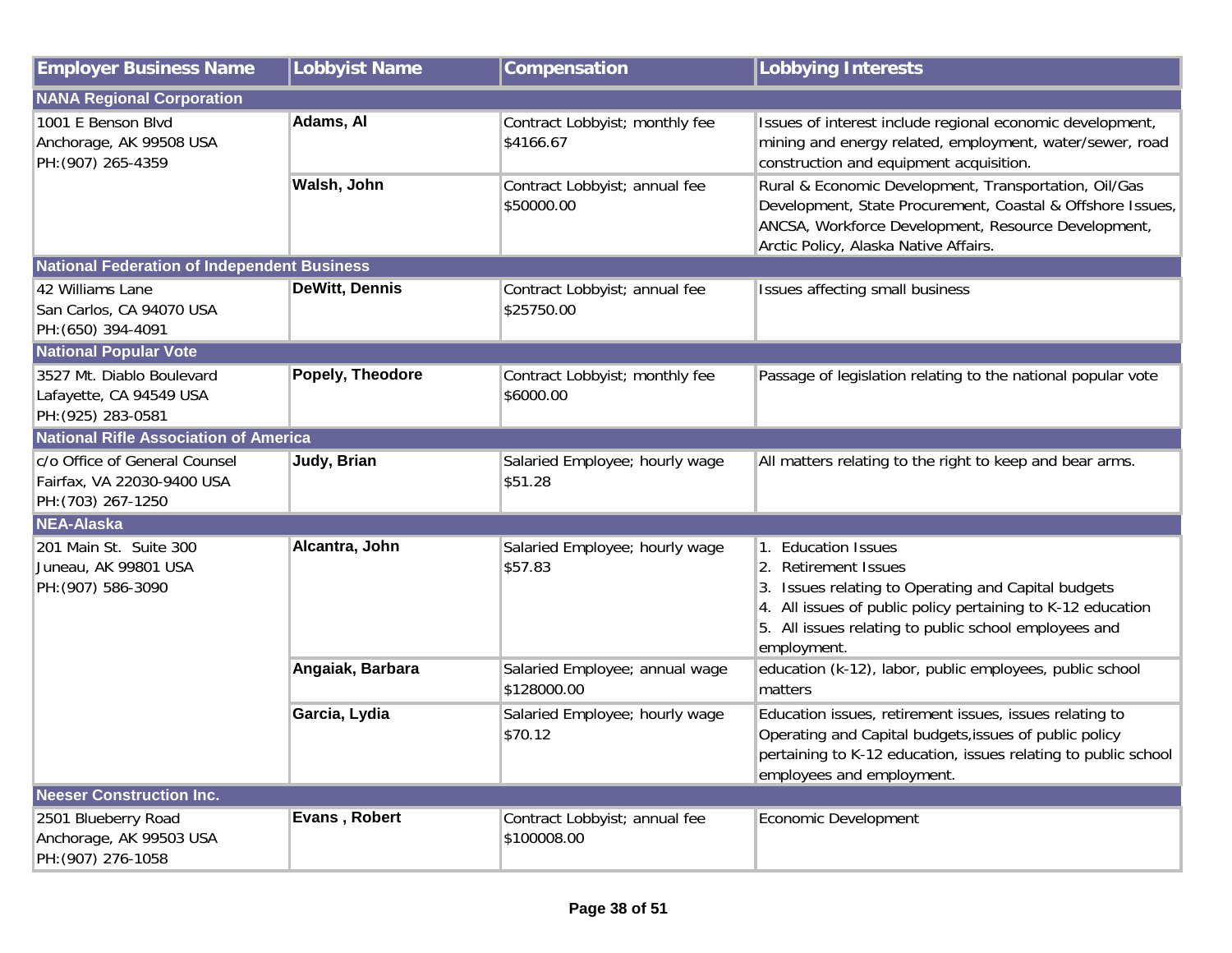| Employer Business Name | Lobbyist Name | Compensation | Lobbying Interests |
|---|---|---|---|
| **NANA Regional Corporation** | | | |
| 1001 E Benson Blvd<br>Anchorage, AK 99508 USA<br>PH:(907) 265-4359 | **Adams, Al** | Contract Lobbyist; monthly fee<br>$4166.67 | Issues of interest include regional economic development, mining and energy related, employment, water/sewer, road construction and equipment acquisition. |
| | **Walsh, John** | Contract Lobbyist; annual fee<br>$50000.00 | Rural & Economic Development, Transportation, Oil/Gas Development, State Procurement, Coastal & Offshore Issues, ANCSA, Workforce Development, Resource Development, Arctic Policy, Alaska Native Affairs. |
| **National Federation of Independent Business** | | | |
| 42 Williams Lane<br>San Carlos, CA 94070 USA<br>PH:(650) 394-4091 | **DeWitt, Dennis** | Contract Lobbyist; annual fee<br>$25750.00 | Issues affecting small business |
| **National Popular Vote** | | | |
| 3527 Mt. Diablo Boulevard<br>Lafayette, CA 94549 USA<br>PH:(925) 283-0581 | **Popely, Theodore** | Contract Lobbyist; monthly fee<br>$6000.00 | Passage of legislation relating to the national popular vote |
| **National Rifle Association of America** | | | |
| c/o Office of General Counsel<br>Fairfax, VA 22030-9400 USA<br>PH:(703) 267-1250 | **Judy, Brian** | Salaried Employee; hourly wage<br>$51.28 | All matters relating to the right to keep and bear arms. |
| **NEA-Alaska** | | | |
| 201 Main St. Suite 300<br>Juneau, AK 99801 USA<br>PH:(907) 586-3090 | **Alcantra, John** | Salaried Employee; hourly wage<br>$57.83 | 1. Education Issues<br>2. Retirement Issues<br>3. Issues relating to Operating and Capital budgets<br>4. All issues of public policy pertaining to K-12 education<br>5. All issues relating to public school employees and employment. |
| | **Angaiak, Barbara** | Salaried Employee; annual wage<br>$128000.00 | education (k-12), labor, public employees, public school matters |
| | **Garcia, Lydia** | Salaried Employee; hourly wage<br>$70.12 | Education issues, retirement issues, issues relating to Operating and Capital budgets,issues of public policy pertaining to K-12 education, issues relating to public school employees and employment. |
| **Neeser Construction Inc.** | | | |
| 2501 Blueberry Road<br>Anchorage, AK 99503 USA<br>PH:(907) 276-1058 | **Evans , Robert** | Contract Lobbyist; annual fee<br>$100008.00 | Economic Development |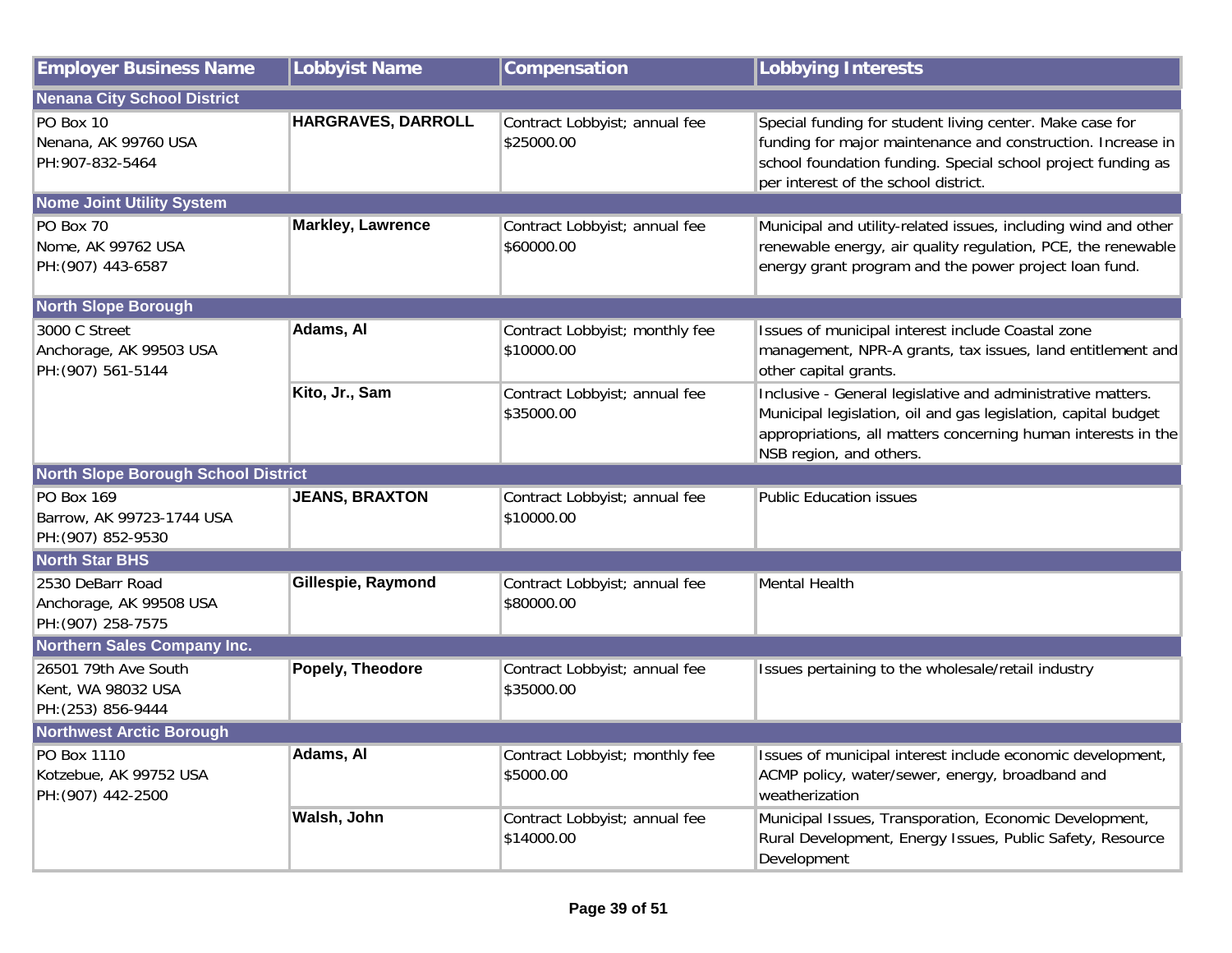| Employer Business Name | Lobbyist Name | Compensation | Lobbying Interests |
|---|---|---|---|
| **Nenana City School District** | | | |
| PO Box 10<br>Nenana, AK 99760 USA<br>PH:907-832-5464 | **HARGRAVES, DARROLL** | Contract Lobbyist; annual fee<br>$25000.00 | Special funding for student living center. Make case for funding for major maintenance and construction. Increase in school foundation funding. Special school project funding as per interest of the school district. |
| **Nome Joint Utility System** | | | |
| PO Box 70<br>Nome, AK 99762 USA<br>PH:(907) 443-6587 | **Markley, Lawrence** | Contract Lobbyist; annual fee<br>$60000.00 | Municipal and utility-related issues, including wind and other renewable energy, air quality regulation, PCE, the renewable energy grant program and the power project loan fund. |
| **North Slope Borough** | | | |
| 3000 C Street<br>Anchorage, AK 99503 USA<br>PH:(907) 561-5144 | **Adams, Al** | Contract Lobbyist; monthly fee<br>$10000.00 | Issues of municipal interest include Coastal zone management, NPR-A grants, tax issues, land entitlement and other capital grants. |
| | **Kito, Jr., Sam** | Contract Lobbyist; annual fee<br>$35000.00 | Inclusive - General legislative and administrative matters. Municipal legislation, oil and gas legislation, capital budget appropriations, all matters concerning human interests in the NSB region, and others. |
| **North Slope Borough School District** | | | |
| PO Box 169<br>Barrow, AK 99723-1744 USA<br>PH:(907) 852-9530 | **JEANS, BRAXTON** | Contract Lobbyist; annual fee<br>$10000.00 | Public Education issues |
| **North Star BHS** | | | |
| 2530 DeBarr Road<br>Anchorage, AK 99508 USA<br>PH:(907) 258-7575 | **Gillespie, Raymond** | Contract Lobbyist; annual fee<br>$80000.00 | Mental Health |
| **Northern Sales Company Inc.** | | | |
| 26501 79th Ave South<br>Kent, WA 98032 USA<br>PH:(253) 856-9444 | **Popely, Theodore** | Contract Lobbyist; annual fee<br>$35000.00 | Issues pertaining to the wholesale/retail industry |
| **Northwest Arctic Borough** | | | |
| PO Box 1110<br>Kotzebue, AK 99752 USA<br>PH:(907) 442-2500 | **Adams, Al** | Contract Lobbyist; monthly fee<br>$5000.00 | Issues of municipal interest include economic development, ACMP policy, water/sewer, energy, broadband and weatherization |
| | **Walsh, John** | Contract Lobbyist; annual fee<br>$14000.00 | Municipal Issues, Transporation, Economic Development, Rural Development, Energy Issues, Public Safety, Resource Development |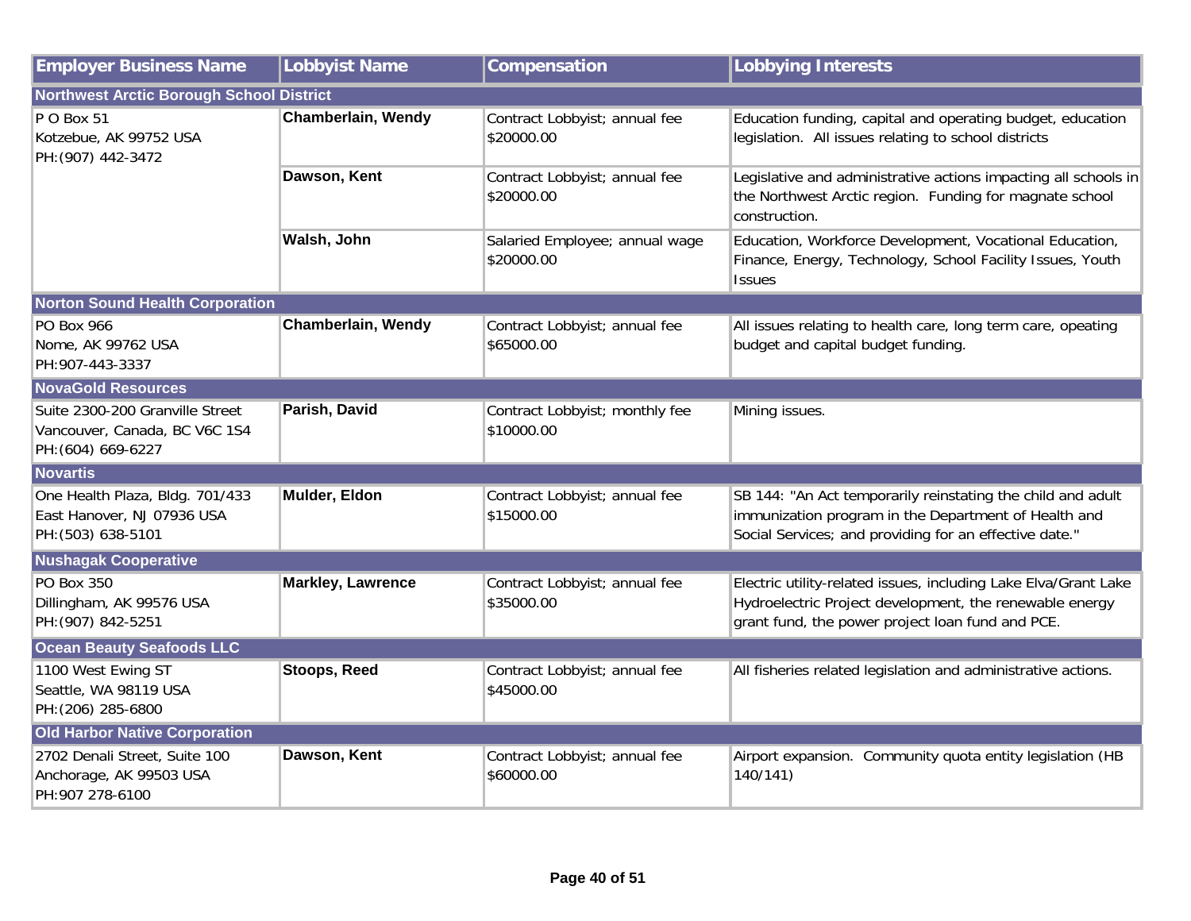| Employer Business Name | Lobbyist Name | Compensation | Lobbying Interests |
|---|---|---|---|
| **Northwest Arctic Borough School District** | | | |
| P O Box 51<br>Kotzebue, AK 99752 USA<br>PH:(907) 442-3472 | **Chamberlain, Wendy** | Contract Lobbyist; annual fee $20000.00 | Education funding, capital and operating budget, education legislation. All issues relating to school districts |
| | **Dawson, Kent** | Contract Lobbyist; annual fee $20000.00 | Legislative and administrative actions impacting all schools in the Northwest Arctic region. Funding for magnate school construction. |
| | **Walsh, John** | Salaried Employee; annual wage $20000.00 | Education, Workforce Development, Vocational Education, Finance, Energy, Technology, School Facility Issues, Youth Issues |
| **Norton Sound Health Corporation** | | | |
| PO Box 966<br>Nome, AK 99762 USA<br>PH:907-443-3337 | **Chamberlain, Wendy** | Contract Lobbyist; annual fee $65000.00 | All issues relating to health care, long term care, opeating budget and capital budget funding. |
| **NovaGold Resources** | | | |
| Suite 2300-200 Granville Street<br>Vancouver, Canada, BC V6C 1S4<br>PH:(604) 669-6227 | **Parish, David** | Contract Lobbyist; monthly fee $10000.00 | Mining issues. |
| **Novartis** | | | |
| One Health Plaza, Bldg. 701/433<br>East Hanover, NJ 07936 USA<br>PH:(503) 638-5101 | **Mulder, Eldon** | Contract Lobbyist; annual fee $15000.00 | SB 144: "An Act temporarily reinstating the child and adult immunization program in the Department of Health and Social Services; and providing for an effective date." |
| **Nushagak Cooperative** | | | |
| PO Box 350<br>Dillingham, AK 99576 USA<br>PH:(907) 842-5251 | **Markley, Lawrence** | Contract Lobbyist; annual fee $35000.00 | Electric utility-related issues, including Lake Elva/Grant Lake Hydroelectric Project development, the renewable energy grant fund, the power project loan fund and PCE. |
| **Ocean Beauty Seafoods LLC** | | | |
| 1100 West Ewing ST<br>Seattle, WA 98119 USA<br>PH:(206) 285-6800 | **Stoops, Reed** | Contract Lobbyist; annual fee $45000.00 | All fisheries related legislation and administrative actions. |
| **Old Harbor Native Corporation** | | | |
| 2702 Denali Street, Suite 100<br>Anchorage, AK 99503 USA<br>PH:907 278-6100 | **Dawson, Kent** | Contract Lobbyist; annual fee $60000.00 | Airport expansion. Community quota entity legislation (HB 140/141) |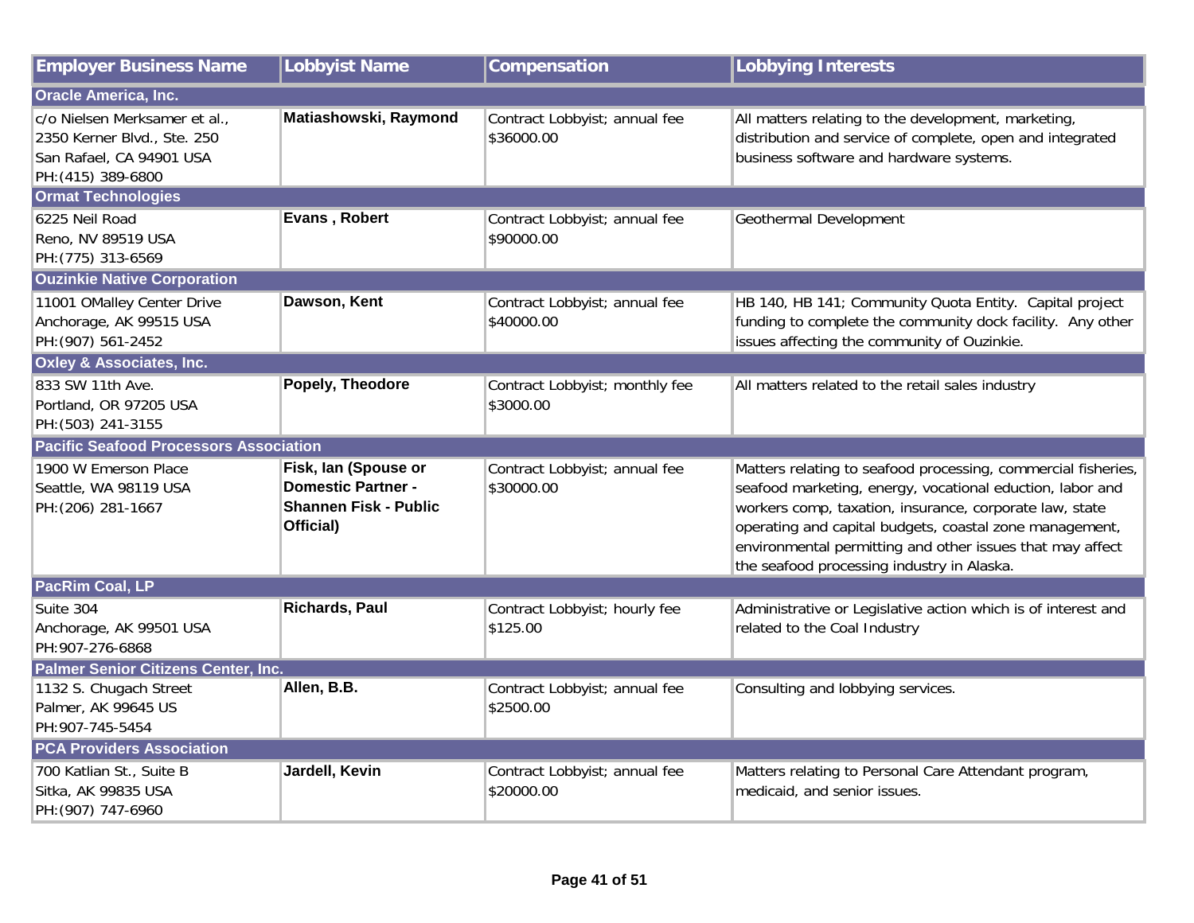| Employer Business Name | Lobbyist Name | Compensation | Lobbying Interests |
|---|---|---|---|
| **Oracle America, Inc.** | | | |
| c/o Nielsen Merksamer et al., 2350 Kerner Blvd., Ste. 250 San Rafael, CA 94901 USA PH:(415) 389-6800 | **Matiashowski, Raymond** | Contract Lobbyist; annual fee $36000.00 | All matters relating to the development, marketing, distribution and service of complete, open and integrated business software and hardware systems. |
| **Ormat Technologies** | | | |
| 6225 Neil Road Reno, NV 89519 USA PH:(775) 313-6569 | **Evans , Robert** | Contract Lobbyist; annual fee $90000.00 | Geothermal Development |
| **Ouzinkie Native Corporation** | | | |
| 11001 OMalley Center Drive Anchorage, AK 99515 USA PH:(907) 561-2452 | **Dawson, Kent** | Contract Lobbyist; annual fee $40000.00 | HB 140, HB 141; Community Quota Entity. Capital project funding to complete the community dock facility. Any other issues affecting the community of Ouzinkie. |
| **Oxley & Associates, Inc.** | | | |
| 833 SW 11th Ave. Portland, OR 97205 USA PH:(503) 241-3155 | **Popely, Theodore** | Contract Lobbyist; monthly fee $3000.00 | All matters related to the retail sales industry |
| **Pacific Seafood Processors Association** | | | |
| 1900 W Emerson Place Seattle, WA 98119 USA PH:(206) 281-1667 | **Fisk, Ian (Spouse or Domestic Partner - Shannen Fisk - Public Official)** | Contract Lobbyist; annual fee $30000.00 | Matters relating to seafood processing, commercial fisheries, seafood marketing, energy, vocational eduction, labor and workers comp, taxation, insurance, corporate law, state operating and capital budgets, coastal zone management, environmental permitting and other issues that may affect the seafood processing industry in Alaska. |
| **PacRim Coal, LP** | | | |
| Suite 304 Anchorage, AK 99501 USA PH:907-276-6868 | **Richards, Paul** | Contract Lobbyist; hourly fee $125.00 | Administrative or Legislative action which is of interest and related to the Coal Industry |
| **Palmer Senior Citizens Center, Inc.** | | | |
| 1132 S. Chugach Street Palmer, AK 99645 US PH:907-745-5454 | **Allen, B.B.** | Contract Lobbyist; annual fee $2500.00 | Consulting and lobbying services. |
| **PCA Providers Association** | | | |
| 700 Katlian St., Suite B Sitka, AK 99835 USA PH:(907) 747-6960 | **Jardell, Kevin** | Contract Lobbyist; annual fee $20000.00 | Matters relating to Personal Care Attendant program, medicaid, and senior issues. |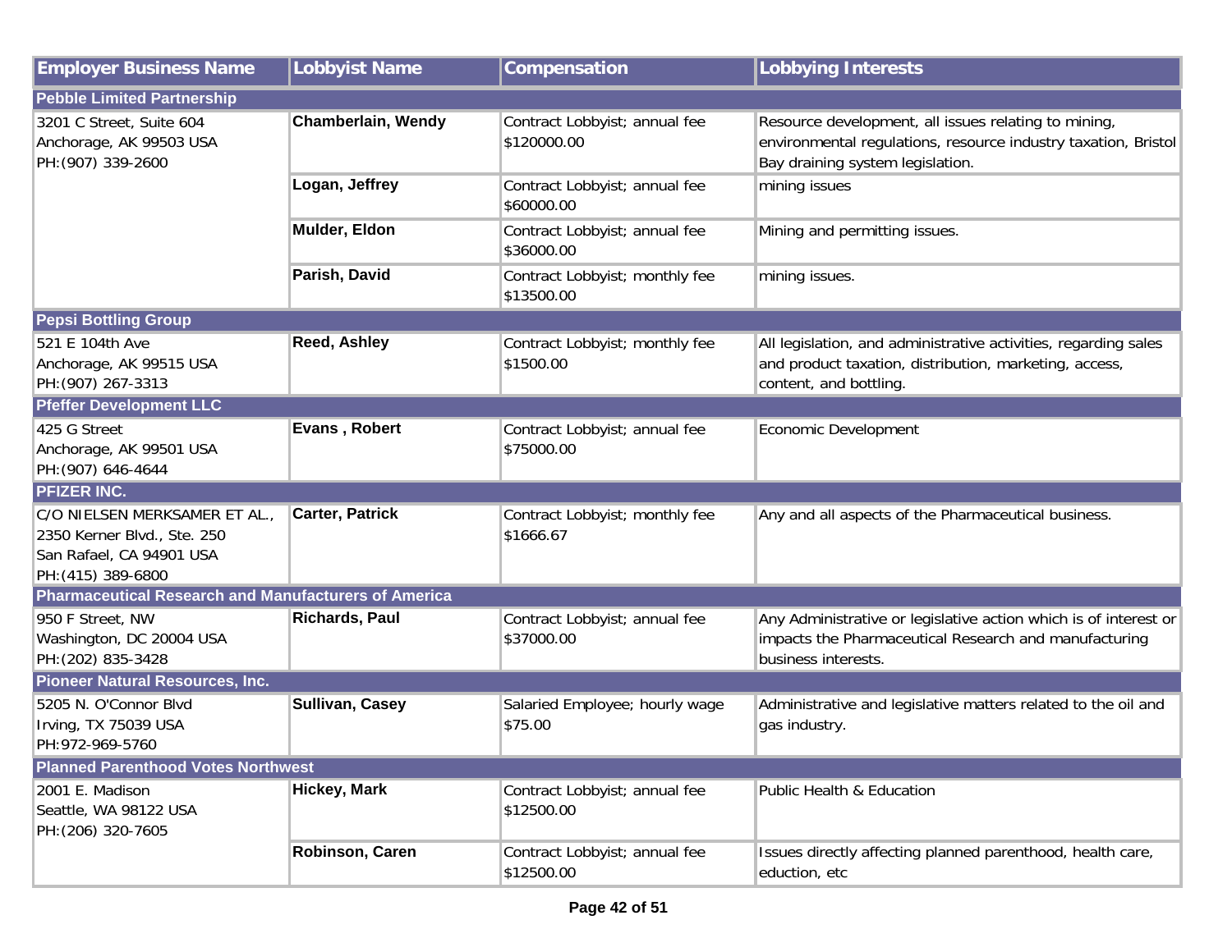| Employer Business Name | Lobbyist Name | Compensation | Lobbying Interests |
| --- | --- | --- | --- |
| **Pebble Limited Partnership** | | | |
| 3201 C Street, Suite 604<br>Anchorage, AK 99503 USA<br>PH:(907) 339-2600 | **Chamberlain, Wendy** | Contract Lobbyist; annual fee $120000.00 | Resource development, all issues relating to mining, environmental regulations, resource industry taxation, Bristol Bay draining system legislation. |
| | **Logan, Jeffrey** | Contract Lobbyist; annual fee $60000.00 | mining issues |
| | **Mulder, Eldon** | Contract Lobbyist; annual fee $36000.00 | Mining and permitting issues. |
| | **Parish, David** | Contract Lobbyist; monthly fee $13500.00 | mining issues. |
| **Pepsi Bottling Group** | | | |
| 521 E 104th Ave<br>Anchorage, AK 99515 USA<br>PH:(907) 267-3313 | **Reed, Ashley** | Contract Lobbyist; monthly fee $1500.00 | All legislation, and administrative activities, regarding sales and product taxation, distribution, marketing, access, content, and bottling. |
| **Pfeffer Development LLC** | | | |
| 425 G Street<br>Anchorage, AK 99501 USA<br>PH:(907) 646-4644 | **Evans , Robert** | Contract Lobbyist; annual fee $75000.00 | Economic Development |
| **PFIZER INC.** | | | |
| C/O NIELSEN MERKSAMER ET AL.,<br>2350 Kerner Blvd., Ste. 250<br>San Rafael, CA 94901 USA<br>PH:(415) 389-6800 | **Carter, Patrick** | Contract Lobbyist; monthly fee $1666.67 | Any and all aspects of the Pharmaceutical business. |
| **Pharmaceutical Research and Manufacturers of America** | | | |
| 950 F Street, NW<br>Washington, DC 20004 USA<br>PH:(202) 835-3428 | **Richards, Paul** | Contract Lobbyist; annual fee $37000.00 | Any Administrative or legislative action which is of interest or impacts the Pharmaceutical Research and manufacturing business interests. |
| **Pioneer Natural Resources, Inc.** | | | |
| 5205 N. O'Connor Blvd<br>Irving, TX 75039 USA<br>PH:972-969-5760 | **Sullivan, Casey** | Salaried Employee; hourly wage $75.00 | Administrative and legislative matters related to the oil and gas industry. |
| **Planned Parenthood Votes Northwest** | | | |
| 2001 E. Madison<br>Seattle, WA 98122 USA<br>PH:(206) 320-7605 | **Hickey, Mark** | Contract Lobbyist; annual fee $12500.00 | Public Health & Education |
| | **Robinson, Caren** | Contract Lobbyist; annual fee $12500.00 | Issues directly affecting planned parenthood, health care, eduction, etc |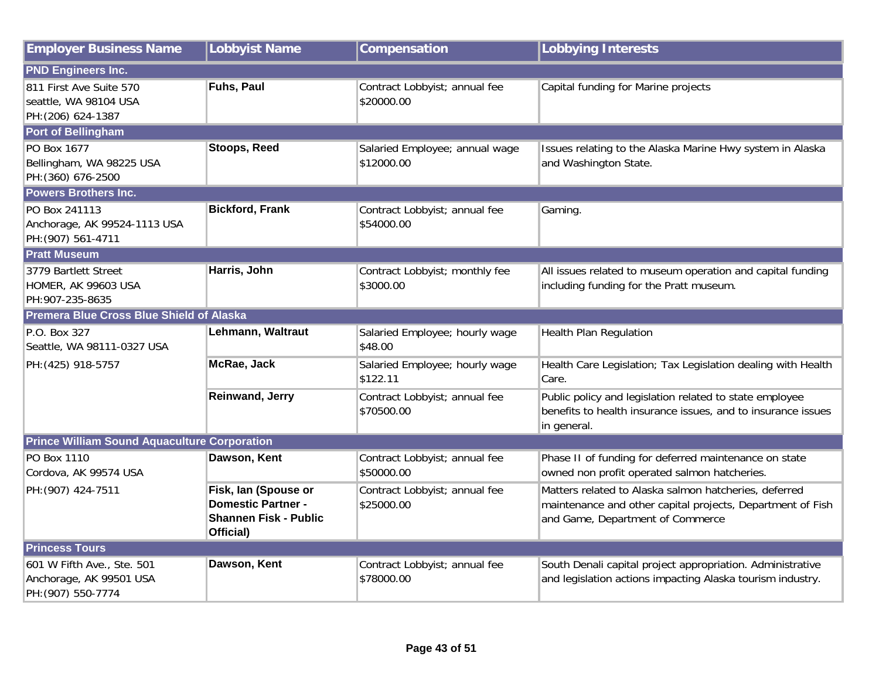| Employer Business Name | Lobbyist Name | Compensation | Lobbying Interests |
|---|---|---|---|
| **PND Engineers Inc.** | | | |
| 811 First Ave Suite 570<br>seattle, WA 98104 USA<br>PH:(206) 624-1387 | **Fuhs, Paul** | Contract Lobbyist; annual fee $20000.00 | Capital funding for Marine projects |
| **Port of Bellingham** | | | |
| PO Box 1677<br>Bellingham, WA 98225 USA<br>PH:(360) 676-2500 | **Stoops, Reed** | Salaried Employee; annual wage $12000.00 | Issues relating to the Alaska Marine Hwy system in Alaska and Washington State. |
| **Powers Brothers Inc.** | | | |
| PO Box 241113<br>Anchorage, AK 99524-1113 USA<br>PH:(907) 561-4711 | **Bickford, Frank** | Contract Lobbyist; annual fee $54000.00 | Gaming. |
| **Pratt Museum** | | | |
| 3779 Bartlett Street<br>HOMER, AK 99603 USA<br>PH:907-235-8635 | **Harris, John** | Contract Lobbyist; monthly fee $3000.00 | All issues related to museum operation and capital funding including funding for the Pratt museum. |
| **Premera Blue Cross Blue Shield of Alaska** | | | |
| P.O. Box 327<br>Seattle, WA 98111-0327 USA<br>PH:(425) 918-5757 | **Lehmann, Waltraut** | Salaried Employee; hourly wage $48.00 | Health Plan Regulation |
| | **McRae, Jack** | Salaried Employee; hourly wage $122.11 | Health Care Legislation; Tax Legislation dealing with Health Care. |
| | **Reinwand, Jerry** | Contract Lobbyist; annual fee $70500.00 | Public policy and legislation related to state employee benefits to health insurance issues, and to insurance issues in general. |
| **Prince William Sound Aquaculture Corporation** | | | |
| PO Box 1110<br>Cordova, AK 99574 USA<br>PH:(907) 424-7511 | **Dawson, Kent** | Contract Lobbyist; annual fee $50000.00 | Phase II of funding for deferred maintenance on state owned non profit operated salmon hatcheries. |
| | **Fisk, Ian (Spouse or Domestic Partner - Shannen Fisk - Public Official)** | Contract Lobbyist; annual fee $25000.00 | Matters related to Alaska salmon hatcheries, deferred maintenance and other capital projects, Department of Fish and Game, Department of Commerce |
| **Princess Tours** | | | |
| 601 W Fifth Ave., Ste. 501<br>Anchorage, AK 99501 USA<br>PH:(907) 550-7774 | **Dawson, Kent** | Contract Lobbyist; annual fee $78000.00 | South Denali capital project appropriation. Administrative and legislation actions impacting Alaska tourism industry. |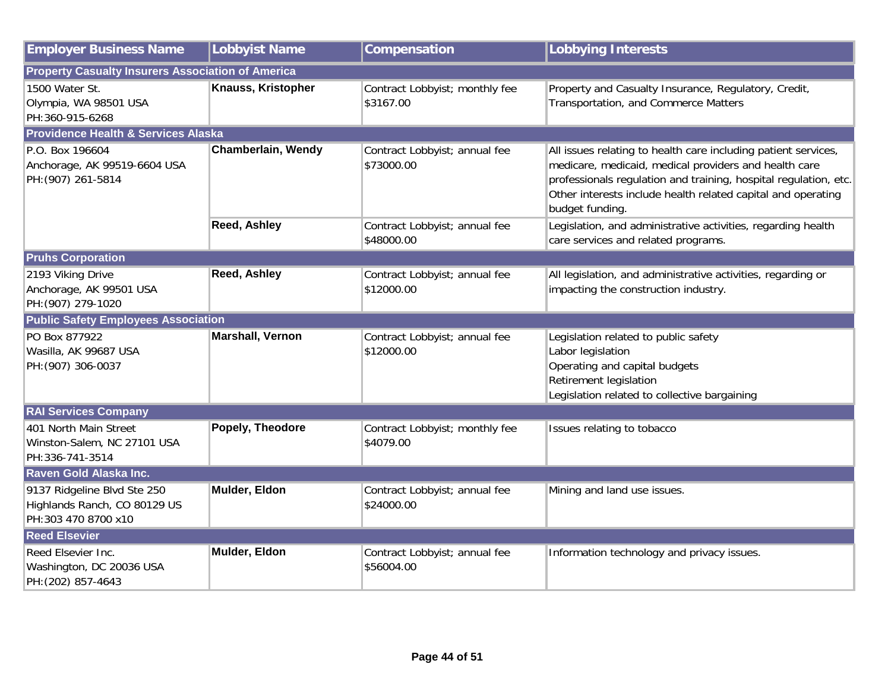| Employer Business Name | Lobbyist Name | Compensation | Lobbying Interests |
| --- | --- | --- | --- |
| **Property Casualty Insurers Association of America** | | | |
| 1500 Water St.<br>Olympia, WA 98501 USA<br>PH:360-915-6268 | **Knauss, Kristopher** | Contract Lobbyist; monthly fee $3167.00 | Property and Casualty Insurance, Regulatory, Credit, Transportation, and Commerce Matters |
| **Providence Health & Services Alaska** | | | |
| P.O. Box 196604<br>Anchorage, AK 99519-6604 USA<br>PH:(907) 261-5814 | **Chamberlain, Wendy** | Contract Lobbyist; annual fee $73000.00 | All issues relating to health care including patient services, medicare, medicaid, medical providers and health care professionals regulation and training, hospital regulation, etc. Other interests include health related capital and operating budget funding. |
| | **Reed, Ashley** | Contract Lobbyist; annual fee $48000.00 | Legislation, and administrative activities, regarding health care services and related programs. |
| **Pruhs Corporation** | | | |
| 2193 Viking Drive<br>Anchorage, AK 99501 USA<br>PH:(907) 279-1020 | **Reed, Ashley** | Contract Lobbyist; annual fee $12000.00 | All legislation, and administrative activities, regarding or impacting the construction industry. |
| **Public Safety Employees Association** | | | |
| PO Box 877922<br>Wasilla, AK 99687 USA<br>PH:(907) 306-0037 | **Marshall, Vernon** | Contract Lobbyist; annual fee $12000.00 | Legislation related to public safety<br>Labor legislation<br>Operating and capital budgets<br>Retirement legislation<br>Legislation related to collective bargaining |
| **RAI Services Company** | | | |
| 401 North Main Street<br>Winston-Salem, NC 27101 USA<br>PH:336-741-3514 | **Popely, Theodore** | Contract Lobbyist; monthly fee $4079.00 | Issues relating to tobacco |
| **Raven Gold Alaska Inc.** | | | |
| 9137 Ridgeline Blvd Ste 250<br>Highlands Ranch, CO 80129 US<br>PH:303 470 8700 x10 | **Mulder, Eldon** | Contract Lobbyist; annual fee $24000.00 | Mining and land use issues. |
| **Reed Elsevier** | | | |
| Reed Elsevier Inc.<br>Washington, DC 20036 USA<br>PH:(202) 857-4643 | **Mulder, Eldon** | Contract Lobbyist; annual fee $56004.00 | Information technology and privacy issues. |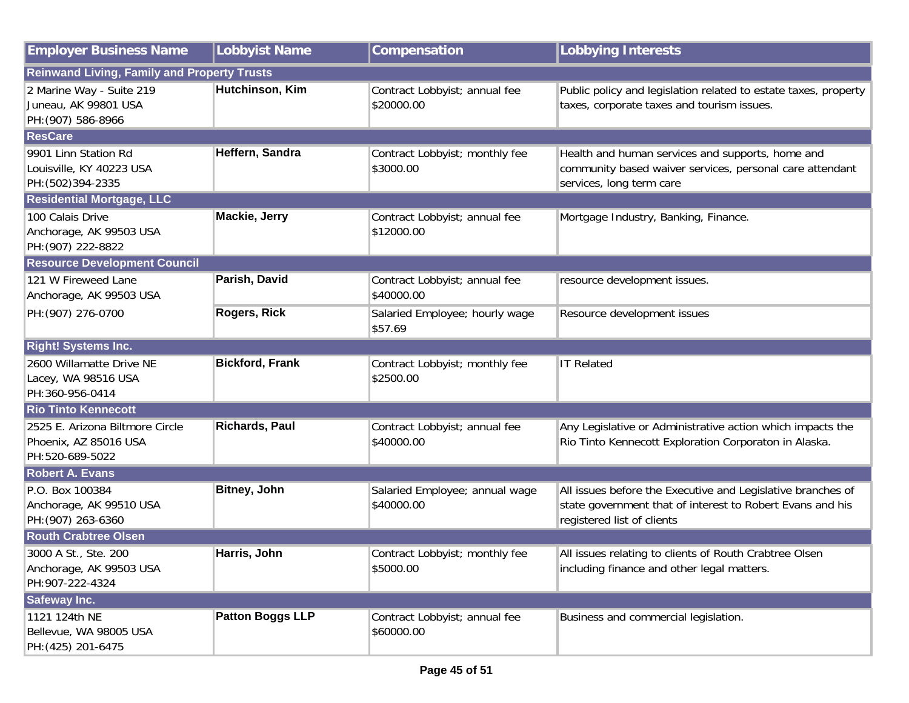| Employer Business Name | Lobbyist Name | Compensation | Lobbying Interests |
|---|---|---|---|
| **Reinwand Living, Family and Property Trusts** | | | |
| 2 Marine Way - Suite 219<br>Juneau, AK 99801 USA<br>PH:(907) 586-8966 | **Hutchinson, Kim** | Contract Lobbyist; annual fee<br>$20000.00 | Public policy and legislation related to estate taxes, property taxes, corporate taxes and tourism issues. |
| **ResCare** | | | |
| 9901 Linn Station Rd<br>Louisville, KY 40223 USA<br>PH:(502)394-2335 | **Heffern, Sandra** | Contract Lobbyist; monthly fee<br>$3000.00 | Health and human services and supports, home and community based waiver services, personal care attendant services, long term care |
| **Residential Mortgage, LLC** | | | |
| 100 Calais Drive<br>Anchorage, AK 99503 USA<br>PH:(907) 222-8822 | **Mackie, Jerry** | Contract Lobbyist; annual fee<br>$12000.00 | Mortgage Industry, Banking, Finance. |
| **Resource Development Council** | | | |
| 121 W Fireweed Lane<br>Anchorage, AK 99503 USA<br>PH:(907) 276-0700 | **Parish, David** | Contract Lobbyist; annual fee<br>$40000.00 | resource development issues. |
| | **Rogers, Rick** | Salaried Employee; hourly wage<br>$57.69 | Resource development issues |
| **Right! Systems Inc.** | | | |
| 2600 Willamatte Drive NE<br>Lacey, WA 98516 USA<br>PH:360-956-0414 | **Bickford, Frank** | Contract Lobbyist; monthly fee<br>$2500.00 | IT Related |
| **Rio Tinto Kennecott** | | | |
| 2525 E. Arizona Biltmore Circle<br>Phoenix, AZ 85016 USA<br>PH:520-689-5022 | **Richards, Paul** | Contract Lobbyist; annual fee<br>$40000.00 | Any Legislative or Administrative action which impacts the Rio Tinto Kennecott Exploration Corporaton in Alaska. |
| **Robert A. Evans** | | | |
| P.O. Box 100384<br>Anchorage, AK 99510 USA<br>PH:(907) 263-6360 | **Bitney, John** | Salaried Employee; annual wage<br>$40000.00 | All issues before the Executive and Legislative branches of state government that of interest to Robert Evans and his registered list of clients |
| **Routh Crabtree Olsen** | | | |
| 3000 A St., Ste. 200<br>Anchorage, AK 99503 USA<br>PH:907-222-4324 | **Harris, John** | Contract Lobbyist; monthly fee<br>$5000.00 | All issues relating to clients of Routh Crabtree Olsen including finance and other legal matters. |
| **Safeway Inc.** | | | |
| 1121 124th NE<br>Bellevue, WA 98005 USA<br>PH:(425) 201-6475 | **Patton Boggs LLP** | Contract Lobbyist; annual fee<br>$60000.00 | Business and commercial legislation. |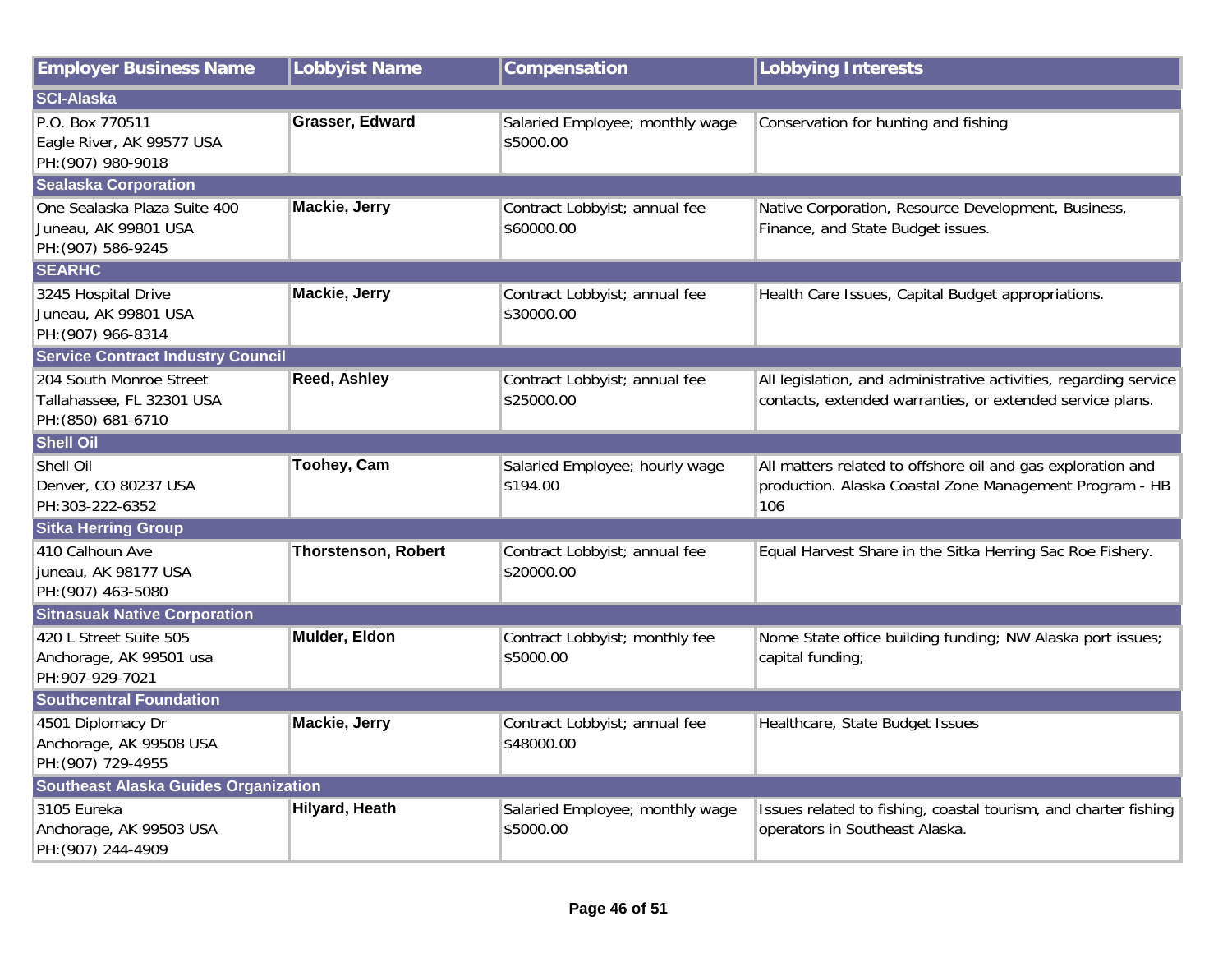| Employer Business Name | Lobbyist Name | Compensation | Lobbying Interests |
| --- | --- | --- | --- |
| **SCI-Alaska** | | | |
| P.O. Box 770511<br>Eagle River, AK 99577 USA<br>PH:(907) 980-9018 | **Grasser, Edward** | Salaried Employee; monthly wage $5000.00 | Conservation for hunting and fishing |
| **Sealaska Corporation** | | | |
| One Sealaska Plaza Suite 400<br>Juneau, AK 99801 USA<br>PH:(907) 586-9245 | **Mackie, Jerry** | Contract Lobbyist; annual fee $60000.00 | Native Corporation, Resource Development, Business, Finance, and State Budget issues. |
| **SEARHC** | | | |
| 3245 Hospital Drive<br>Juneau, AK 99801 USA<br>PH:(907) 966-8314 | **Mackie, Jerry** | Contract Lobbyist; annual fee $30000.00 | Health Care Issues, Capital Budget appropriations. |
| **Service Contract Industry Council** | | | |
| 204 South Monroe Street<br>Tallahassee, FL 32301 USA<br>PH:(850) 681-6710 | **Reed, Ashley** | Contract Lobbyist; annual fee $25000.00 | All legislation, and administrative activities, regarding service contacts, extended warranties, or extended service plans. |
| **Shell Oil** | | | |
| Shell Oil<br>Denver, CO 80237 USA<br>PH:303-222-6352 | **Toohey, Cam** | Salaried Employee; hourly wage $194.00 | All matters related to offshore oil and gas exploration and production. Alaska Coastal Zone Management Program - HB 106 |
| **Sitka Herring Group** | | | |
| 410 Calhoun Ave<br>juneau, AK 98177 USA<br>PH:(907) 463-5080 | **Thorstenson, Robert** | Contract Lobbyist; annual fee $20000.00 | Equal Harvest Share in the Sitka Herring Sac Roe Fishery. |
| **Sitnasuak Native Corporation** | | | |
| 420 L Street Suite 505<br>Anchorage, AK 99501 usa<br>PH:907-929-7021 | **Mulder, Eldon** | Contract Lobbyist; monthly fee $5000.00 | Nome State office building funding; NW Alaska port issues; capital funding; |
| **Southcentral Foundation** | | | |
| 4501 Diplomacy Dr<br>Anchorage, AK 99508 USA<br>PH:(907) 729-4955 | **Mackie, Jerry** | Contract Lobbyist; annual fee $48000.00 | Healthcare, State Budget Issues |
| **Southeast Alaska Guides Organization** | | | |
| 3105 Eureka<br>Anchorage, AK 99503 USA<br>PH:(907) 244-4909 | **Hilyard, Heath** | Salaried Employee; monthly wage $5000.00 | Issues related to fishing, coastal tourism, and charter fishing operators in Southeast Alaska. |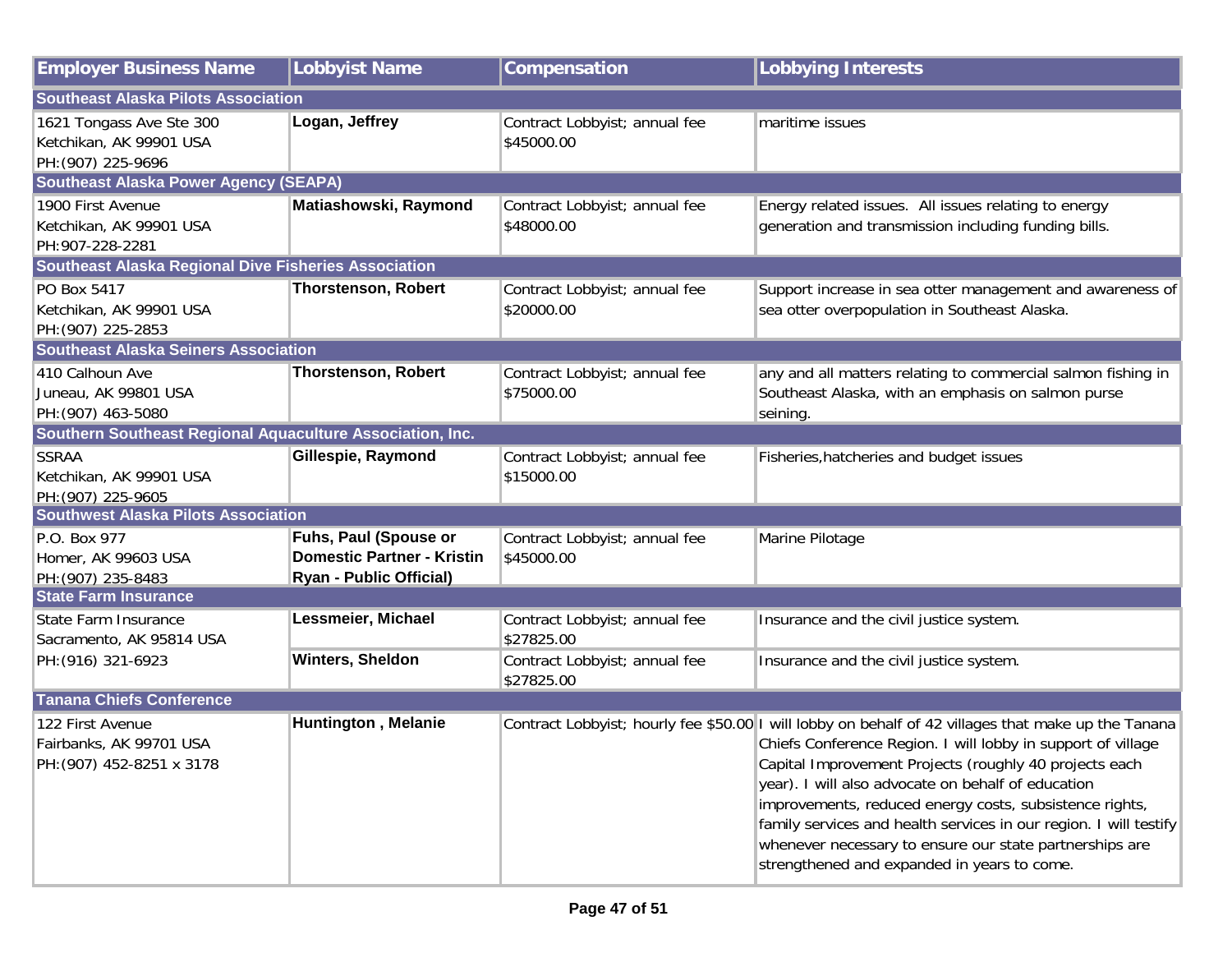| Employer Business Name | Lobbyist Name | Compensation | Lobbying Interests |
|---|---|---|---|
| **Southeast Alaska Pilots Association** | | | |
| 1621 Tongass Ave Ste 300<br>Ketchikan, AK 99901 USA<br>PH:(907) 225-9696 | **Logan, Jeffrey** | Contract Lobbyist; annual fee $45000.00 | maritime issues |
| **Southeast Alaska Power Agency (SEAPA)** | | | |
| 1900 First Avenue<br>Ketchikan, AK 99901 USA<br>PH:907-228-2281 | **Matiashowski, Raymond** | Contract Lobbyist; annual fee $48000.00 | Energy related issues. All issues relating to energy generation and transmission including funding bills. |
| **Southeast Alaska Regional Dive Fisheries Association** | | | |
| PO Box 5417<br>Ketchikan, AK 99901 USA<br>PH:(907) 225-2853 | **Thorstenson, Robert** | Contract Lobbyist; annual fee $20000.00 | Support increase in sea otter management and awareness of sea otter overpopulation in Southeast Alaska. |
| **Southeast Alaska Seiners Association** | | | |
| 410 Calhoun Ave<br>Juneau, AK 99801 USA<br>PH:(907) 463-5080 | **Thorstenson, Robert** | Contract Lobbyist; annual fee $75000.00 | any and all matters relating to commercial salmon fishing in Southeast Alaska, with an emphasis on salmon purse seining. |
| **Southern Southeast Regional Aquaculture Association, Inc.** | | | |
| SSRAA<br>Ketchikan, AK 99901 USA<br>PH:(907) 225-9605 | **Gillespie, Raymond** | Contract Lobbyist; annual fee $15000.00 | Fisheries,hatcheries and budget issues |
| **Southwest Alaska Pilots Association** | | | |
| P.O. Box 977<br>Homer, AK 99603 USA<br>PH:(907) 235-8483 | **Fuhs, Paul (Spouse or Domestic Partner - Kristin Ryan - Public Official)** | Contract Lobbyist; annual fee $45000.00 | Marine Pilotage |
| **State Farm Insurance** | | | |
| State Farm Insurance<br>Sacramento, AK 95814 USA<br>PH:(916) 321-6923 | **Lessmeier, Michael** | Contract Lobbyist; annual fee $27825.00 | Insurance and the civil justice system. |
| | **Winters, Sheldon** | Contract Lobbyist; annual fee $27825.00 | Insurance and the civil justice system. |
| **Tanana Chiefs Conference** | | | |
| 122 First Avenue<br>Fairbanks, AK 99701 USA<br>PH:(907) 452-8251 x 3178 | **Huntington , Melanie** | Contract Lobbyist; hourly fee $50.00 | I will lobby on behalf of 42 villages that make up the Tanana Chiefs Conference Region. I will lobby in support of village Capital Improvement Projects (roughly 40 projects each year). I will also advocate on behalf of education improvements, reduced energy costs, subsistence rights, family services and health services in our region. I will testify whenever necessary to ensure our state partnerships are strengthened and expanded in years to come. |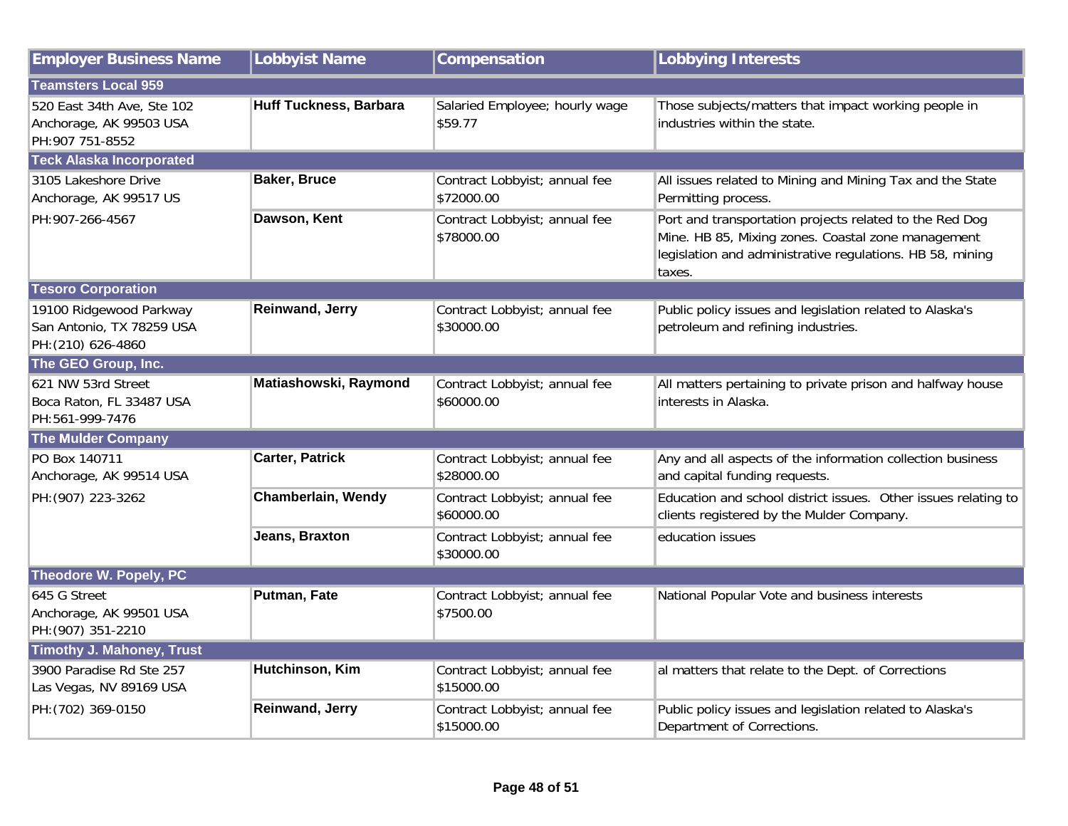| Employer Business Name | Lobbyist Name | Compensation | Lobbying Interests |
|---|---|---|---|
| **Teamsters Local 959** | | | |
| 520 East 34th Ave, Ste 102 Anchorage, AK 99503 USA PH:907 751-8552 | **Huff Tuckness, Barbara** | Salaried Employee; hourly wage $59.77 | Those subjects/matters that impact working people in industries within the state. |
| **Teck Alaska Incorporated** | | | |
| 3105 Lakeshore Drive Anchorage, AK 99517 US PH:907-266-4567 | **Baker, Bruce** | Contract Lobbyist; annual fee $72000.00 | All issues related to Mining and Mining Tax and the State Permitting process. |
| | **Dawson, Kent** | Contract Lobbyist; annual fee $78000.00 | Port and transportation projects related to the Red Dog Mine. HB 85, Mixing zones. Coastal zone management legislation and administrative regulations. HB 58, mining taxes. |
| **Tesoro Corporation** | | | |
| 19100 Ridgewood Parkway San Antonio, TX 78259 USA PH:(210) 626-4860 | **Reinwand, Jerry** | Contract Lobbyist; annual fee $30000.00 | Public policy issues and legislation related to Alaska's petroleum and refining industries. |
| **The GEO Group, Inc.** | | | |
| 621 NW 53rd Street Boca Raton, FL 33487 USA PH:561-999-7476 | **Matiashowski, Raymond** | Contract Lobbyist; annual fee $60000.00 | All matters pertaining to private prison and halfway house interests in Alaska. |
| **The Mulder Company** | | | |
| PO Box 140711 Anchorage, AK 99514 USA PH:(907) 223-3262 | **Carter, Patrick** | Contract Lobbyist; annual fee $28000.00 | Any and all aspects of the information collection business and capital funding requests. |
| | **Chamberlain, Wendy** | Contract Lobbyist; annual fee $60000.00 | Education and school district issues. Other issues relating to clients registered by the Mulder Company. |
| | **Jeans, Braxton** | Contract Lobbyist; annual fee $30000.00 | education issues |
| **Theodore W. Popely, PC** | | | |
| 645 G Street Anchorage, AK 99501 USA PH:(907) 351-2210 | **Putman, Fate** | Contract Lobbyist; annual fee $7500.00 | National Popular Vote and business interests |
| **Timothy J. Mahoney, Trust** | | | |
| 3900 Paradise Rd Ste 257 Las Vegas, NV 89169 USA PH:(702) 369-0150 | **Hutchinson, Kim** | Contract Lobbyist; annual fee $15000.00 | al matters that relate to the Dept. of Corrections |
| | **Reinwand, Jerry** | Contract Lobbyist; annual fee $15000.00 | Public policy issues and legislation related to Alaska's Department of Corrections. |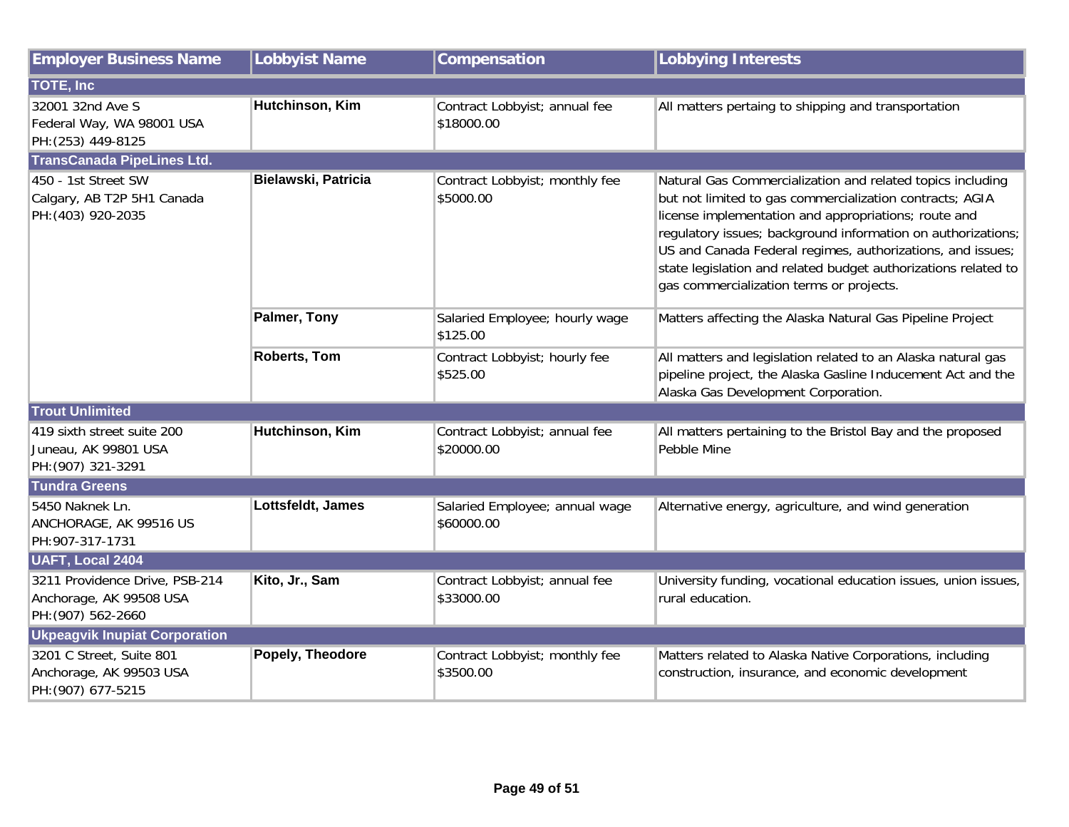| Employer Business Name | Lobbyist Name | Compensation | Lobbying Interests |
|---|---|---|---|
| **TOTE, Inc** | | | |
| 32001 32nd Ave S<br>Federal Way, WA 98001 USA<br>PH:(253) 449-8125 | **Hutchinson, Kim** | Contract Lobbyist; annual fee<br>$18000.00 | All matters pertaing to shipping and transportation |
| **TransCanada PipeLines Ltd.** | | | |
| 450 - 1st Street SW<br>Calgary, AB T2P 5H1 Canada<br>PH:(403) 920-2035 | **Bielawski, Patricia** | Contract Lobbyist; monthly fee<br>$5000.00 | Natural Gas Commercialization and related topics including but not limited to gas commercialization contracts; AGIA license implementation and appropriations; route and regulatory issues; background information on authorizations; US and Canada Federal regimes, authorizations, and issues; state legislation and related budget authorizations related to gas commercialization terms or projects. |
| | **Palmer, Tony** | Salaried Employee; hourly wage<br>$125.00 | Matters affecting the Alaska Natural Gas Pipeline Project |
| | **Roberts, Tom** | Contract Lobbyist; hourly fee<br>$525.00 | All matters and legislation related to an Alaska natural gas pipeline project, the Alaska Gasline Inducement Act and the Alaska Gas Development Corporation. |
| **Trout Unlimited** | | | |
| 419 sixth street suite 200<br>Juneau, AK 99801 USA<br>PH:(907) 321-3291 | **Hutchinson, Kim** | Contract Lobbyist; annual fee<br>$20000.00 | All matters pertaining to the Bristol Bay and the proposed Pebble Mine |
| **Tundra Greens** | | | |
| 5450 Naknek Ln.<br>ANCHORAGE, AK 99516 US<br>PH:907-317-1731 | **Lottsfeldt, James** | Salaried Employee; annual wage<br>$60000.00 | Alternative energy, agriculture, and wind generation |
| **UAFT, Local 2404** | | | |
| 3211 Providence Drive, PSB-214<br>Anchorage, AK 99508 USA<br>PH:(907) 562-2660 | **Kito, Jr., Sam** | Contract Lobbyist; annual fee<br>$33000.00 | University funding, vocational education issues, union issues, rural education. |
| **Ukpeagvik Inupiat Corporation** | | | |
| 3201 C Street, Suite 801<br>Anchorage, AK 99503 USA<br>PH:(907) 677-5215 | **Popely, Theodore** | Contract Lobbyist; monthly fee<br>$3500.00 | Matters related to Alaska Native Corporations, including construction, insurance, and economic development |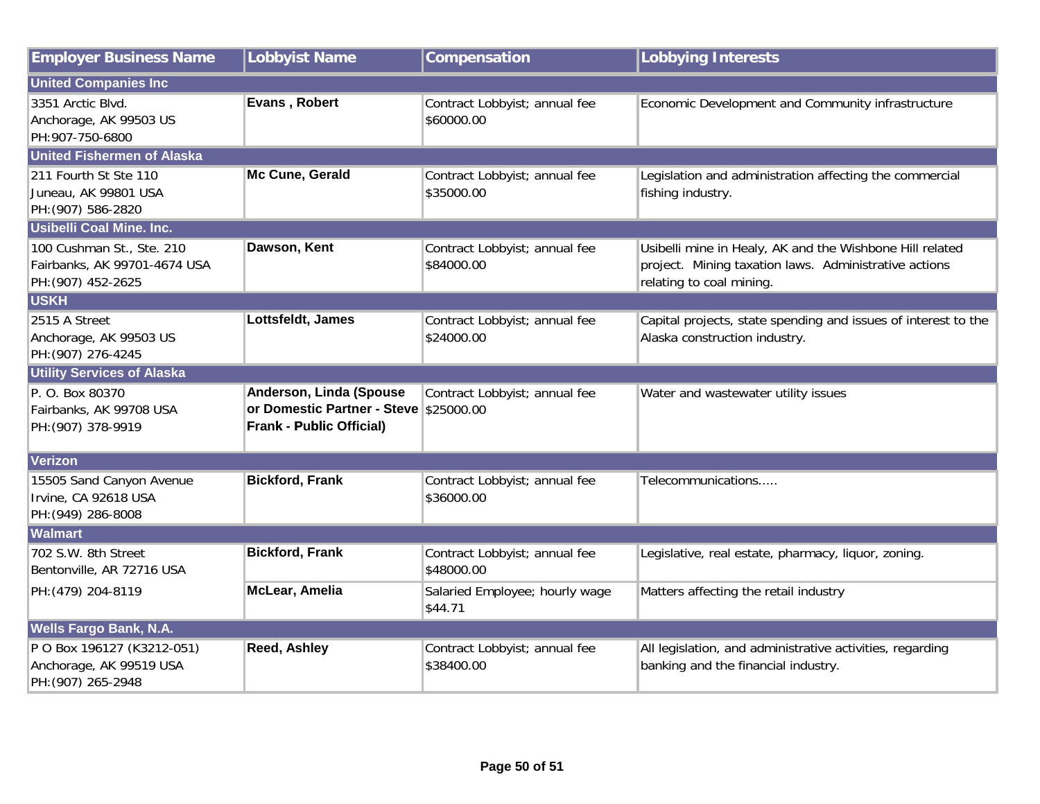| Employer Business Name | Lobbyist Name | Compensation | Lobbying Interests |
|---|---|---|---|
| **United Companies Inc** | | | |
| 3351 Arctic Blvd.<br>Anchorage, AK 99503 US<br>PH:907-750-6800 | **Evans , Robert** | Contract Lobbyist; annual fee $60000.00 | Economic Development and Community infrastructure |
| **United Fishermen of Alaska** | | | |
| 211 Fourth St Ste 110<br>Juneau, AK 99801 USA<br>PH:(907) 586-2820 | **Mc Cune, Gerald** | Contract Lobbyist; annual fee $35000.00 | Legislation and administration affecting the commercial fishing industry. |
| **Usibelli Coal Mine. Inc.** | | | |
| 100 Cushman St., Ste. 210<br>Fairbanks, AK 99701-4674 USA<br>PH:(907) 452-2625 | **Dawson, Kent** | Contract Lobbyist; annual fee $84000.00 | Usibelli mine in Healy, AK and the Wishbone Hill related project. Mining taxation laws. Administrative actions relating to coal mining. |
| **USKH** | | | |
| 2515 A Street<br>Anchorage, AK 99503 US<br>PH:(907) 276-4245 | **Lottsfeldt, James** | Contract Lobbyist; annual fee $24000.00 | Capital projects, state spending and issues of interest to the Alaska construction industry. |
| **Utility Services of Alaska** | | | |
| P. O. Box 80370<br>Fairbanks, AK 99708 USA<br>PH:(907) 378-9919 | **Anderson, Linda (Spouse or Domestic Partner - Steve Frank - Public Official)** | Contract Lobbyist; annual fee $25000.00 | Water and wastewater utility issues |
| **Verizon** | | | |
| 15505 Sand Canyon Avenue<br>Irvine, CA 92618 USA<br>PH:(949) 286-8008 | **Bickford, Frank** | Contract Lobbyist; annual fee $36000.00 | Telecommunications..... |
| **Walmart** | | | |
| 702 S.W. 8th Street<br>Bentonville, AR 72716 USA | **Bickford, Frank** | Contract Lobbyist; annual fee $48000.00 | Legislative, real estate, pharmacy, liquor, zoning. |
| PH:(479) 204-8119 | **McLear, Amelia** | Salaried Employee; hourly wage $44.71 | Matters affecting the retail industry |
| **Wells Fargo Bank, N.A.** | | | |
| P O Box 196127 (K3212-051)<br>Anchorage, AK 99519 USA<br>PH:(907) 265-2948 | **Reed, Ashley** | Contract Lobbyist; annual fee $38400.00 | All legislation, and administrative activities, regarding banking and the financial industry. |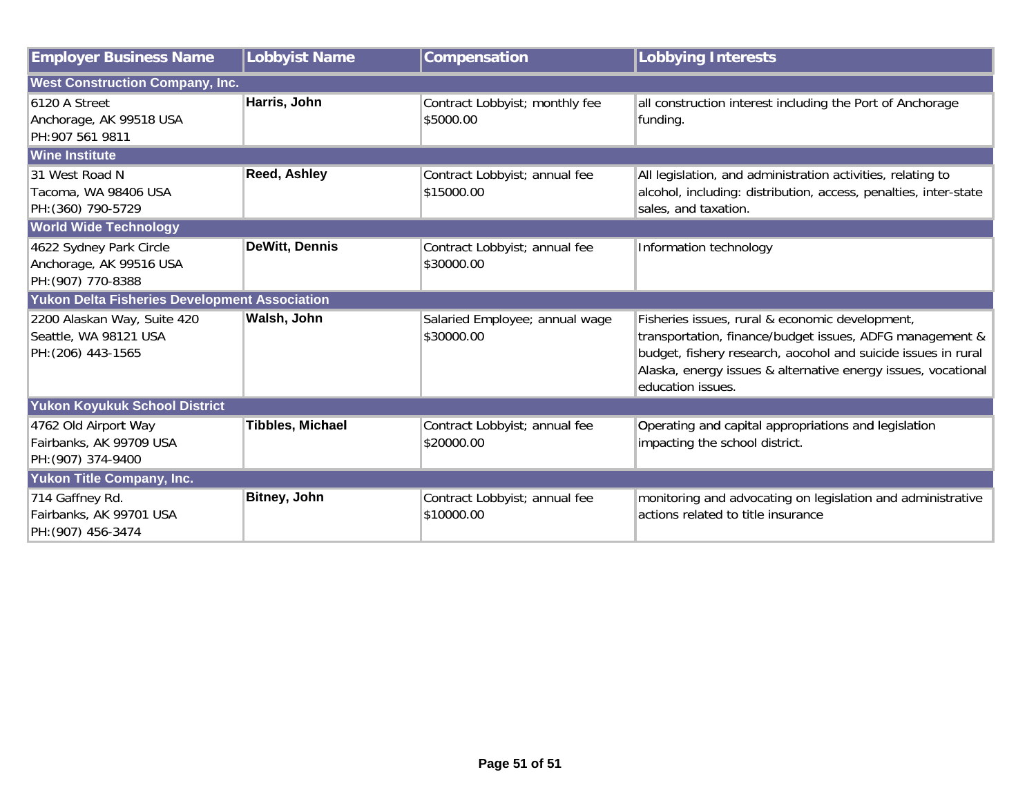| Employer Business Name | Lobbyist Name | Compensation | Lobbying Interests |
|---|---|---|---|
| **West Construction Company, Inc.** | | | |
| 6120 A Street<br>Anchorage, AK 99518 USA<br>PH:907 561 9811 | **Harris, John** | Contract Lobbyist; monthly fee $5000.00 | all construction interest including the Port of Anchorage funding. |
| **Wine Institute** | | | |
| 31 West Road N<br>Tacoma, WA 98406 USA<br>PH:(360) 790-5729 | **Reed, Ashley** | Contract Lobbyist; annual fee $15000.00 | All legislation, and administration activities, relating to alcohol, including: distribution, access, penalties, inter-state sales, and taxation. |
| **World Wide Technology** | | | |
| 4622 Sydney Park Circle<br>Anchorage, AK 99516 USA<br>PH:(907) 770-8388 | **DeWitt, Dennis** | Contract Lobbyist; annual fee $30000.00 | Information technology |
| **Yukon Delta Fisheries Development Association** | | | |
| 2200 Alaskan Way, Suite 420<br>Seattle, WA 98121 USA<br>PH:(206) 443-1565 | **Walsh, John** | Salaried Employee; annual wage $30000.00 | Fisheries issues, rural & economic development, transportation, finance/budget issues, ADFG management & budget, fishery research, aocohol and suicide issues in rural Alaska, energy issues & alternative energy issues, vocational education issues. |
| **Yukon Koyukuk School District** | | | |
| 4762 Old Airport Way<br>Fairbanks, AK 99709 USA<br>PH:(907) 374-9400 | **Tibbles, Michael** | Contract Lobbyist; annual fee $20000.00 | Operating and capital appropriations and legislation impacting the school district. |
| **Yukon Title Company, Inc.** | | | |
| 714 Gaffney Rd.<br>Fairbanks, AK 99701 USA<br>PH:(907) 456-3474 | **Bitney, John** | Contract Lobbyist; annual fee $10000.00 | monitoring and advocating on legislation and administrative actions related to title insurance |